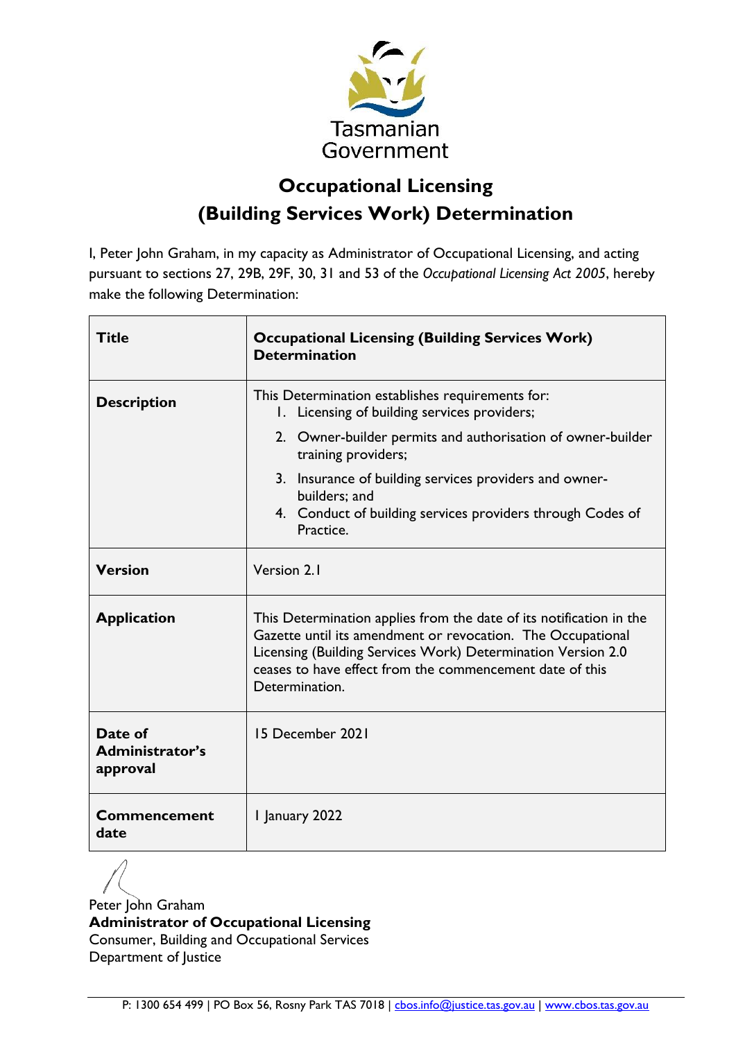Tasmanian Government

# Occupational Licensing
# (Building Services Work) Determination

I, Peter John Graham, in my capacity as Administrator of Occupational Licensing, and acting pursuant to sections 27, 29B, 29F, 30, 31 and 53 of the *Occupational Licensing Act 2005*, hereby make the following Determination:

| **Title** | **Occupational Licensing (Building Services Work) Determination** |
|---|---|
| **Description** | This Determination establishes requirements for:<br>1. Licensing of building services providers;<br>2. Owner-builder permits and authorisation of owner-builder training providers;<br>3. Insurance of building services providers and owner-builders; and<br>4. Conduct of building services providers through Codes of Practice. |
| **Version** | Version 2.1 |
| **Application** | This Determination applies from the date of its notification in the Gazette until its amendment or revocation. The Occupational Licensing (Building Services Work) Determination Version 2.0 ceases to have effect from the commencement date of this Determination. |
| **Date of Administrator's approval** | 15 December 2021 |
| **Commencement date** | 1 January 2022 |

Peter John Graham
**Administrator of Occupational Licensing**
Consumer, Building and Occupational Services
Department of Justice

P: 1300 654 499 | PO Box 56, Rosny Park TAS 7018 | cbos.info@justice.tas.gov.au | www.cbos.tas.gov.au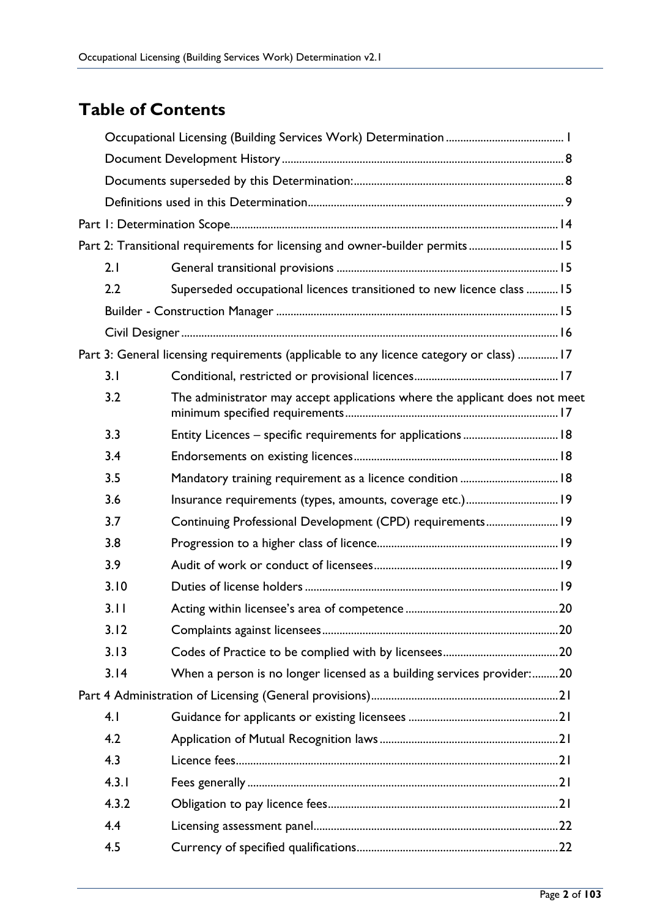# Table of Contents

Occupational Licensing (Building Services Work) Determination ........................................ 1

Document Development History ........................................................................................ 8

Documents superseded by this Determination: .................................................................. 8

Definitions used in this Determination ................................................................................ 9

Part 1: Determination Scope ................................................................................................ 14

Part 2: Transitional requirements for licensing and owner-builder permits .............................. 15

| | | |
|---|---|---|
| 2.1 | General transitional provisions | 15 |
| 2.2 | Superseded occupational licences transitioned to new licence class | 15 |

Builder - Construction Manager ........................................................................................ 15

Civil Designer ...................................................................................................................... 16

Part 3: General licensing requirements (applicable to any licence category or class) .............. 17

| | | |
|---|---|---|
| 3.1 | Conditional, restricted or provisional licences | 17 |
| 3.2 | The administrator may accept applications where the applicant does not meet minimum specified requirements | 17 |
| 3.3 | Entity Licences – specific requirements for applications | 18 |
| 3.4 | Endorsements on existing licences | 18 |
| 3.5 | Mandatory training requirement as a licence condition | 18 |
| 3.6 | Insurance requirements (types, amounts, coverage etc.) | 19 |
| 3.7 | Continuing Professional Development (CPD) requirements | 19 |
| 3.8 | Progression to a higher class of licence | 19 |
| 3.9 | Audit of work or conduct of licensees | 19 |
| 3.10 | Duties of license holders | 19 |
| 3.11 | Acting within licensee's area of competence | 20 |
| 3.12 | Complaints against licensees | 20 |
| 3.13 | Codes of Practice to be complied with by licensees | 20 |
| 3.14 | When a person is no longer licensed as a building services provider: | 20 |

Part 4 Administration of Licensing (General provisions) ........................................................ 21

| | | |
|---|---|---|
| 4.1 | Guidance for applicants or existing licensees | 21 |
| 4.2 | Application of Mutual Recognition laws | 21 |
| 4.3 | Licence fees | 21 |
| 4.3.1 | Fees generally | 21 |
| 4.3.2 | Obligation to pay licence fees | 21 |
| 4.4 | Licensing assessment panel | 22 |
| 4.5 | Currency of specified qualifications | 22 |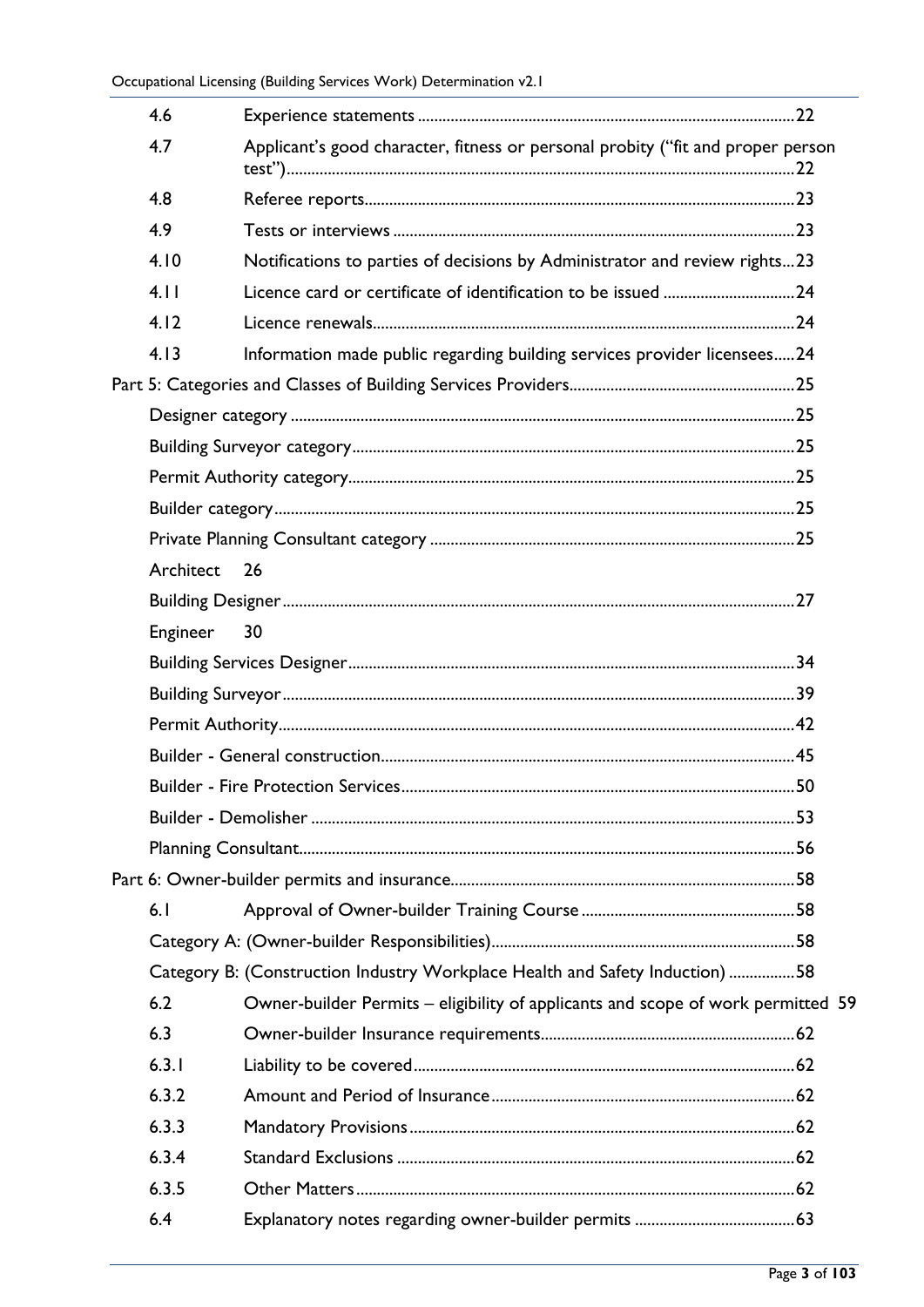| | | |
|---|---|---|
| 4.6 | Experience statements | 22 |
| 4.7 | Applicant's good character, fitness or personal probity ("fit and proper person test") | 22 |
| 4.8 | Referee reports | 23 |
| 4.9 | Tests or interviews | 23 |
| 4.10 | Notifications to parties of decisions by Administrator and review rights | 23 |
| 4.11 | Licence card or certificate of identification to be issued | 24 |
| 4.12 | Licence renewals | 24 |
| 4.13 | Information made public regarding building services provider licensees | 24 |
| Part 5: Categories and Classes of Building Services Providers | | 25 |
| | Designer category | 25 |
| | Building Surveyor category | 25 |
| | Permit Authority category | 25 |
| | Builder category | 25 |
| | Private Planning Consultant category | 25 |
| | Architect | 26 |
| | Building Designer | 27 |
| | Engineer | 30 |
| | Building Services Designer | 34 |
| | Building Surveyor | 39 |
| | Permit Authority | 42 |
| | Builder - General construction | 45 |
| | Builder - Fire Protection Services | 50 |
| | Builder - Demolisher | 53 |
| | Planning Consultant | 56 |
| Part 6: Owner-builder permits and insurance | | 58 |
| 6.1 | Approval of Owner-builder Training Course | 58 |
| | Category A: (Owner-builder Responsibilities) | 58 |
| | Category B: (Construction Industry Workplace Health and Safety Induction) | 58 |
| 6.2 | Owner-builder Permits – eligibility of applicants and scope of work permitted | 59 |
| 6.3 | Owner-builder Insurance requirements | 62 |
| 6.3.1 | Liability to be covered | 62 |
| 6.3.2 | Amount and Period of Insurance | 62 |
| 6.3.3 | Mandatory Provisions | 62 |
| 6.3.4 | Standard Exclusions | 62 |
| 6.3.5 | Other Matters | 62 |
| 6.4 | Explanatory notes regarding owner-builder permits | 63 |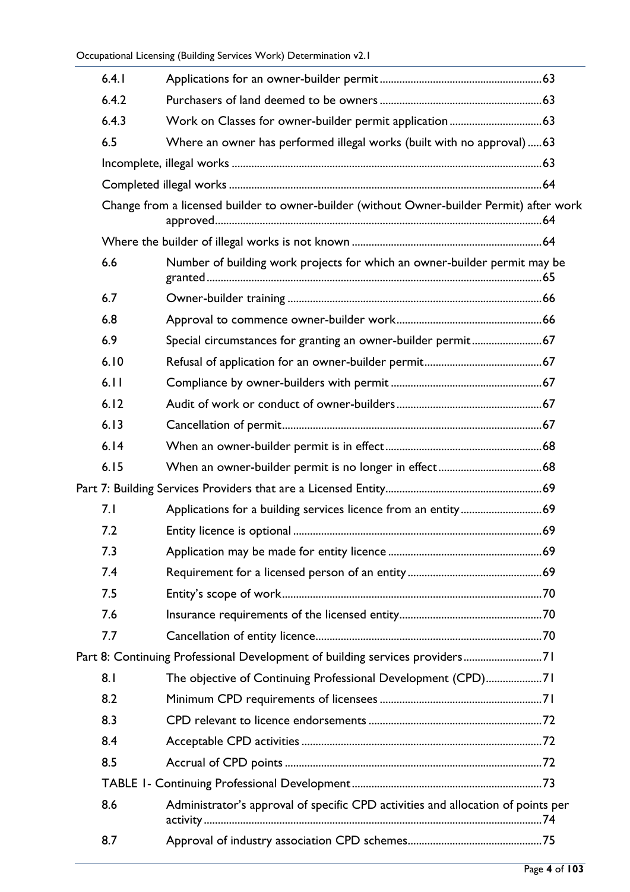| | | |
|---|---|---|
| 6.4.1 | Applications for an owner-builder permit | 63 |
| 6.4.2 | Purchasers of land deemed to be owners | 63 |
| 6.4.3 | Work on Classes for owner-builder permit application | 63 |
| 6.5 | Where an owner has performed illegal works (built with no approval) | 63 |
| | Incomplete, illegal works | 63 |
| | Completed illegal works | 64 |
| | Change from a licensed builder to owner-builder (without Owner-builder Permit) after work approved | 64 |
| | Where the builder of illegal works is not known | 64 |
| 6.6 | Number of building work projects for which an owner-builder permit may be granted | 65 |
| 6.7 | Owner-builder training | 66 |
| 6.8 | Approval to commence owner-builder work | 66 |
| 6.9 | Special circumstances for granting an owner-builder permit | 67 |
| 6.10 | Refusal of application for an owner-builder permit | 67 |
| 6.11 | Compliance by owner-builders with permit | 67 |
| 6.12 | Audit of work or conduct of owner-builders | 67 |
| 6.13 | Cancellation of permit | 67 |
| 6.14 | When an owner-builder permit is in effect | 68 |
| 6.15 | When an owner-builder permit is no longer in effect | 68 |
| Part 7: Building Services Providers that are a Licensed Entity | | 69 |
| 7.1 | Applications for a building services licence from an entity | 69 |
| 7.2 | Entity licence is optional | 69 |
| 7.3 | Application may be made for entity licence | 69 |
| 7.4 | Requirement for a licensed person of an entity | 69 |
| 7.5 | Entity's scope of work | 70 |
| 7.6 | Insurance requirements of the licensed entity | 70 |
| 7.7 | Cancellation of entity licence | 70 |
| Part 8: Continuing Professional Development of building services providers | | 71 |
| 8.1 | The objective of Continuing Professional Development (CPD) | 71 |
| 8.2 | Minimum CPD requirements of licensees | 71 |
| 8.3 | CPD relevant to licence endorsements | 72 |
| 8.4 | Acceptable CPD activities | 72 |
| 8.5 | Accrual of CPD points | 72 |
| | TABLE 1- Continuing Professional Development | 73 |
| 8.6 | Administrator's approval of specific CPD activities and allocation of points per activity | 74 |
| 8.7 | Approval of industry association CPD schemes | 75 |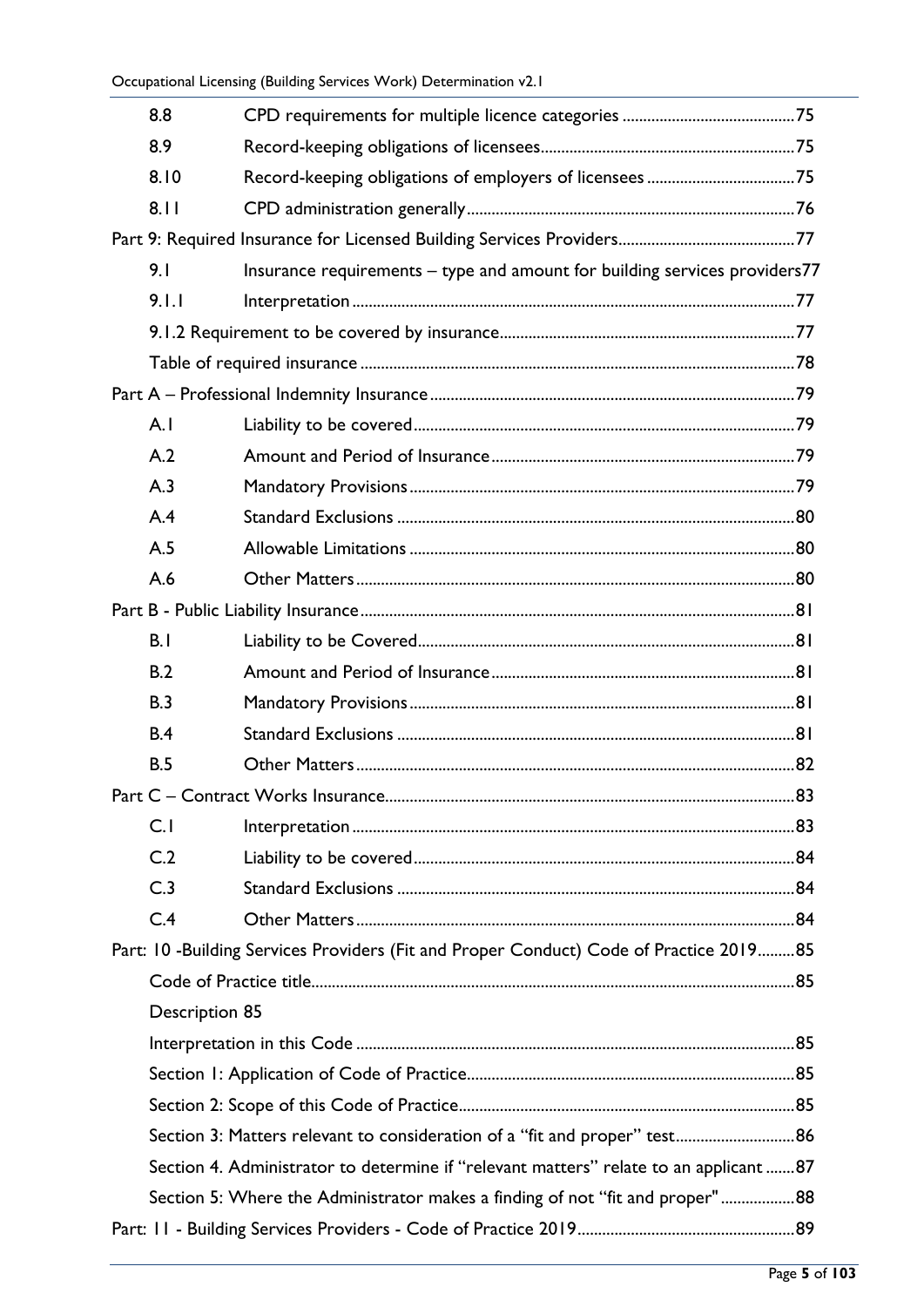| | | |
|---|---|---|
| 8.8 | CPD requirements for multiple licence categories | 75 |
| 8.9 | Record-keeping obligations of licensees | 75 |
| 8.10 | Record-keeping obligations of employers of licensees | 75 |
| 8.11 | CPD administration generally | 76 |
| Part 9: Required Insurance for Licensed Building Services Providers | | 77 |
| 9.1 | Insurance requirements – type and amount for building services providers | 77 |
| 9.1.1 | Interpretation | 77 |
| 9.1.2 Requirement to be covered by insurance | | 77 |
| Table of required insurance | | 78 |
| Part A – Professional Indemnity Insurance | | 79 |
| A.1 | Liability to be covered | 79 |
| A.2 | Amount and Period of Insurance | 79 |
| A.3 | Mandatory Provisions | 79 |
| A.4 | Standard Exclusions | 80 |
| A.5 | Allowable Limitations | 80 |
| A.6 | Other Matters | 80 |
| Part B - Public Liability Insurance | | 81 |
| B.1 | Liability to be Covered | 81 |
| B.2 | Amount and Period of Insurance | 81 |
| B.3 | Mandatory Provisions | 81 |
| B.4 | Standard Exclusions | 81 |
| B.5 | Other Matters | 82 |
| Part C – Contract Works Insurance | | 83 |
| C.1 | Interpretation | 83 |
| C.2 | Liability to be covered | 84 |
| C.3 | Standard Exclusions | 84 |
| C.4 | Other Matters | 84 |
| Part: 10 -Building Services Providers (Fit and Proper Conduct) Code of Practice 2019 | | 85 |
| Code of Practice title | | 85 |
| Description 85 | | |
| Interpretation in this Code | | 85 |
| Section 1: Application of Code of Practice | | 85 |
| Section 2: Scope of this Code of Practice | | 85 |
| Section 3: Matters relevant to consideration of a "fit and proper" test | | 86 |
| Section 4. Administrator to determine if "relevant matters" relate to an applicant | | 87 |
| Section 5: Where the Administrator makes a finding of not "fit and proper" | | 88 |
| Part: 11 - Building Services Providers - Code of Practice 2019 | | 89 |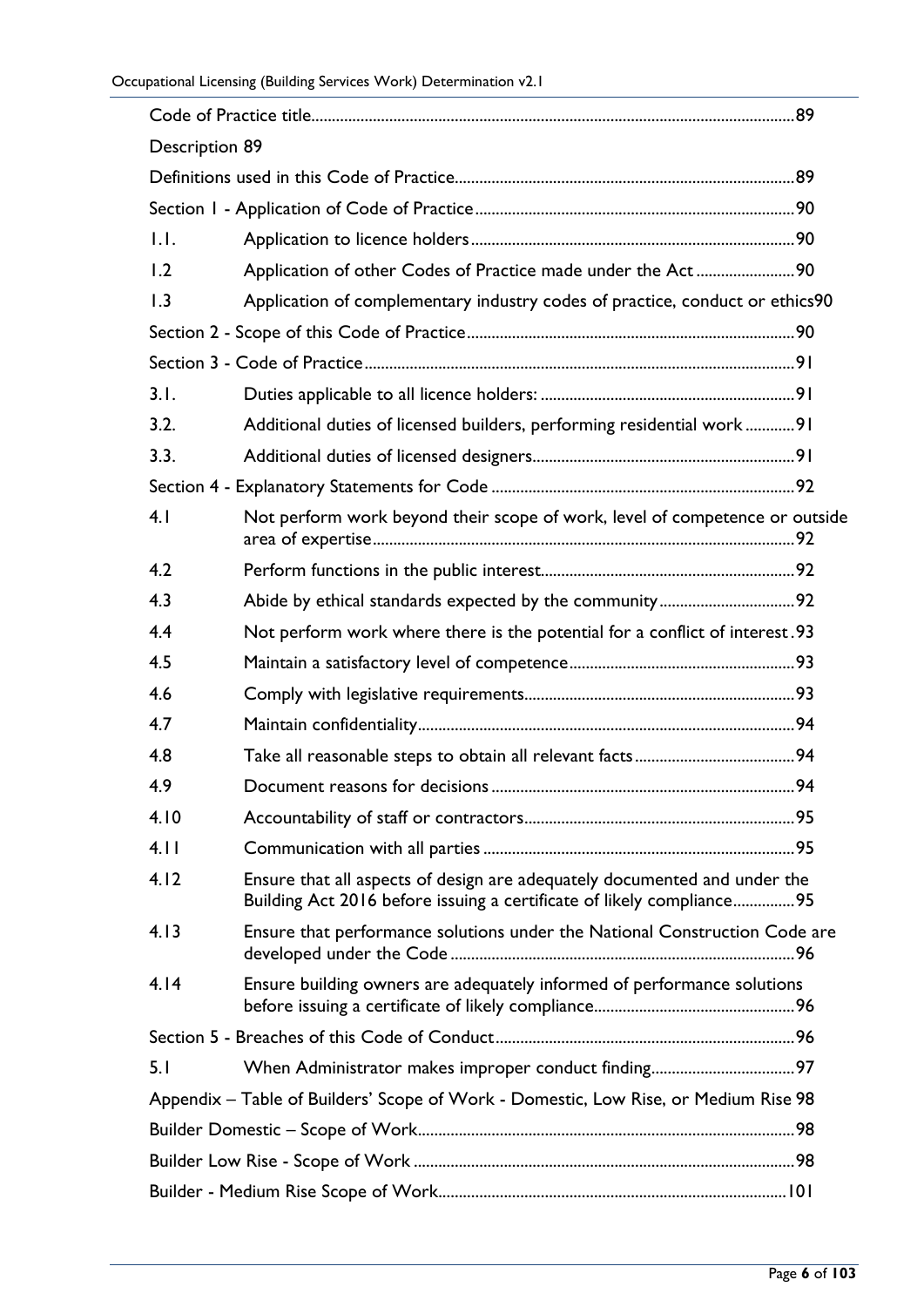| | |
|---|---|
| Code of Practice title | 89 |
| Description 89 | |
| Definitions used in this Code of Practice | 89 |
| Section 1 - Application of Code of Practice | 90 |
| 1.1. Application to licence holders | 90 |
| 1.2 Application of other Codes of Practice made under the Act | 90 |
| 1.3 Application of complementary industry codes of practice, conduct or ethics | 90 |
| Section 2 - Scope of this Code of Practice | 90 |
| Section 3 - Code of Practice | 91 |
| 3.1. Duties applicable to all licence holders: | 91 |
| 3.2. Additional duties of licensed builders, performing residential work | 91 |
| 3.3. Additional duties of licensed designers | 91 |
| Section 4 - Explanatory Statements for Code | 92 |
| 4.1 Not perform work beyond their scope of work, level of competence or outside area of expertise | 92 |
| 4.2 Perform functions in the public interest | 92 |
| 4.3 Abide by ethical standards expected by the community | 92 |
| 4.4 Not perform work where there is the potential for a conflict of interest | 93 |
| 4.5 Maintain a satisfactory level of competence | 93 |
| 4.6 Comply with legislative requirements | 93 |
| 4.7 Maintain confidentiality | 94 |
| 4.8 Take all reasonable steps to obtain all relevant facts | 94 |
| 4.9 Document reasons for decisions | 94 |
| 4.10 Accountability of staff or contractors | 95 |
| 4.11 Communication with all parties | 95 |
| 4.12 Ensure that all aspects of design are adequately documented and under the Building Act 2016 before issuing a certificate of likely compliance | 95 |
| 4.13 Ensure that performance solutions under the National Construction Code are developed under the Code | 96 |
| 4.14 Ensure building owners are adequately informed of performance solutions before issuing a certificate of likely compliance | 96 |
| Section 5 - Breaches of this Code of Conduct | 96 |
| 5.1 When Administrator makes improper conduct finding | 97 |
| Appendix – Table of Builders' Scope of Work - Domestic, Low Rise, or Medium Rise | 98 |
| Builder Domestic – Scope of Work | 98 |
| Builder Low Rise - Scope of Work | 98 |
| Builder - Medium Rise Scope of Work | 101 |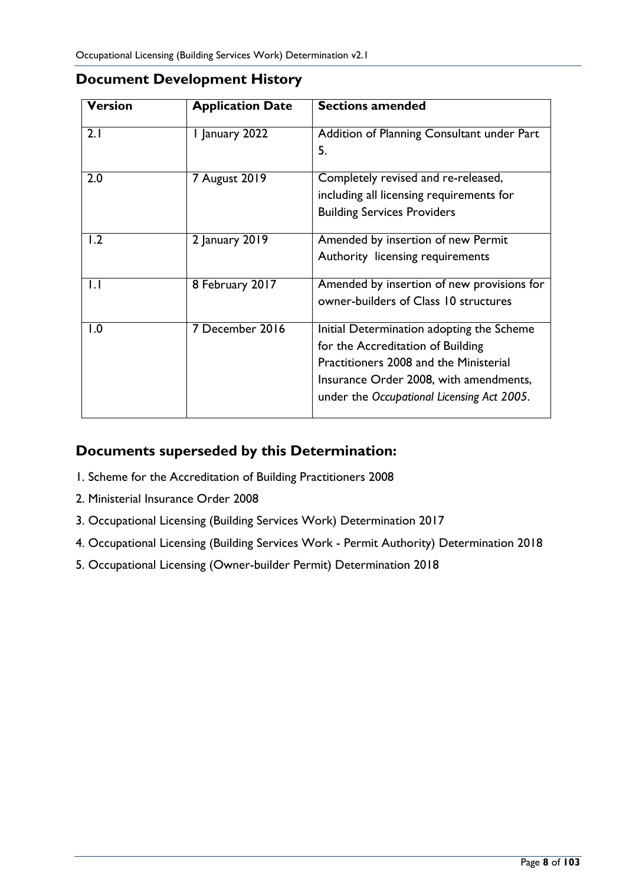## Document Development History

| Version | Application Date | Sections amended |
|---|---|---|
| 2.1 | 1 January 2022 | Addition of Planning Consultant under Part 5. |
| 2.0 | 7 August 2019 | Completely revised and re-released, including all licensing requirements for Building Services Providers |
| 1.2 | 2 January 2019 | Amended by insertion of new Permit Authority licensing requirements |
| 1.1 | 8 February 2017 | Amended by insertion of new provisions for owner-builders of Class 10 structures |
| 1.0 | 7 December 2016 | Initial Determination adopting the Scheme for the Accreditation of Building Practitioners 2008 and the Ministerial Insurance Order 2008, with amendments, under the *Occupational Licensing Act 2005*. |

## Documents superseded by this Determination:

1. Scheme for the Accreditation of Building Practitioners 2008
2. Ministerial Insurance Order 2008
3. Occupational Licensing (Building Services Work) Determination 2017
4. Occupational Licensing (Building Services Work - Permit Authority) Determination 2018
5. Occupational Licensing (Owner-builder Permit) Determination 2018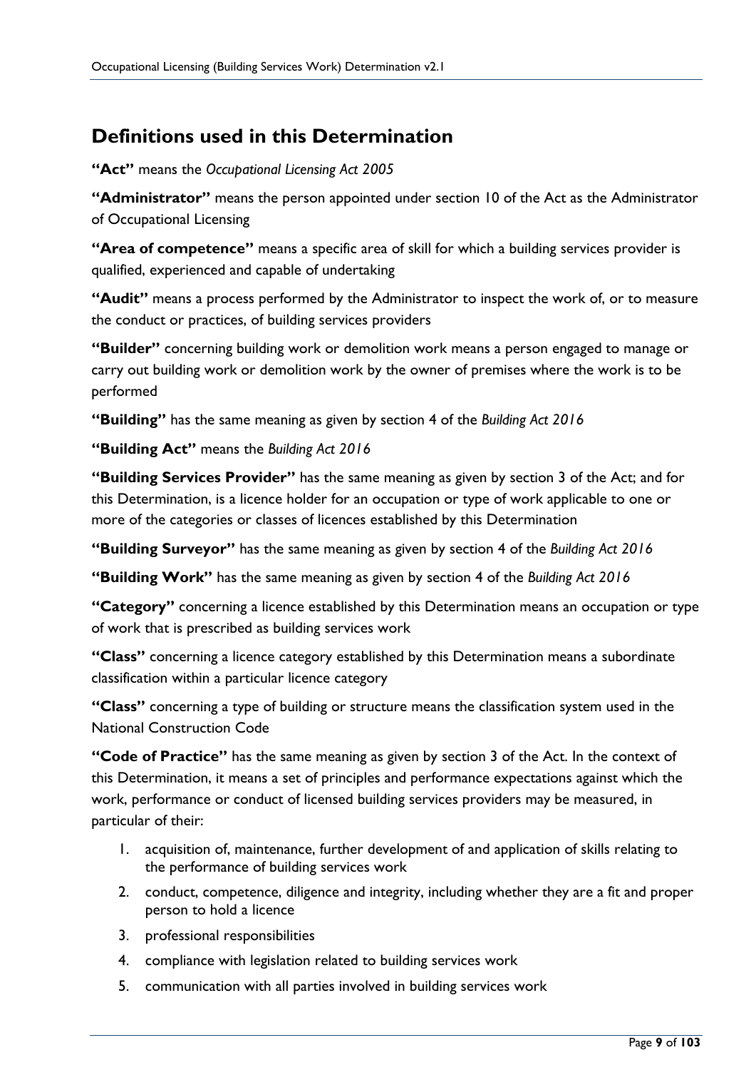## Definitions used in this Determination

**"Act"** means the *Occupational Licensing Act 2005*

**"Administrator"** means the person appointed under section 10 of the Act as the Administrator of Occupational Licensing

**"Area of competence"** means a specific area of skill for which a building services provider is qualified, experienced and capable of undertaking

**"Audit"** means a process performed by the Administrator to inspect the work of, or to measure the conduct or practices, of building services providers

**"Builder"** concerning building work or demolition work means a person engaged to manage or carry out building work or demolition work by the owner of premises where the work is to be performed

**"Building"** has the same meaning as given by section 4 of the *Building Act 2016*

**"Building Act"** means the *Building Act 2016*

**"Building Services Provider"** has the same meaning as given by section 3 of the Act; and for this Determination, is a licence holder for an occupation or type of work applicable to one or more of the categories or classes of licences established by this Determination

**"Building Surveyor"** has the same meaning as given by section 4 of the *Building Act 2016*

**"Building Work"** has the same meaning as given by section 4 of the *Building Act 2016*

**"Category"** concerning a licence established by this Determination means an occupation or type of work that is prescribed as building services work

**"Class"** concerning a licence category established by this Determination means a subordinate classification within a particular licence category

**"Class"** concerning a type of building or structure means the classification system used in the National Construction Code

**"Code of Practice"** has the same meaning as given by section 3 of the Act. In the context of this Determination, it means a set of principles and performance expectations against which the work, performance or conduct of licensed building services providers may be measured, in particular of their:

1. acquisition of, maintenance, further development of and application of skills relating to the performance of building services work
2. conduct, competence, diligence and integrity, including whether they are a fit and proper person to hold a licence
3. professional responsibilities
4. compliance with legislation related to building services work
5. communication with all parties involved in building services work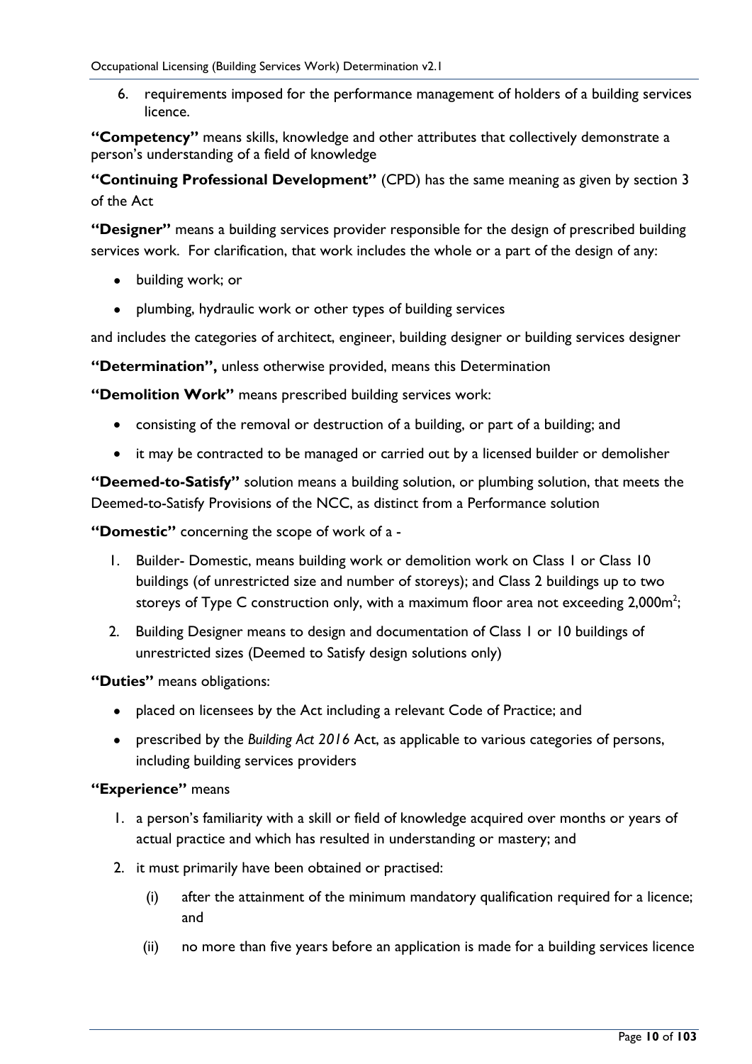6. requirements imposed for the performance management of holders of a building services licence.

**"Competency"** means skills, knowledge and other attributes that collectively demonstrate a person's understanding of a field of knowledge

**"Continuing Professional Development"** (CPD) has the same meaning as given by section 3 of the Act

**"Designer"** means a building services provider responsible for the design of prescribed building services work. For clarification, that work includes the whole or a part of the design of any:

- building work; or
- plumbing, hydraulic work or other types of building services

and includes the categories of architect, engineer, building designer or building services designer

**"Determination",** unless otherwise provided, means this Determination

**"Demolition Work"** means prescribed building services work:

- consisting of the removal or destruction of a building, or part of a building; and
- it may be contracted to be managed or carried out by a licensed builder or demolisher

**"Deemed-to-Satisfy"** solution means a building solution, or plumbing solution, that meets the Deemed-to-Satisfy Provisions of the NCC, as distinct from a Performance solution

**"Domestic"** concerning the scope of work of a -

1. Builder- Domestic, means building work or demolition work on Class 1 or Class 10 buildings (of unrestricted size and number of storeys); and Class 2 buildings up to two storeys of Type C construction only, with a maximum floor area not exceeding 2,000m$^2$;
2. Building Designer means to design and documentation of Class 1 or 10 buildings of unrestricted sizes (Deemed to Satisfy design solutions only)

**"Duties"** means obligations:

- placed on licensees by the Act including a relevant Code of Practice; and
- prescribed by the *Building Act 2016* Act, as applicable to various categories of persons, including building services providers

**"Experience"** means

1. a person's familiarity with a skill or field of knowledge acquired over months or years of actual practice and which has resulted in understanding or mastery; and
2. it must primarily have been obtained or practised:
   (i) after the attainment of the minimum mandatory qualification required for a licence; and
   (ii) no more than five years before an application is made for a building services licence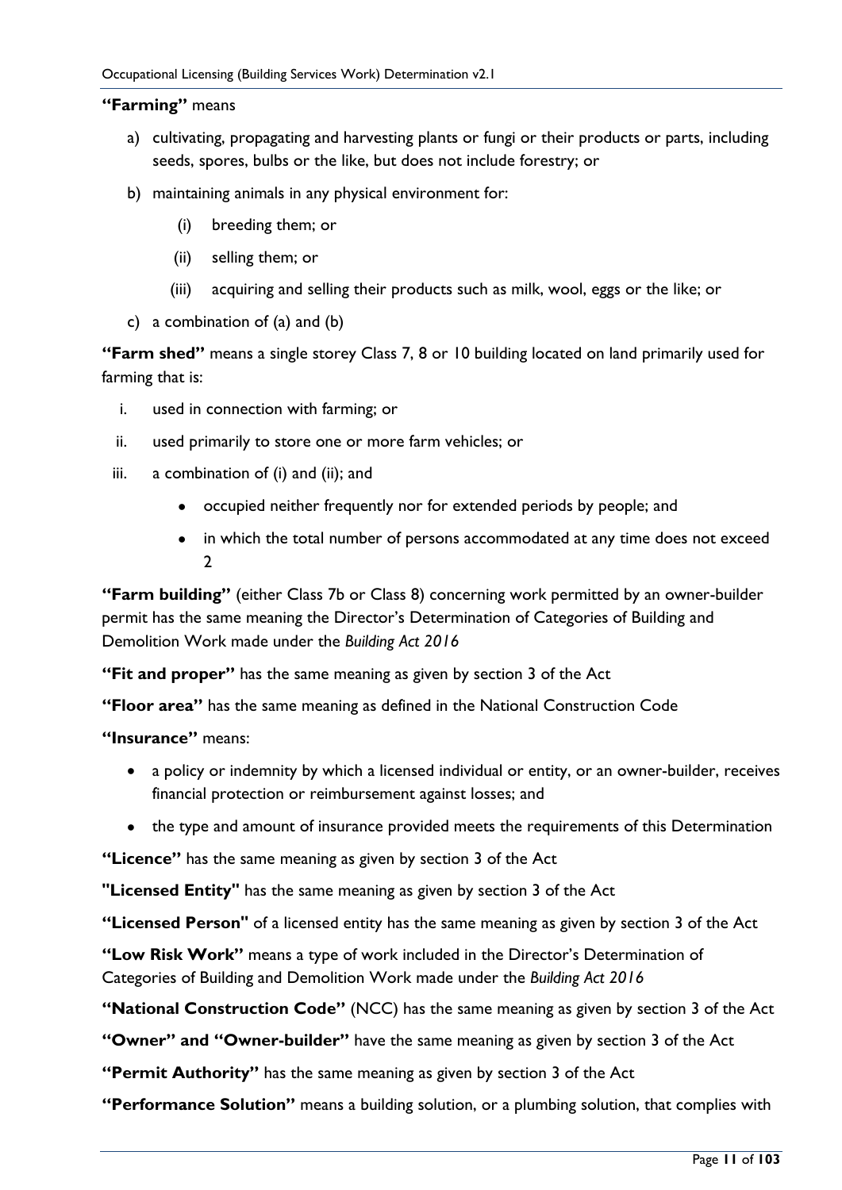**"Farming"** means

a) cultivating, propagating and harvesting plants or fungi or their products or parts, including seeds, spores, bulbs or the like, but does not include forestry; or

b) maintaining animals in any physical environment for:

   (i) breeding them; or

   (ii) selling them; or

   (iii) acquiring and selling their products such as milk, wool, eggs or the like; or

c) a combination of (a) and (b)

**"Farm shed"** means a single storey Class 7, 8 or 10 building located on land primarily used for farming that is:

i. used in connection with farming; or

ii. used primarily to store one or more farm vehicles; or

iii. a combination of (i) and (ii); and

   - occupied neither frequently nor for extended periods by people; and
   - in which the total number of persons accommodated at any time does not exceed 2

**"Farm building"** (either Class 7b or Class 8) concerning work permitted by an owner-builder permit has the same meaning the Director's Determination of Categories of Building and Demolition Work made under the *Building Act 2016*

**"Fit and proper"** has the same meaning as given by section 3 of the Act

**"Floor area"** has the same meaning as defined in the National Construction Code

**"Insurance"** means:

- a policy or indemnity by which a licensed individual or entity, or an owner-builder, receives financial protection or reimbursement against losses; and
- the type and amount of insurance provided meets the requirements of this Determination

**"Licence"** has the same meaning as given by section 3 of the Act

**"Licensed Entity"** has the same meaning as given by section 3 of the Act

**"Licensed Person"** of a licensed entity has the same meaning as given by section 3 of the Act

**"Low Risk Work"** means a type of work included in the Director's Determination of Categories of Building and Demolition Work made under the *Building Act 2016*

**"National Construction Code"** (NCC) has the same meaning as given by section 3 of the Act

**"Owner" and "Owner-builder"** have the same meaning as given by section 3 of the Act

**"Permit Authority"** has the same meaning as given by section 3 of the Act

**"Performance Solution"** means a building solution, or a plumbing solution, that complies with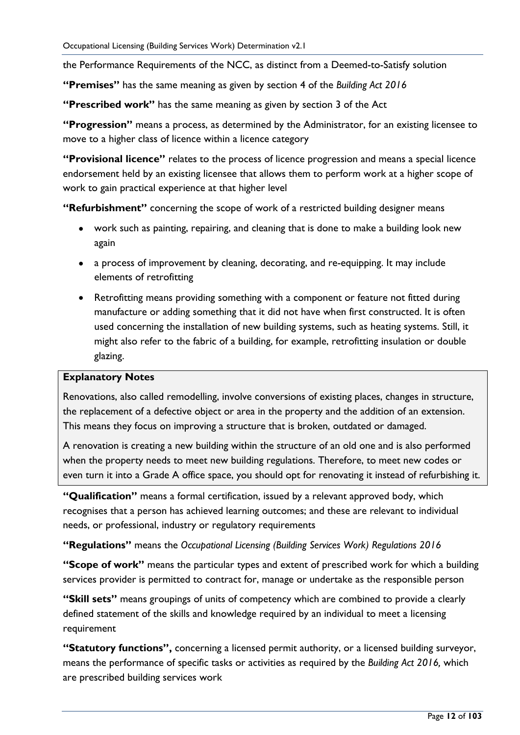the Performance Requirements of the NCC, as distinct from a Deemed-to-Satisfy solution

**"Premises"** has the same meaning as given by section 4 of the *Building Act 2016*

**"Prescribed work"** has the same meaning as given by section 3 of the Act

**"Progression"** means a process, as determined by the Administrator, for an existing licensee to move to a higher class of licence within a licence category

**"Provisional licence"** relates to the process of licence progression and means a special licence endorsement held by an existing licensee that allows them to perform work at a higher scope of work to gain practical experience at that higher level

**"Refurbishment"** concerning the scope of work of a restricted building designer means

- work such as painting, repairing, and cleaning that is done to make a building look new again
- a process of improvement by cleaning, decorating, and re-equipping. It may include elements of retrofitting
- Retrofitting means providing something with a component or feature not fitted during manufacture or adding something that it did not have when first constructed. It is often used concerning the installation of new building systems, such as heating systems. Still, it might also refer to the fabric of a building, for example, retrofitting insulation or double glazing.

> **Explanatory Notes**
>
> Renovations, also called remodelling, involve conversions of existing places, changes in structure, the replacement of a defective object or area in the property and the addition of an extension. This means they focus on improving a structure that is broken, outdated or damaged.
>
> A renovation is creating a new building within the structure of an old one and is also performed when the property needs to meet new building regulations. Therefore, to meet new codes or even turn it into a Grade A office space, you should opt for renovating it instead of refurbishing it.

**"Qualification"** means a formal certification, issued by a relevant approved body, which recognises that a person has achieved learning outcomes; and these are relevant to individual needs, or professional, industry or regulatory requirements

**"Regulations"** means the *Occupational Licensing (Building Services Work) Regulations 2016*

**"Scope of work"** means the particular types and extent of prescribed work for which a building services provider is permitted to contract for, manage or undertake as the responsible person

**"Skill sets"** means groupings of units of competency which are combined to provide a clearly defined statement of the skills and knowledge required by an individual to meet a licensing requirement

**"Statutory functions",** concerning a licensed permit authority, or a licensed building surveyor, means the performance of specific tasks or activities as required by the *Building Act 2016,* which are prescribed building services work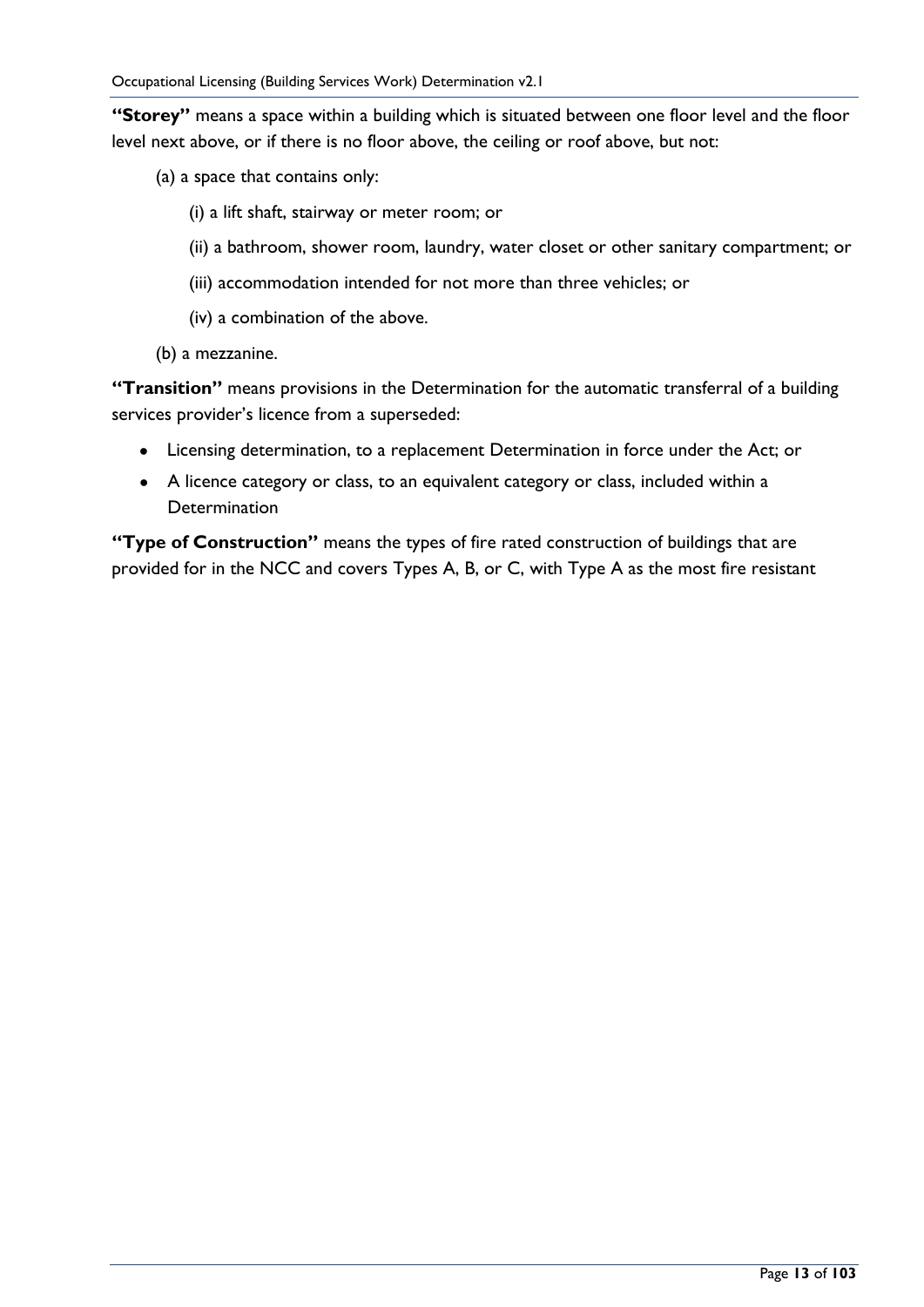**"Storey"** means a space within a building which is situated between one floor level and the floor level next above, or if there is no floor above, the ceiling or roof above, but not:

(a) a space that contains only:

(i) a lift shaft, stairway or meter room; or

(ii) a bathroom, shower room, laundry, water closet or other sanitary compartment; or

(iii) accommodation intended for not more than three vehicles; or

(iv) a combination of the above.

(b) a mezzanine.

**"Transition"** means provisions in the Determination for the automatic transferral of a building services provider's licence from a superseded:

- Licensing determination, to a replacement Determination in force under the Act; or
- A licence category or class, to an equivalent category or class, included within a Determination

**"Type of Construction"** means the types of fire rated construction of buildings that are provided for in the NCC and covers Types A, B, or C, with Type A as the most fire resistant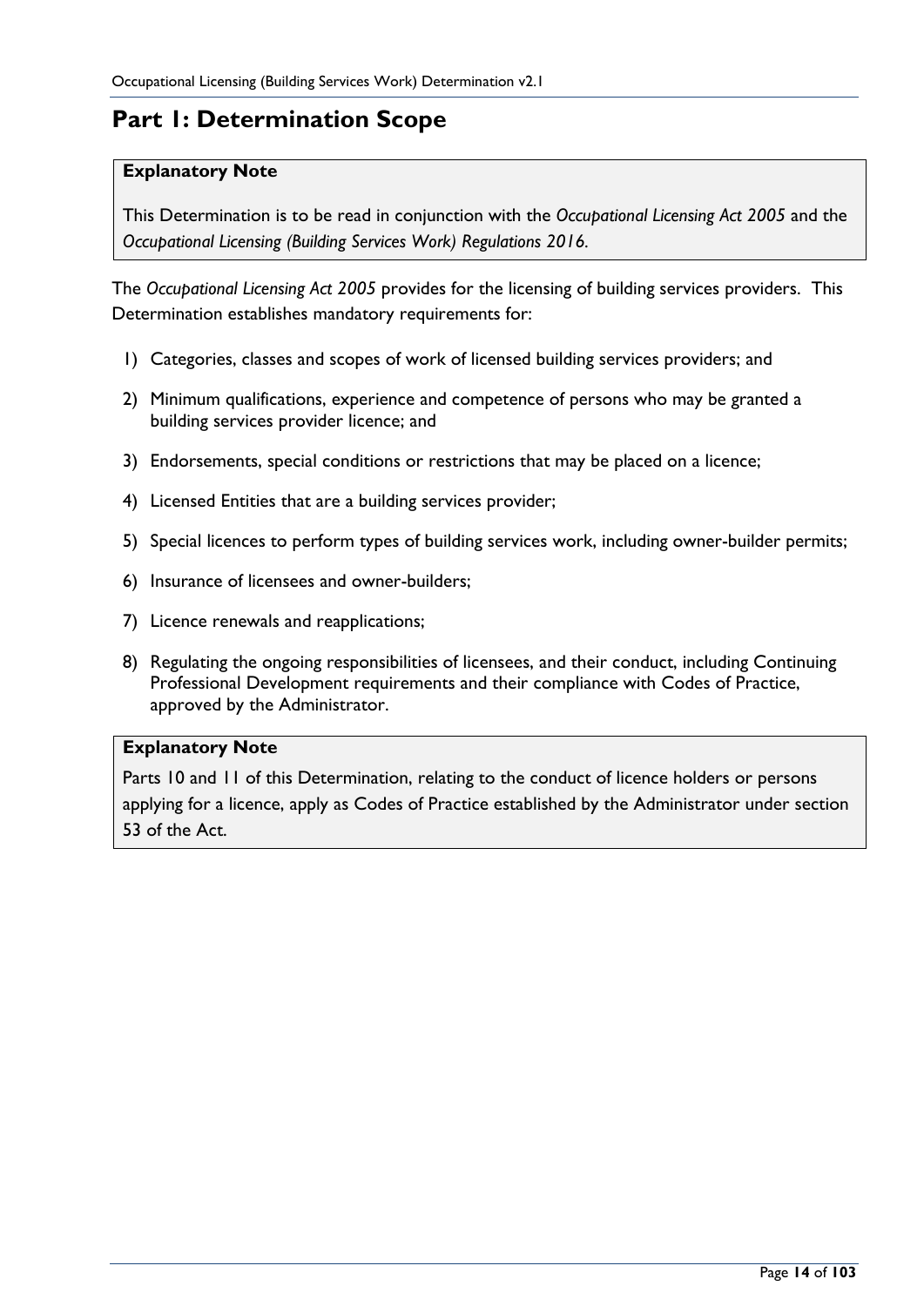# Part 1: Determination Scope

> **Explanatory Note**
>
> This Determination is to be read in conjunction with the *Occupational Licensing Act 2005* and the *Occupational Licensing (Building Services Work) Regulations 2016*.

The *Occupational Licensing Act 2005* provides for the licensing of building services providers. This Determination establishes mandatory requirements for:

1) Categories, classes and scopes of work of licensed building services providers; and
2) Minimum qualifications, experience and competence of persons who may be granted a building services provider licence; and
3) Endorsements, special conditions or restrictions that may be placed on a licence;
4) Licensed Entities that are a building services provider;
5) Special licences to perform types of building services work, including owner-builder permits;
6) Insurance of licensees and owner-builders;
7) Licence renewals and reapplications;
8) Regulating the ongoing responsibilities of licensees, and their conduct, including Continuing Professional Development requirements and their compliance with Codes of Practice, approved by the Administrator.

> **Explanatory Note**
>
> Parts 10 and 11 of this Determination, relating to the conduct of licence holders or persons applying for a licence, apply as Codes of Practice established by the Administrator under section 53 of the Act.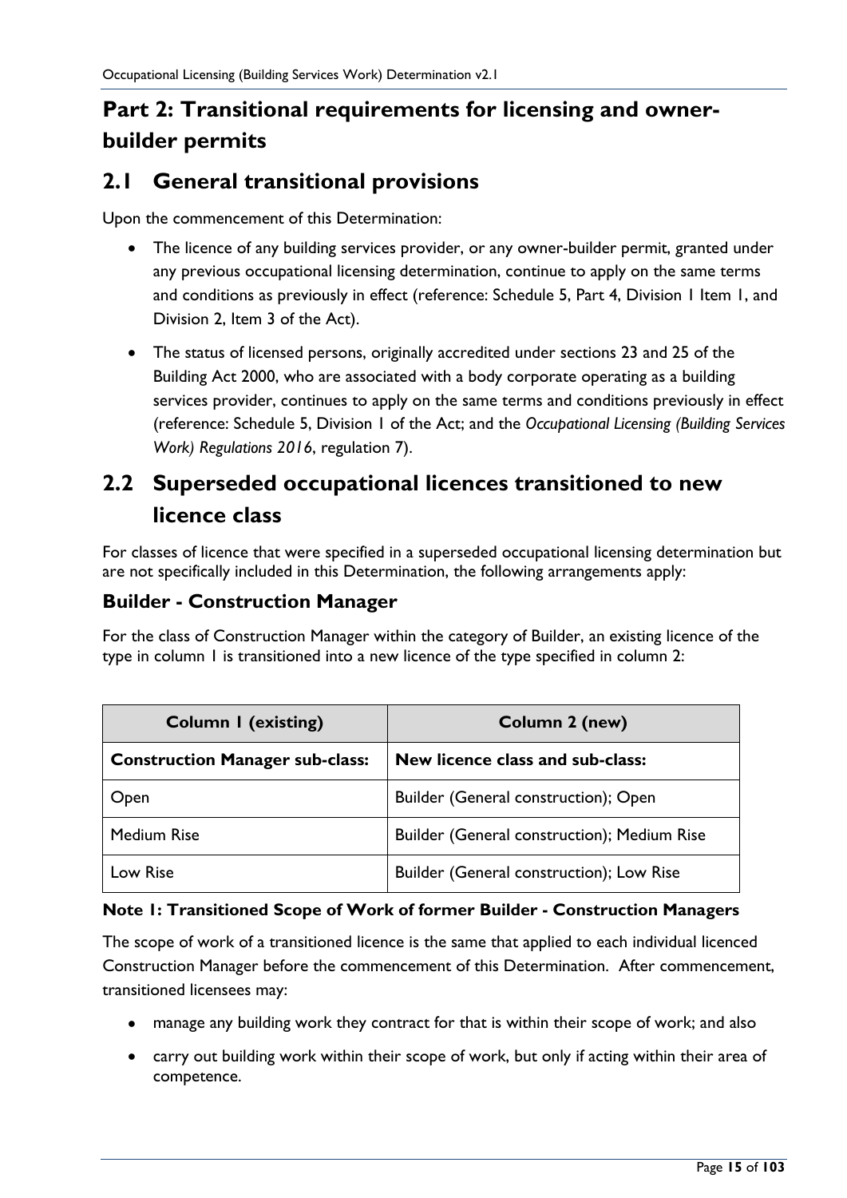# Part 2: Transitional requirements for licensing and owner-builder permits

## 2.1 General transitional provisions

Upon the commencement of this Determination:

- The licence of any building services provider, or any owner-builder permit, granted under any previous occupational licensing determination, continue to apply on the same terms and conditions as previously in effect (reference: Schedule 5, Part 4, Division 1 Item 1, and Division 2, Item 3 of the Act).
- The status of licensed persons, originally accredited under sections 23 and 25 of the Building Act 2000, who are associated with a body corporate operating as a building services provider, continues to apply on the same terms and conditions previously in effect (reference: Schedule 5, Division 1 of the Act; and the *Occupational Licensing (Building Services Work) Regulations 2016*, regulation 7).

## 2.2 Superseded occupational licences transitioned to new licence class

For classes of licence that were specified in a superseded occupational licensing determination but are not specifically included in this Determination, the following arrangements apply:

### Builder - Construction Manager

For the class of Construction Manager within the category of Builder, an existing licence of the type in column 1 is transitioned into a new licence of the type specified in column 2:

| Column 1 (existing) | Column 2 (new) |
|---|---|
| **Construction Manager sub-class:** | **New licence class and sub-class:** |
| Open | Builder (General construction); Open |
| Medium Rise | Builder (General construction); Medium Rise |
| Low Rise | Builder (General construction); Low Rise |

#### Note 1: Transitioned Scope of Work of former Builder - Construction Managers

The scope of work of a transitioned licence is the same that applied to each individual licenced Construction Manager before the commencement of this Determination. After commencement, transitioned licensees may:

- manage any building work they contract for that is within their scope of work; and also
- carry out building work within their scope of work, but only if acting within their area of competence.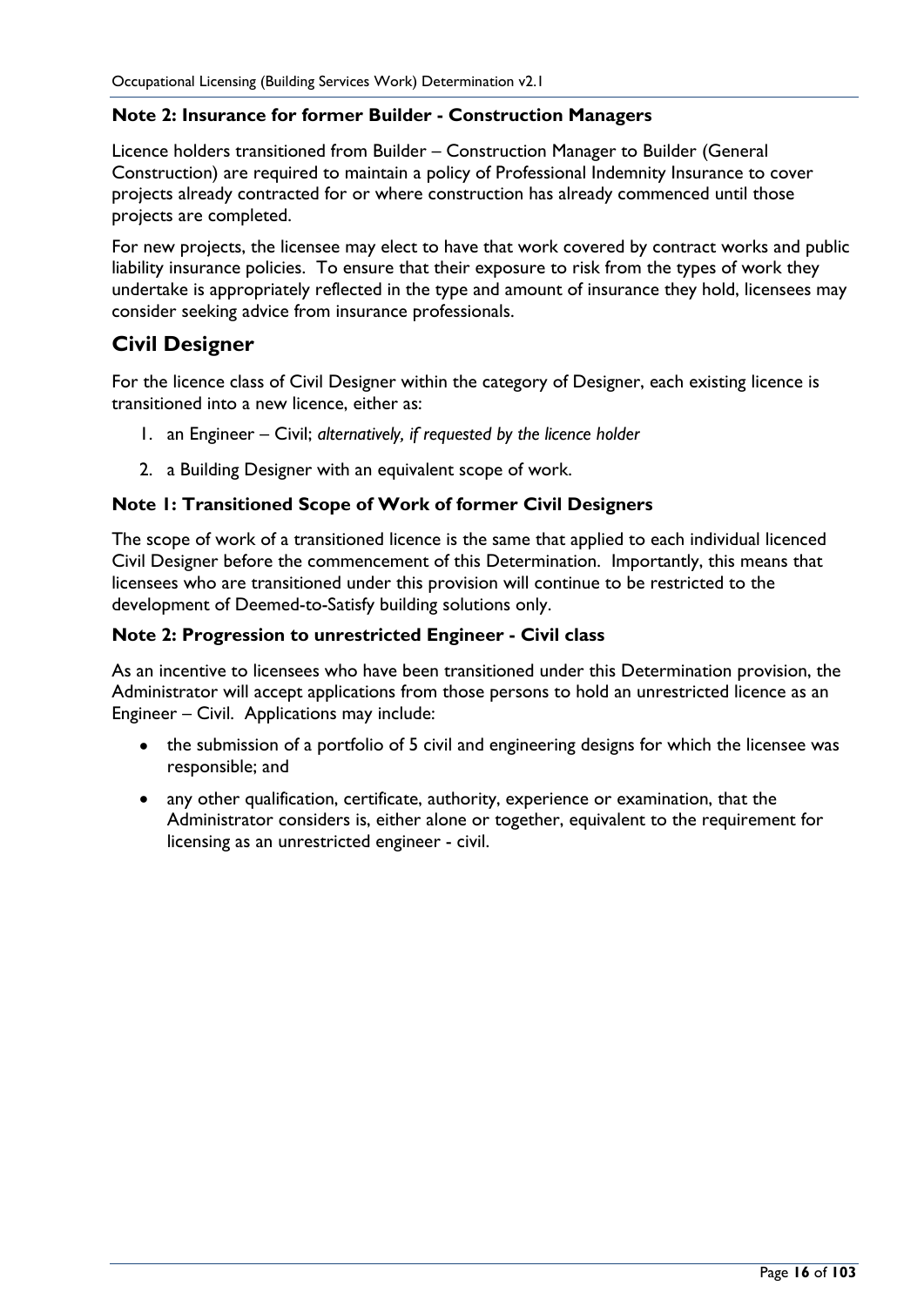### Note 2: Insurance for former Builder - Construction Managers

Licence holders transitioned from Builder – Construction Manager to Builder (General Construction) are required to maintain a policy of Professional Indemnity Insurance to cover projects already contracted for or where construction has already commenced until those projects are completed.

For new projects, the licensee may elect to have that work covered by contract works and public liability insurance policies. To ensure that their exposure to risk from the types of work they undertake is appropriately reflected in the type and amount of insurance they hold, licensees may consider seeking advice from insurance professionals.

## Civil Designer

For the licence class of Civil Designer within the category of Designer, each existing licence is transitioned into a new licence, either as:

1. an Engineer – Civil; *alternatively, if requested by the licence holder*
2. a Building Designer with an equivalent scope of work.

### Note 1: Transitioned Scope of Work of former Civil Designers

The scope of work of a transitioned licence is the same that applied to each individual licenced Civil Designer before the commencement of this Determination. Importantly, this means that licensees who are transitioned under this provision will continue to be restricted to the development of Deemed-to-Satisfy building solutions only.

### Note 2: Progression to unrestricted Engineer - Civil class

As an incentive to licensees who have been transitioned under this Determination provision, the Administrator will accept applications from those persons to hold an unrestricted licence as an Engineer – Civil. Applications may include:

- the submission of a portfolio of 5 civil and engineering designs for which the licensee was responsible; and
- any other qualification, certificate, authority, experience or examination, that the Administrator considers is, either alone or together, equivalent to the requirement for licensing as an unrestricted engineer - civil.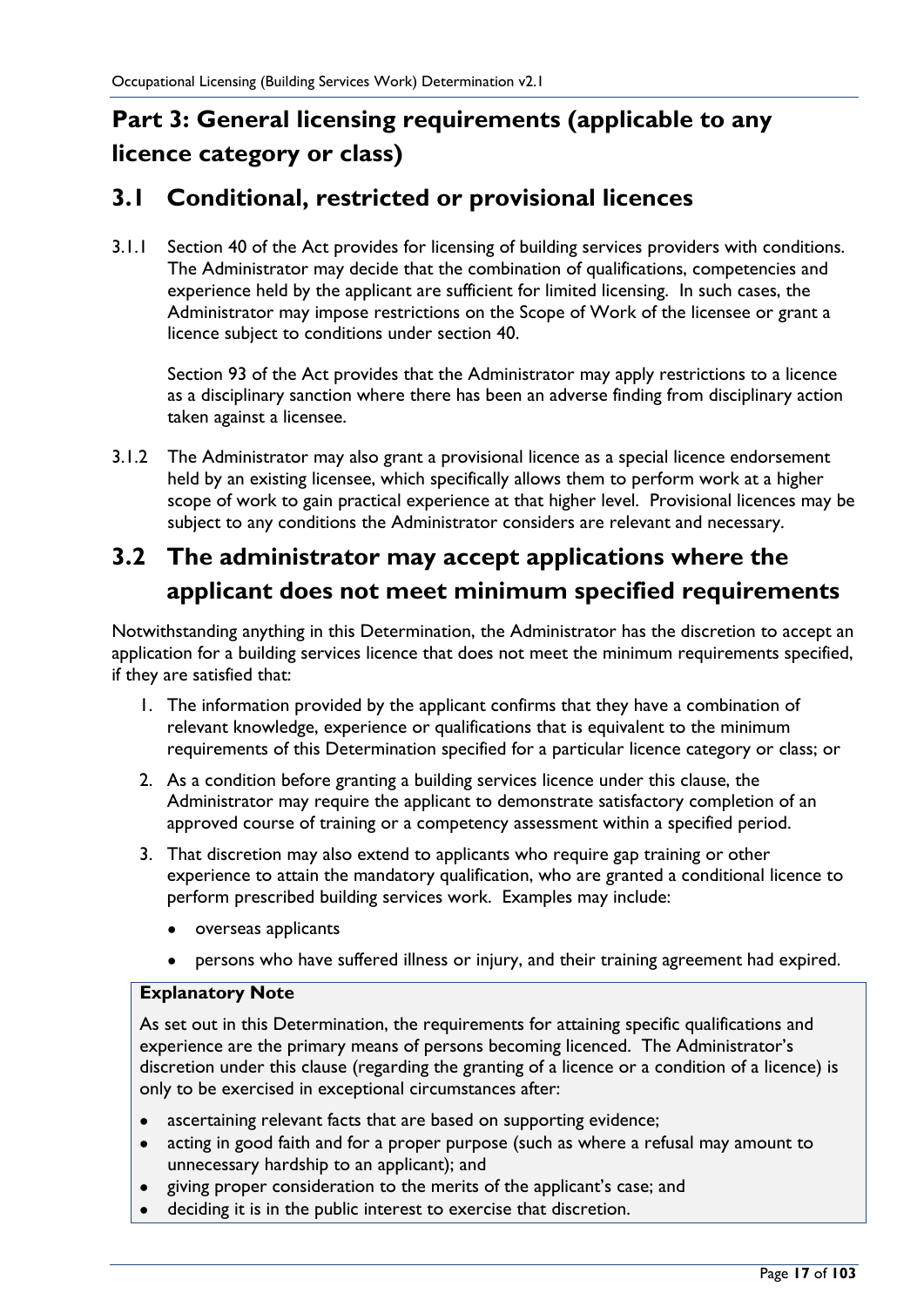# Part 3: General licensing requirements (applicable to any licence category or class)

## 3.1 Conditional, restricted or provisional licences

3.1.1 Section 40 of the Act provides for licensing of building services providers with conditions. The Administrator may decide that the combination of qualifications, competencies and experience held by the applicant are sufficient for limited licensing. In such cases, the Administrator may impose restrictions on the Scope of Work of the licensee or grant a licence subject to conditions under section 40.

Section 93 of the Act provides that the Administrator may apply restrictions to a licence as a disciplinary sanction where there has been an adverse finding from disciplinary action taken against a licensee.

3.1.2 The Administrator may also grant a provisional licence as a special licence endorsement held by an existing licensee, which specifically allows them to perform work at a higher scope of work to gain practical experience at that higher level. Provisional licences may be subject to any conditions the Administrator considers are relevant and necessary.

## 3.2 The administrator may accept applications where the applicant does not meet minimum specified requirements

Notwithstanding anything in this Determination, the Administrator has the discretion to accept an application for a building services licence that does not meet the minimum requirements specified, if they are satisfied that:

1. The information provided by the applicant confirms that they have a combination of relevant knowledge, experience or qualifications that is equivalent to the minimum requirements of this Determination specified for a particular licence category or class; or
2. As a condition before granting a building services licence under this clause, the Administrator may require the applicant to demonstrate satisfactory completion of an approved course of training or a competency assessment within a specified period.
3. That discretion may also extend to applicants who require gap training or other experience to attain the mandatory qualification, who are granted a conditional licence to perform prescribed building services work. Examples may include:
   - overseas applicants
   - persons who have suffered illness or injury, and their training agreement had expired.

**Explanatory Note**

As set out in this Determination, the requirements for attaining specific qualifications and experience are the primary means of persons becoming licenced. The Administrator's discretion under this clause (regarding the granting of a licence or a condition of a licence) is only to be exercised in exceptional circumstances after:

- ascertaining relevant facts that are based on supporting evidence;
- acting in good faith and for a proper purpose (such as where a refusal may amount to unnecessary hardship to an applicant); and
- giving proper consideration to the merits of the applicant's case; and
- deciding it is in the public interest to exercise that discretion.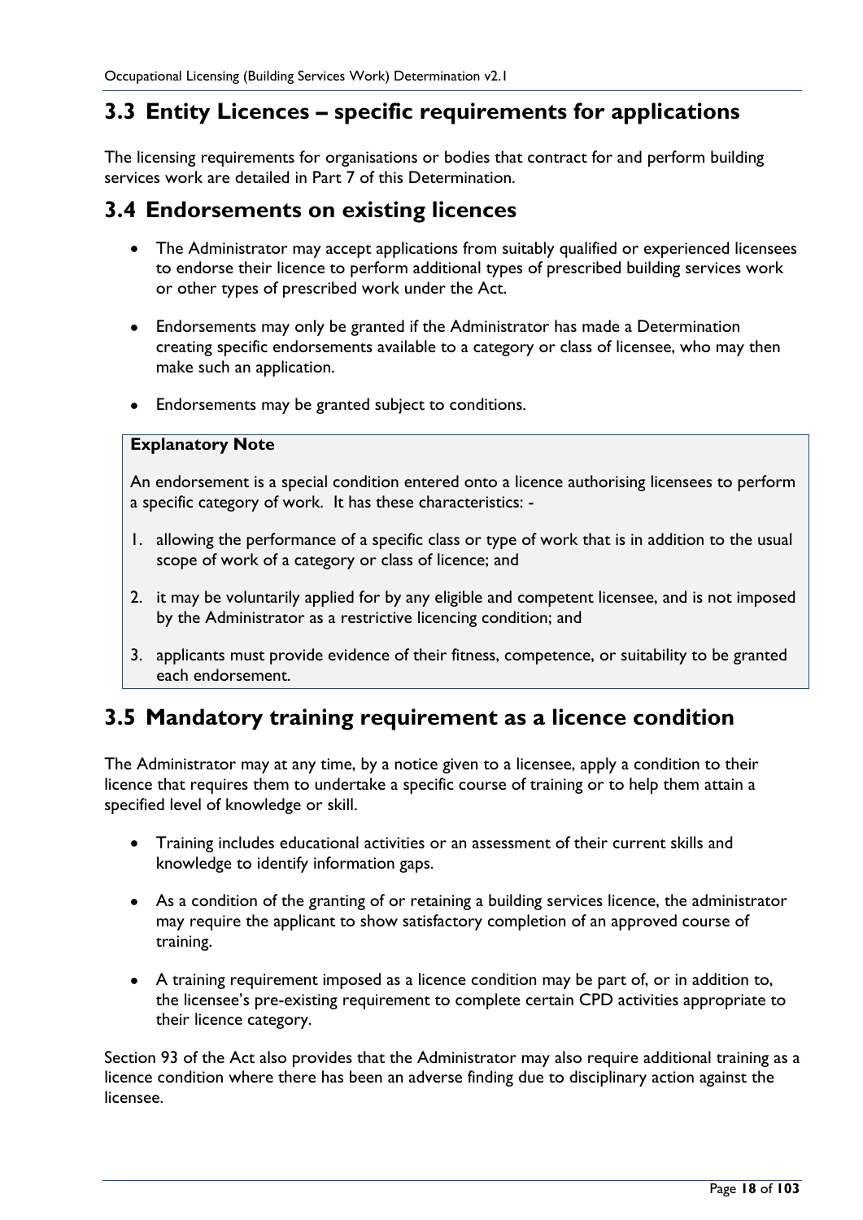## 3.3 Entity Licences – specific requirements for applications

The licensing requirements for organisations or bodies that contract for and perform building services work are detailed in Part 7 of this Determination.

## 3.4 Endorsements on existing licences

- The Administrator may accept applications from suitably qualified or experienced licensees to endorse their licence to perform additional types of prescribed building services work or other types of prescribed work under the Act.
- Endorsements may only be granted if the Administrator has made a Determination creating specific endorsements available to a category or class of licensee, who may then make such an application.
- Endorsements may be granted subject to conditions.

> **Explanatory Note**
>
> An endorsement is a special condition entered onto a licence authorising licensees to perform a specific category of work. It has these characteristics: -
>
> 1. allowing the performance of a specific class or type of work that is in addition to the usual scope of work of a category or class of licence; and
> 2. it may be voluntarily applied for by any eligible and competent licensee, and is not imposed by the Administrator as a restrictive licencing condition; and
> 3. applicants must provide evidence of their fitness, competence, or suitability to be granted each endorsement.

## 3.5 Mandatory training requirement as a licence condition

The Administrator may at any time, by a notice given to a licensee, apply a condition to their licence that requires them to undertake a specific course of training or to help them attain a specified level of knowledge or skill.

- Training includes educational activities or an assessment of their current skills and knowledge to identify information gaps.
- As a condition of the granting of or retaining a building services licence, the administrator may require the applicant to show satisfactory completion of an approved course of training.
- A training requirement imposed as a licence condition may be part of, or in addition to, the licensee's pre-existing requirement to complete certain CPD activities appropriate to their licence category.

Section 93 of the Act also provides that the Administrator may also require additional training as a licence condition where there has been an adverse finding due to disciplinary action against the licensee.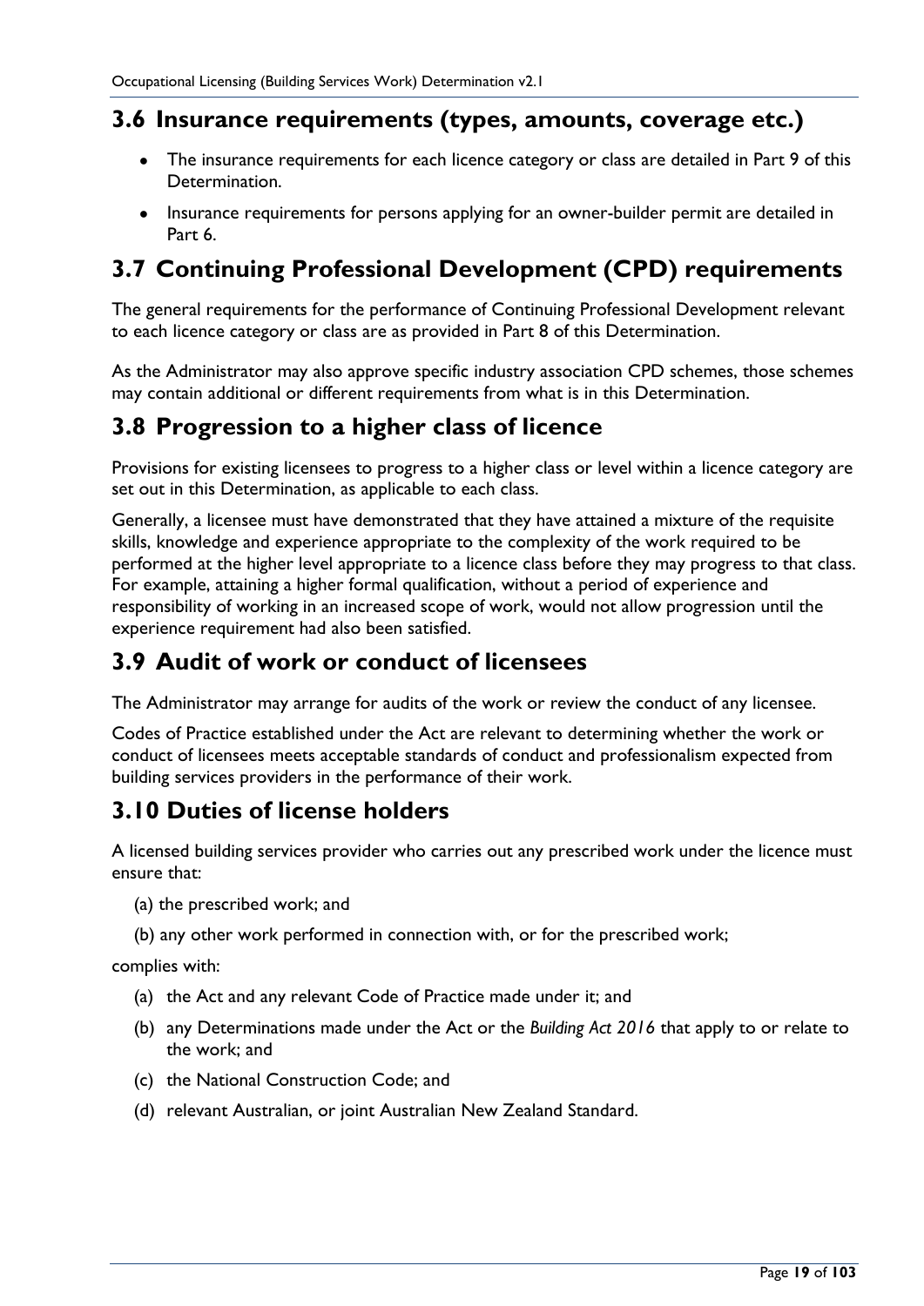## 3.6 Insurance requirements (types, amounts, coverage etc.)

- The insurance requirements for each licence category or class are detailed in Part 9 of this Determination.
- Insurance requirements for persons applying for an owner-builder permit are detailed in Part 6.

## 3.7 Continuing Professional Development (CPD) requirements

The general requirements for the performance of Continuing Professional Development relevant to each licence category or class are as provided in Part 8 of this Determination.

As the Administrator may also approve specific industry association CPD schemes, those schemes may contain additional or different requirements from what is in this Determination.

## 3.8 Progression to a higher class of licence

Provisions for existing licensees to progress to a higher class or level within a licence category are set out in this Determination, as applicable to each class.

Generally, a licensee must have demonstrated that they have attained a mixture of the requisite skills, knowledge and experience appropriate to the complexity of the work required to be performed at the higher level appropriate to a licence class before they may progress to that class. For example, attaining a higher formal qualification, without a period of experience and responsibility of working in an increased scope of work, would not allow progression until the experience requirement had also been satisfied.

## 3.9 Audit of work or conduct of licensees

The Administrator may arrange for audits of the work or review the conduct of any licensee.

Codes of Practice established under the Act are relevant to determining whether the work or conduct of licensees meets acceptable standards of conduct and professionalism expected from building services providers in the performance of their work.

## 3.10 Duties of license holders

A licensed building services provider who carries out any prescribed work under the licence must ensure that:

(a) the prescribed work; and

(b) any other work performed in connection with, or for the prescribed work;

complies with:

(a) the Act and any relevant Code of Practice made under it; and

(b) any Determinations made under the Act or the *Building Act 2016* that apply to or relate to the work; and

(c) the National Construction Code; and

(d) relevant Australian, or joint Australian New Zealand Standard.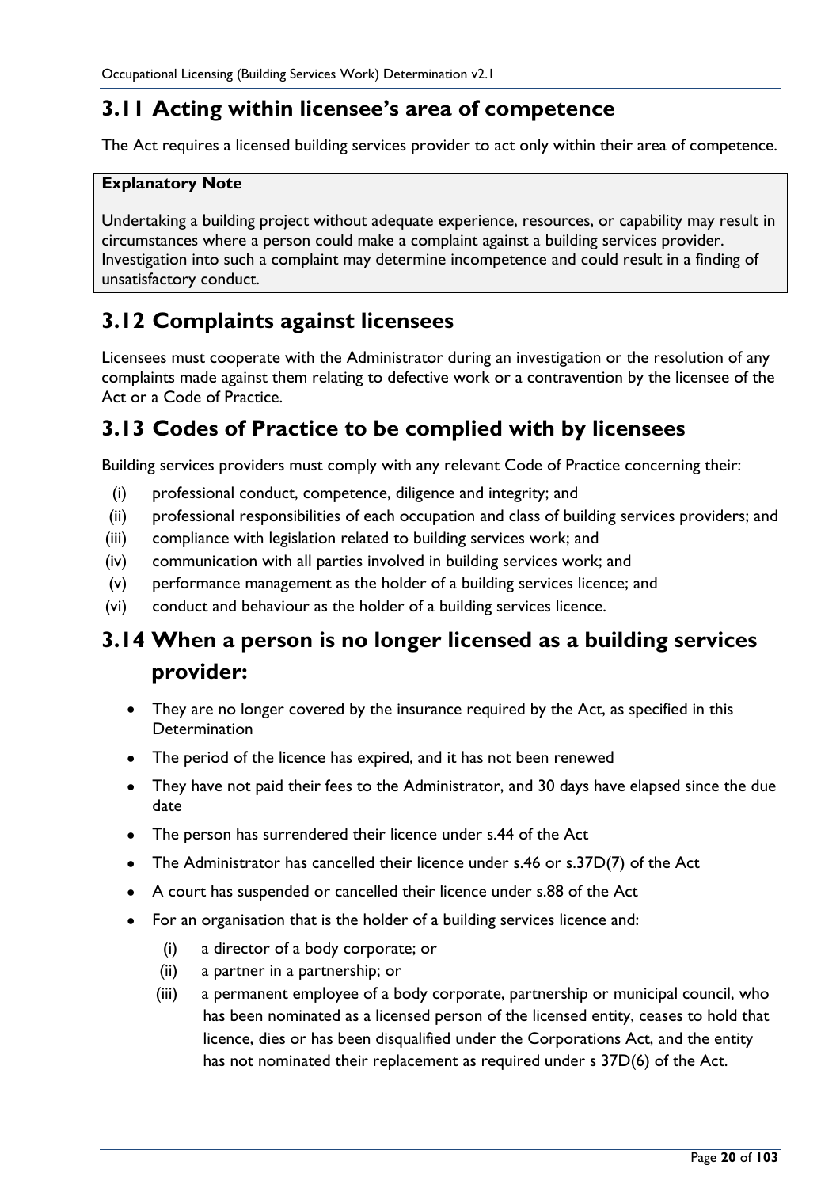## 3.11 Acting within licensee's area of competence

The Act requires a licensed building services provider to act only within their area of competence.

**Explanatory Note**

Undertaking a building project without adequate experience, resources, or capability may result in circumstances where a person could make a complaint against a building services provider. Investigation into such a complaint may determine incompetence and could result in a finding of unsatisfactory conduct.

## 3.12 Complaints against licensees

Licensees must cooperate with the Administrator during an investigation or the resolution of any complaints made against them relating to defective work or a contravention by the licensee of the Act or a Code of Practice.

## 3.13 Codes of Practice to be complied with by licensees

Building services providers must comply with any relevant Code of Practice concerning their:

- (i) professional conduct, competence, diligence and integrity; and
- (ii) professional responsibilities of each occupation and class of building services providers; and
- (iii) compliance with legislation related to building services work; and
- (iv) communication with all parties involved in building services work; and
- (v) performance management as the holder of a building services licence; and
- (vi) conduct and behaviour as the holder of a building services licence.

## 3.14 When a person is no longer licensed as a building services provider:

- They are no longer covered by the insurance required by the Act, as specified in this Determination
- The period of the licence has expired, and it has not been renewed
- They have not paid their fees to the Administrator, and 30 days have elapsed since the due date
- The person has surrendered their licence under s.44 of the Act
- The Administrator has cancelled their licence under s.46 or s.37D(7) of the Act
- A court has suspended or cancelled their licence under s.88 of the Act
- For an organisation that is the holder of a building services licence and:
  - (i) a director of a body corporate; or
  - (ii) a partner in a partnership; or
  - (iii) a permanent employee of a body corporate, partnership or municipal council, who has been nominated as a licensed person of the licensed entity, ceases to hold that licence, dies or has been disqualified under the Corporations Act, and the entity has not nominated their replacement as required under s 37D(6) of the Act.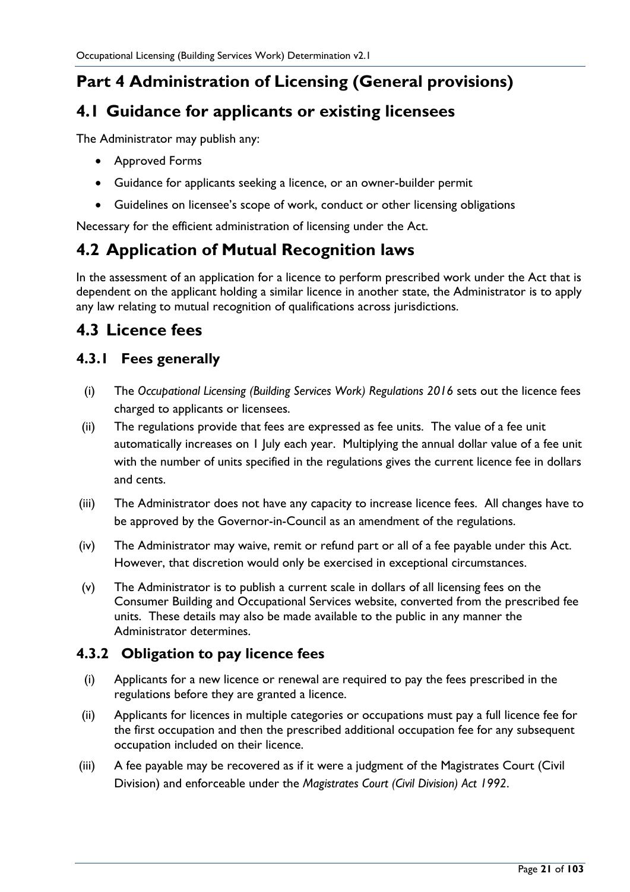# Part 4 Administration of Licensing (General provisions)

## 4.1 Guidance for applicants or existing licensees

The Administrator may publish any:

- Approved Forms
- Guidance for applicants seeking a licence, or an owner-builder permit
- Guidelines on licensee's scope of work, conduct or other licensing obligations

Necessary for the efficient administration of licensing under the Act.

## 4.2 Application of Mutual Recognition laws

In the assessment of an application for a licence to perform prescribed work under the Act that is dependent on the applicant holding a similar licence in another state, the Administrator is to apply any law relating to mutual recognition of qualifications across jurisdictions.

## 4.3 Licence fees

### 4.3.1 Fees generally

(i) The *Occupational Licensing (Building Services Work) Regulations 2016* sets out the licence fees charged to applicants or licensees.

(ii) The regulations provide that fees are expressed as fee units. The value of a fee unit automatically increases on 1 July each year. Multiplying the annual dollar value of a fee unit with the number of units specified in the regulations gives the current licence fee in dollars and cents.

(iii) The Administrator does not have any capacity to increase licence fees. All changes have to be approved by the Governor-in-Council as an amendment of the regulations.

(iv) The Administrator may waive, remit or refund part or all of a fee payable under this Act. However, that discretion would only be exercised in exceptional circumstances.

(v) The Administrator is to publish a current scale in dollars of all licensing fees on the Consumer Building and Occupational Services website, converted from the prescribed fee units. These details may also be made available to the public in any manner the Administrator determines.

### 4.3.2 Obligation to pay licence fees

(i) Applicants for a new licence or renewal are required to pay the fees prescribed in the regulations before they are granted a licence.

(ii) Applicants for licences in multiple categories or occupations must pay a full licence fee for the first occupation and then the prescribed additional occupation fee for any subsequent occupation included on their licence.

(iii) A fee payable may be recovered as if it were a judgment of the Magistrates Court (Civil Division) and enforceable under the *Magistrates Court (Civil Division) Act 1992*.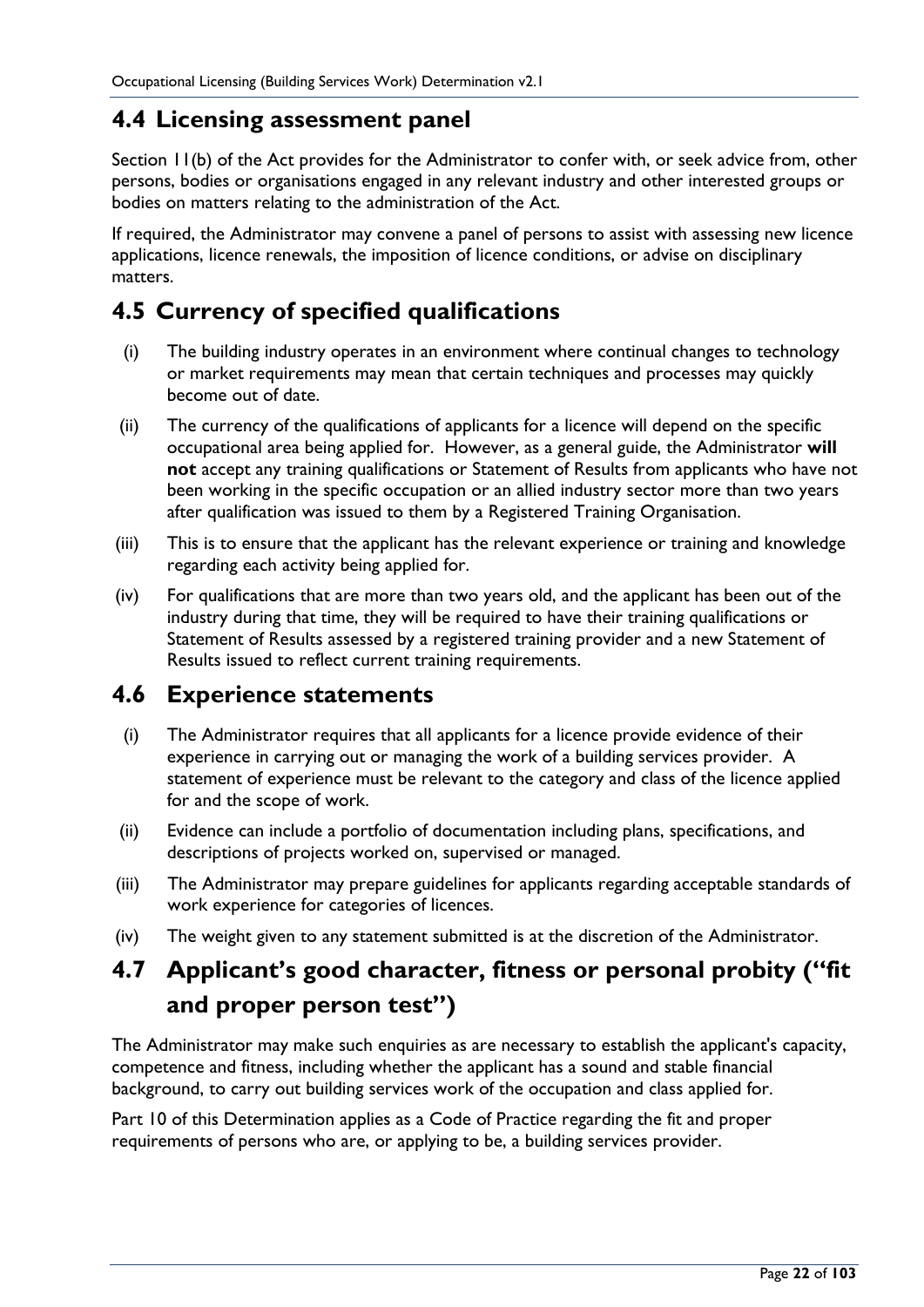## 4.4 Licensing assessment panel

Section 11(b) of the Act provides for the Administrator to confer with, or seek advice from, other persons, bodies or organisations engaged in any relevant industry and other interested groups or bodies on matters relating to the administration of the Act.

If required, the Administrator may convene a panel of persons to assist with assessing new licence applications, licence renewals, the imposition of licence conditions, or advise on disciplinary matters.

## 4.5 Currency of specified qualifications

(i) The building industry operates in an environment where continual changes to technology or market requirements may mean that certain techniques and processes may quickly become out of date.

(ii) The currency of the qualifications of applicants for a licence will depend on the specific occupational area being applied for. However, as a general guide, the Administrator **will not** accept any training qualifications or Statement of Results from applicants who have not been working in the specific occupation or an allied industry sector more than two years after qualification was issued to them by a Registered Training Organisation.

(iii) This is to ensure that the applicant has the relevant experience or training and knowledge regarding each activity being applied for.

(iv) For qualifications that are more than two years old, and the applicant has been out of the industry during that time, they will be required to have their training qualifications or Statement of Results assessed by a registered training provider and a new Statement of Results issued to reflect current training requirements.

## 4.6 Experience statements

(i) The Administrator requires that all applicants for a licence provide evidence of their experience in carrying out or managing the work of a building services provider. A statement of experience must be relevant to the category and class of the licence applied for and the scope of work.

(ii) Evidence can include a portfolio of documentation including plans, specifications, and descriptions of projects worked on, supervised or managed.

(iii) The Administrator may prepare guidelines for applicants regarding acceptable standards of work experience for categories of licences.

(iv) The weight given to any statement submitted is at the discretion of the Administrator.

## 4.7 Applicant's good character, fitness or personal probity ("fit and proper person test")

The Administrator may make such enquiries as are necessary to establish the applicant's capacity, competence and fitness, including whether the applicant has a sound and stable financial background, to carry out building services work of the occupation and class applied for.

Part 10 of this Determination applies as a Code of Practice regarding the fit and proper requirements of persons who are, or applying to be, a building services provider.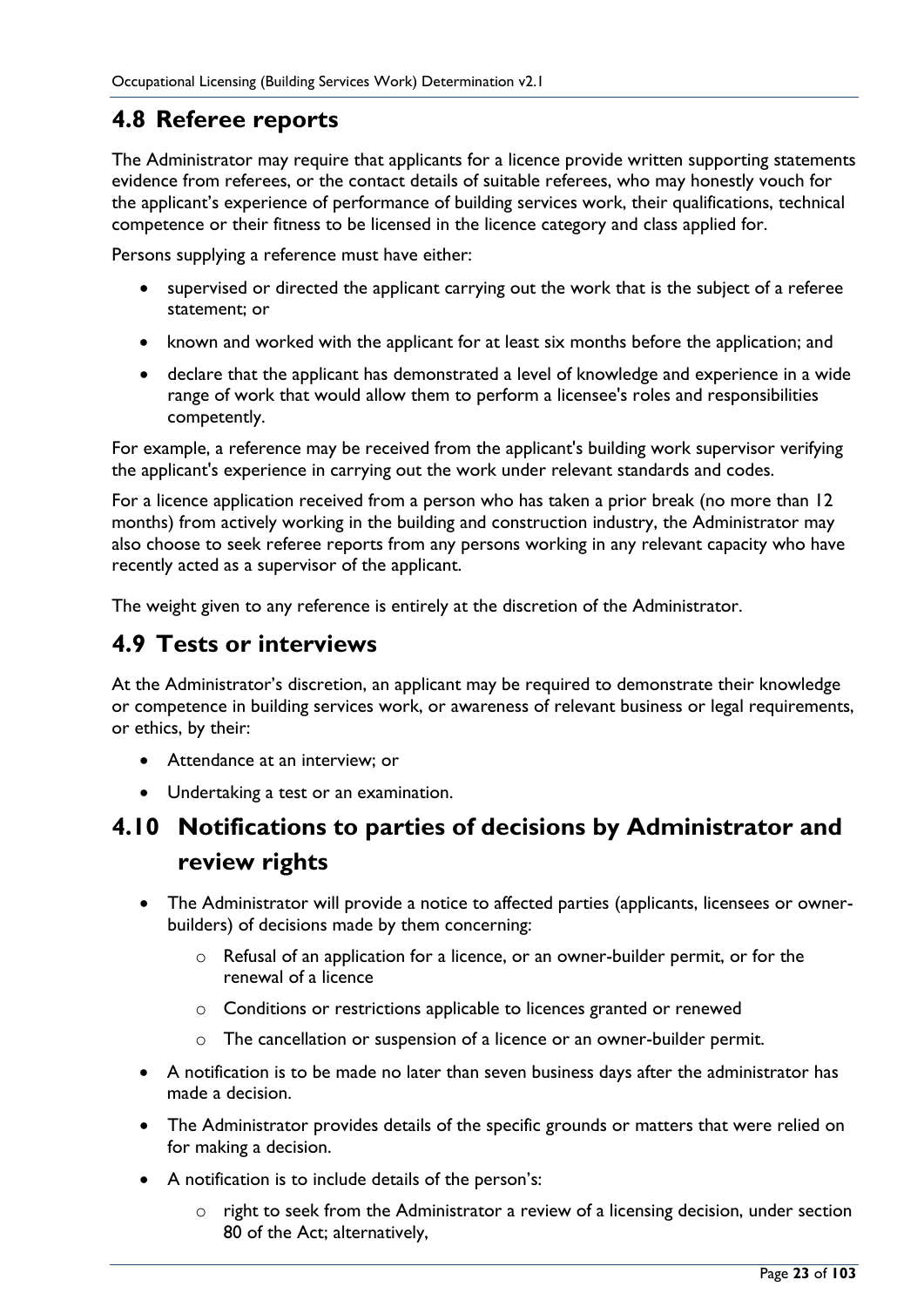## 4.8 Referee reports

The Administrator may require that applicants for a licence provide written supporting statements evidence from referees, or the contact details of suitable referees, who may honestly vouch for the applicant's experience of performance of building services work, their qualifications, technical competence or their fitness to be licensed in the licence category and class applied for.

Persons supplying a reference must have either:

- supervised or directed the applicant carrying out the work that is the subject of a referee statement; or
- known and worked with the applicant for at least six months before the application; and
- declare that the applicant has demonstrated a level of knowledge and experience in a wide range of work that would allow them to perform a licensee's roles and responsibilities competently.

For example, a reference may be received from the applicant's building work supervisor verifying the applicant's experience in carrying out the work under relevant standards and codes.

For a licence application received from a person who has taken a prior break (no more than 12 months) from actively working in the building and construction industry, the Administrator may also choose to seek referee reports from any persons working in any relevant capacity who have recently acted as a supervisor of the applicant.

The weight given to any reference is entirely at the discretion of the Administrator.

## 4.9 Tests or interviews

At the Administrator's discretion, an applicant may be required to demonstrate their knowledge or competence in building services work, or awareness of relevant business or legal requirements, or ethics, by their:

- Attendance at an interview; or
- Undertaking a test or an examination.

## 4.10 Notifications to parties of decisions by Administrator and review rights

- The Administrator will provide a notice to affected parties (applicants, licensees or owner-builders) of decisions made by them concerning:
  - Refusal of an application for a licence, or an owner-builder permit, or for the renewal of a licence
  - Conditions or restrictions applicable to licences granted or renewed
  - The cancellation or suspension of a licence or an owner-builder permit.
- A notification is to be made no later than seven business days after the administrator has made a decision.
- The Administrator provides details of the specific grounds or matters that were relied on for making a decision.
- A notification is to include details of the person's:
  - right to seek from the Administrator a review of a licensing decision, under section 80 of the Act; alternatively,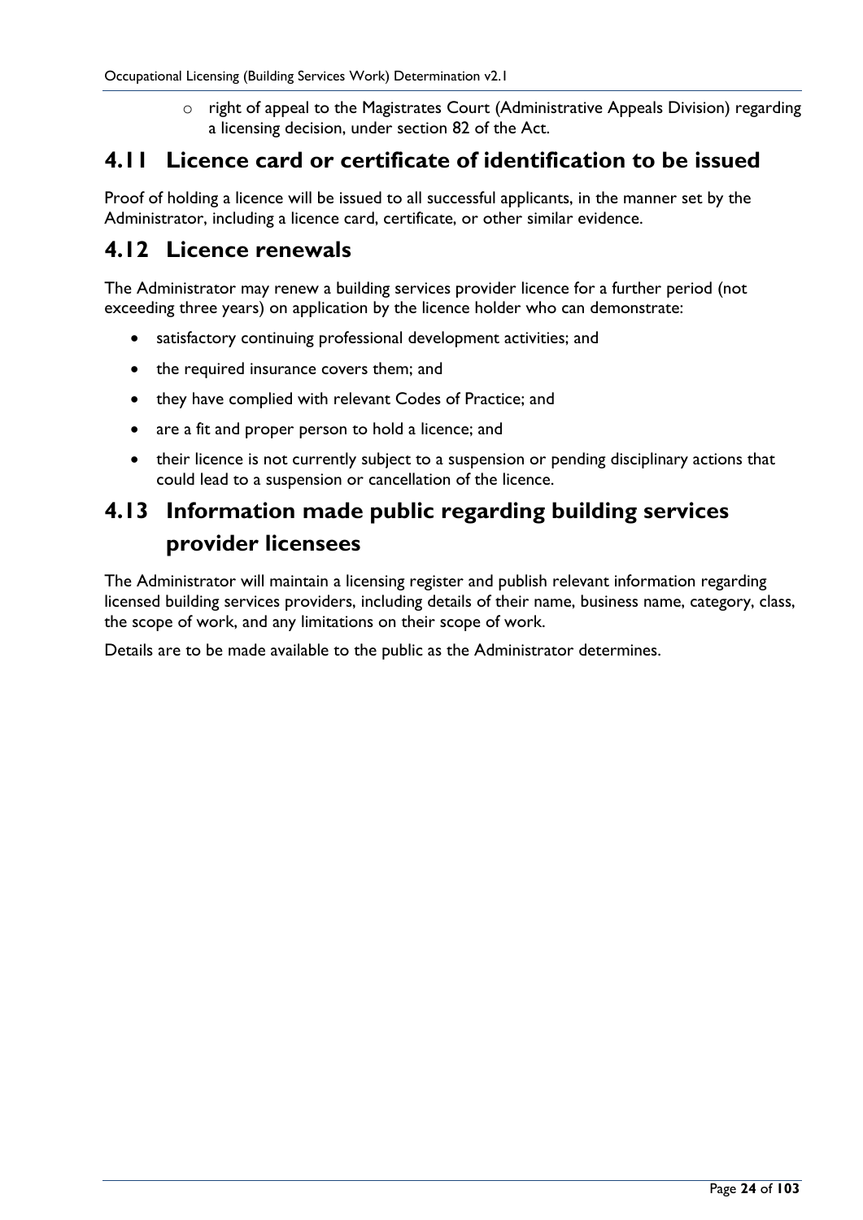- right of appeal to the Magistrates Court (Administrative Appeals Division) regarding a licensing decision, under section 82 of the Act.

## 4.11 Licence card or certificate of identification to be issued

Proof of holding a licence will be issued to all successful applicants, in the manner set by the Administrator, including a licence card, certificate, or other similar evidence.

## 4.12 Licence renewals

The Administrator may renew a building services provider licence for a further period (not exceeding three years) on application by the licence holder who can demonstrate:

- satisfactory continuing professional development activities; and
- the required insurance covers them; and
- they have complied with relevant Codes of Practice; and
- are a fit and proper person to hold a licence; and
- their licence is not currently subject to a suspension or pending disciplinary actions that could lead to a suspension or cancellation of the licence.

## 4.13 Information made public regarding building services provider licensees

The Administrator will maintain a licensing register and publish relevant information regarding licensed building services providers, including details of their name, business name, category, class, the scope of work, and any limitations on their scope of work.

Details are to be made available to the public as the Administrator determines.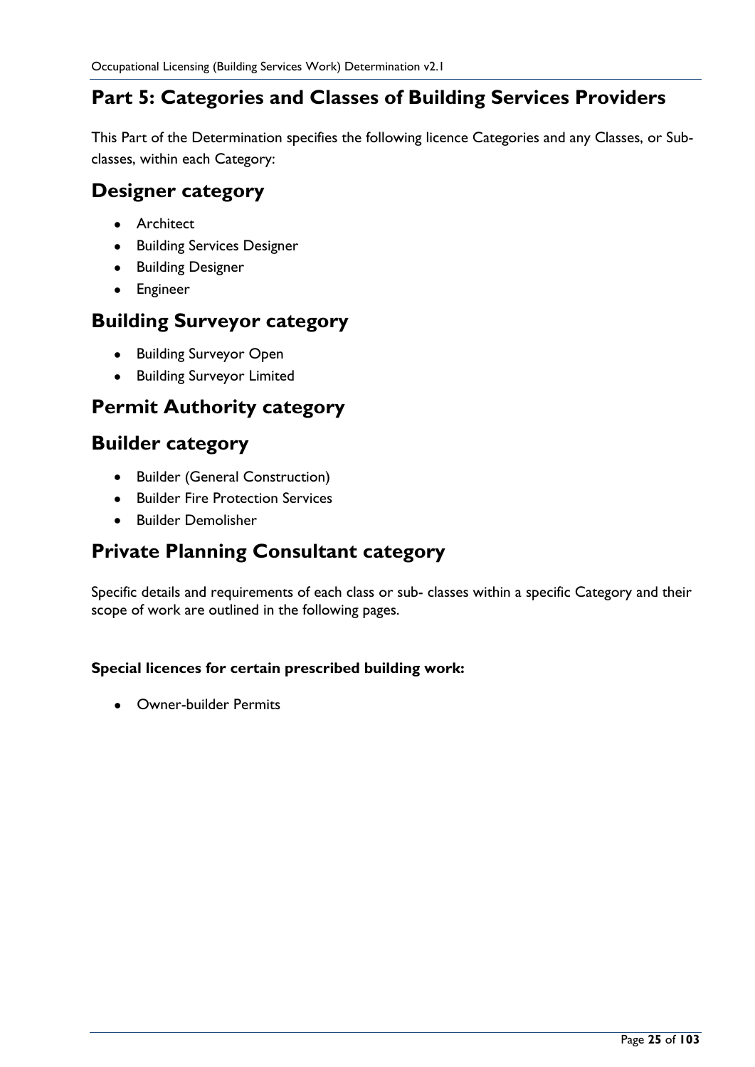# Part 5: Categories and Classes of Building Services Providers

This Part of the Determination specifies the following licence Categories and any Classes, or Sub-classes, within each Category:

## Designer category

- Architect
- Building Services Designer
- Building Designer
- Engineer

## Building Surveyor category

- Building Surveyor Open
- Building Surveyor Limited

## Permit Authority category

## Builder category

- Builder (General Construction)
- Builder Fire Protection Services
- Builder Demolisher

## Private Planning Consultant category

Specific details and requirements of each class or sub- classes within a specific Category and their scope of work are outlined in the following pages.

**Special licences for certain prescribed building work:**

- Owner-builder Permits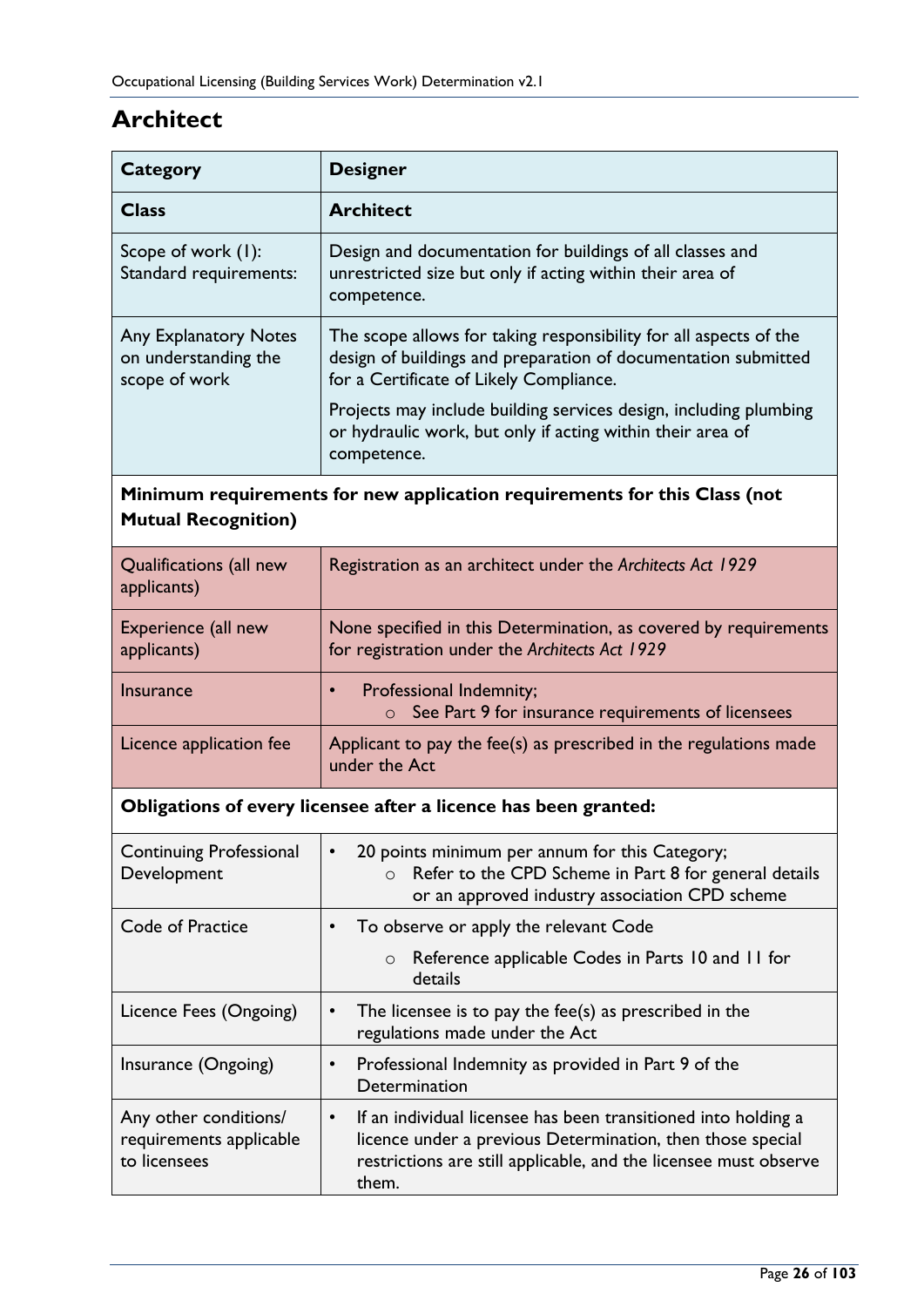## Architect

| Category | Designer |
|---|---|
| **Class** | **Architect** |
| Scope of work (1): Standard requirements: | Design and documentation for buildings of all classes and unrestricted size but only if acting within their area of competence. |
| Any Explanatory Notes on understanding the scope of work | The scope allows for taking responsibility for all aspects of the design of buildings and preparation of documentation submitted for a Certificate of Likely Compliance.<br><br>Projects may include building services design, including plumbing or hydraulic work, but only if acting within their area of competence. |
| **Minimum requirements for new application requirements for this Class (not Mutual Recognition)** | |
| Qualifications (all new applicants) | Registration as an architect under the *Architects Act 1929* |
| Experience (all new applicants) | None specified in this Determination, as covered by requirements for registration under the *Architects Act 1929* |
| Insurance | • Professional Indemnity;<br>  ○ See Part 9 for insurance requirements of licensees |
| Licence application fee | Applicant to pay the fee(s) as prescribed in the regulations made under the Act |
| **Obligations of every licensee after a licence has been granted:** | |
| Continuing Professional Development | • 20 points minimum per annum for this Category;<br>  ○ Refer to the CPD Scheme in Part 8 for general details or an approved industry association CPD scheme |
| Code of Practice | • To observe or apply the relevant Code<br>  ○ Reference applicable Codes in Parts 10 and 11 for details |
| Licence Fees (Ongoing) | • The licensee is to pay the fee(s) as prescribed in the regulations made under the Act |
| Insurance (Ongoing) | • Professional Indemnity as provided in Part 9 of the Determination |
| Any other conditions/ requirements applicable to licensees | • If an individual licensee has been transitioned into holding a licence under a previous Determination, then those special restrictions are still applicable, and the licensee must observe them. |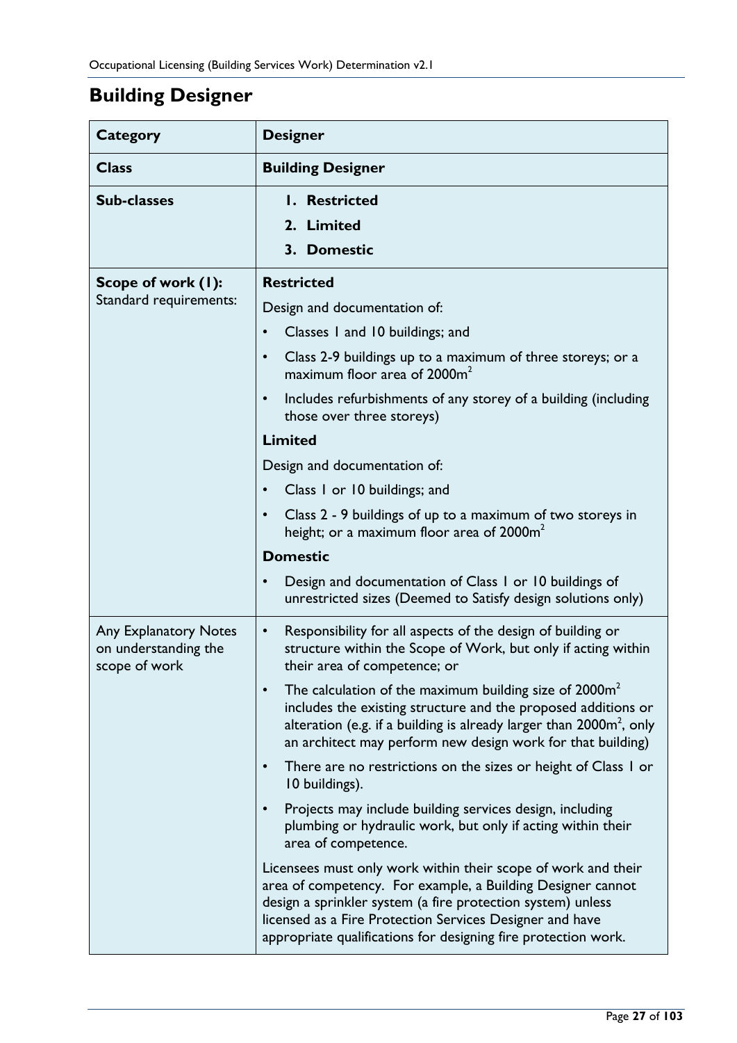# Building Designer

| Category | Designer |
|---|---|
| **Class** | **Building Designer** |
| **Sub-classes** | 1. **Restricted**<br>2. **Limited**<br>3. **Domestic** |
| **Scope of work (1):** Standard requirements: | **Restricted**<br>Design and documentation of:<br>• Classes 1 and 10 buildings; and<br>• Class 2-9 buildings up to a maximum of three storeys; or a maximum floor area of 2000m$^2$<br>• Includes refurbishments of any storey of a building (including those over three storeys)<br>**Limited**<br>Design and documentation of:<br>• Class 1 or 10 buildings; and<br>• Class 2 - 9 buildings of up to a maximum of two storeys in height; or a maximum floor area of 2000m$^2$<br>**Domestic**<br>• Design and documentation of Class 1 or 10 buildings of unrestricted sizes (Deemed to Satisfy design solutions only) |
| Any Explanatory Notes on understanding the scope of work | • Responsibility for all aspects of the design of building or structure within the Scope of Work, but only if acting within their area of competence; or<br>• The calculation of the maximum building size of 2000m$^2$ includes the existing structure and the proposed additions or alteration (e.g. if a building is already larger than 2000m$^2$, only an architect may perform new design work for that building)<br>• There are no restrictions on the sizes or height of Class 1 or 10 buildings).<br>• Projects may include building services design, including plumbing or hydraulic work, but only if acting within their area of competence.<br>Licensees must only work within their scope of work and their area of competency. For example, a Building Designer cannot design a sprinkler system (a fire protection system) unless licensed as a Fire Protection Services Designer and have appropriate qualifications for designing fire protection work. |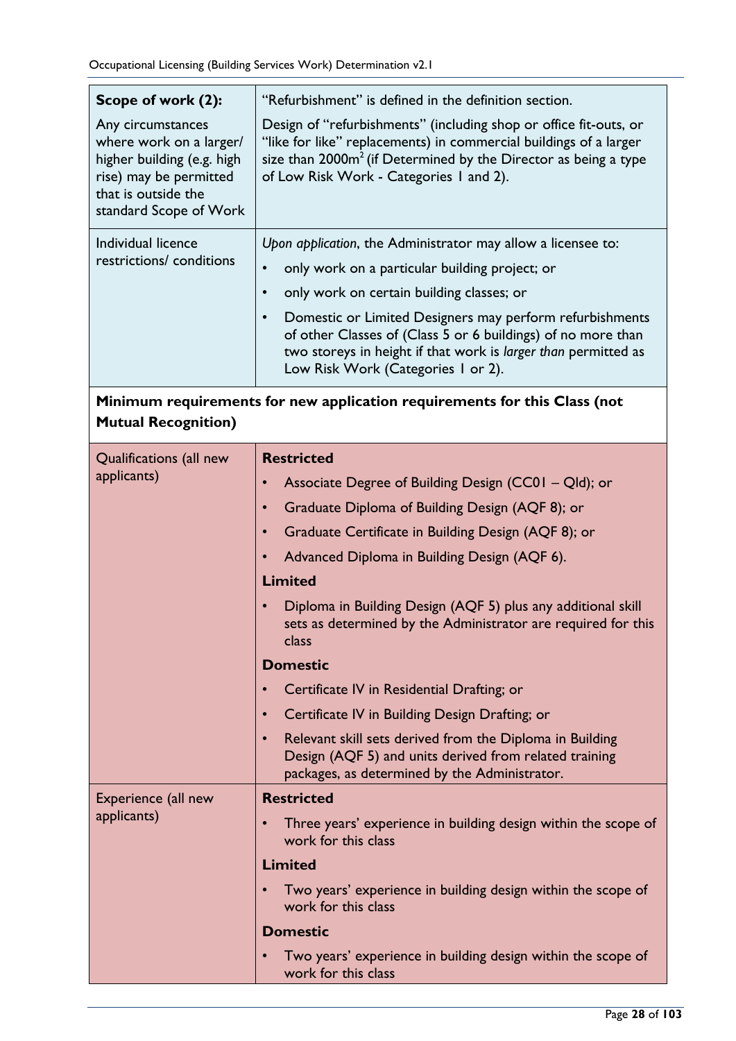| Scope of work (2): Any circumstances where work on a larger/ higher building (e.g. high rise) may be permitted that is outside the standard Scope of Work | "Refurbishment" is defined in the definition section.<br><br>Design of "refurbishments" (including shop or office fit-outs, or "like for like" replacements) in commercial buildings of a larger size than 2000m² (if Determined by the Director as being a type of Low Risk Work - Categories 1 and 2). |
|---|---|
| Individual licence restrictions/ conditions | *Upon application*, the Administrator may allow a licensee to:<br>• only work on a particular building project; or<br>• only work on certain building classes; or<br>• Domestic or Limited Designers may perform refurbishments of other Classes of (Class 5 or 6 buildings) of no more than two storeys in height if that work is *larger than* permitted as Low Risk Work (Categories 1 or 2). |
| **Minimum requirements for new application requirements for this Class (not Mutual Recognition)** | |
| Qualifications (all new applicants) | **Restricted**<br>• Associate Degree of Building Design (CC01 – Qld); or<br>• Graduate Diploma of Building Design (AQF 8); or<br>• Graduate Certificate in Building Design (AQF 8); or<br>• Advanced Diploma in Building Design (AQF 6).<br>**Limited**<br>• Diploma in Building Design (AQF 5) plus any additional skill sets as determined by the Administrator are required for this class<br>**Domestic**<br>• Certificate IV in Residential Drafting; or<br>• Certificate IV in Building Design Drafting; or<br>• Relevant skill sets derived from the Diploma in Building Design (AQF 5) and units derived from related training packages, as determined by the Administrator. |
| Experience (all new applicants) | **Restricted**<br>• Three years' experience in building design within the scope of work for this class<br>**Limited**<br>• Two years' experience in building design within the scope of work for this class<br>**Domestic**<br>• Two years' experience in building design within the scope of work for this class |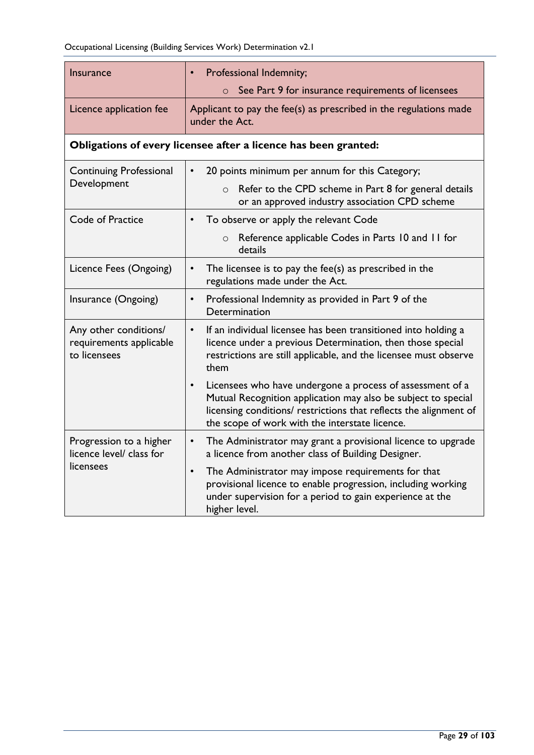| | |
|---|---|
| Insurance | • Professional Indemnity;<br>  ○ See Part 9 for insurance requirements of licensees |
| Licence application fee | Applicant to pay the fee(s) as prescribed in the regulations made under the Act. |
| **Obligations of every licensee after a licence has been granted:** | |
| Continuing Professional Development | • 20 points minimum per annum for this Category;<br>  ○ Refer to the CPD scheme in Part 8 for general details or an approved industry association CPD scheme |
| Code of Practice | • To observe or apply the relevant Code<br>  ○ Reference applicable Codes in Parts 10 and 11 for details |
| Licence Fees (Ongoing) | • The licensee is to pay the fee(s) as prescribed in the regulations made under the Act. |
| Insurance (Ongoing) | • Professional Indemnity as provided in Part 9 of the Determination |
| Any other conditions/ requirements applicable to licensees | • If an individual licensee has been transitioned into holding a licence under a previous Determination, then those special restrictions are still applicable, and the licensee must observe them<br>• Licensees who have undergone a process of assessment of a Mutual Recognition application may also be subject to special licensing conditions/ restrictions that reflects the alignment of the scope of work with the interstate licence. |
| Progression to a higher licence level/ class for licensees | • The Administrator may grant a provisional licence to upgrade a licence from another class of Building Designer.<br>• The Administrator may impose requirements for that provisional licence to enable progression, including working under supervision for a period to gain experience at the higher level. |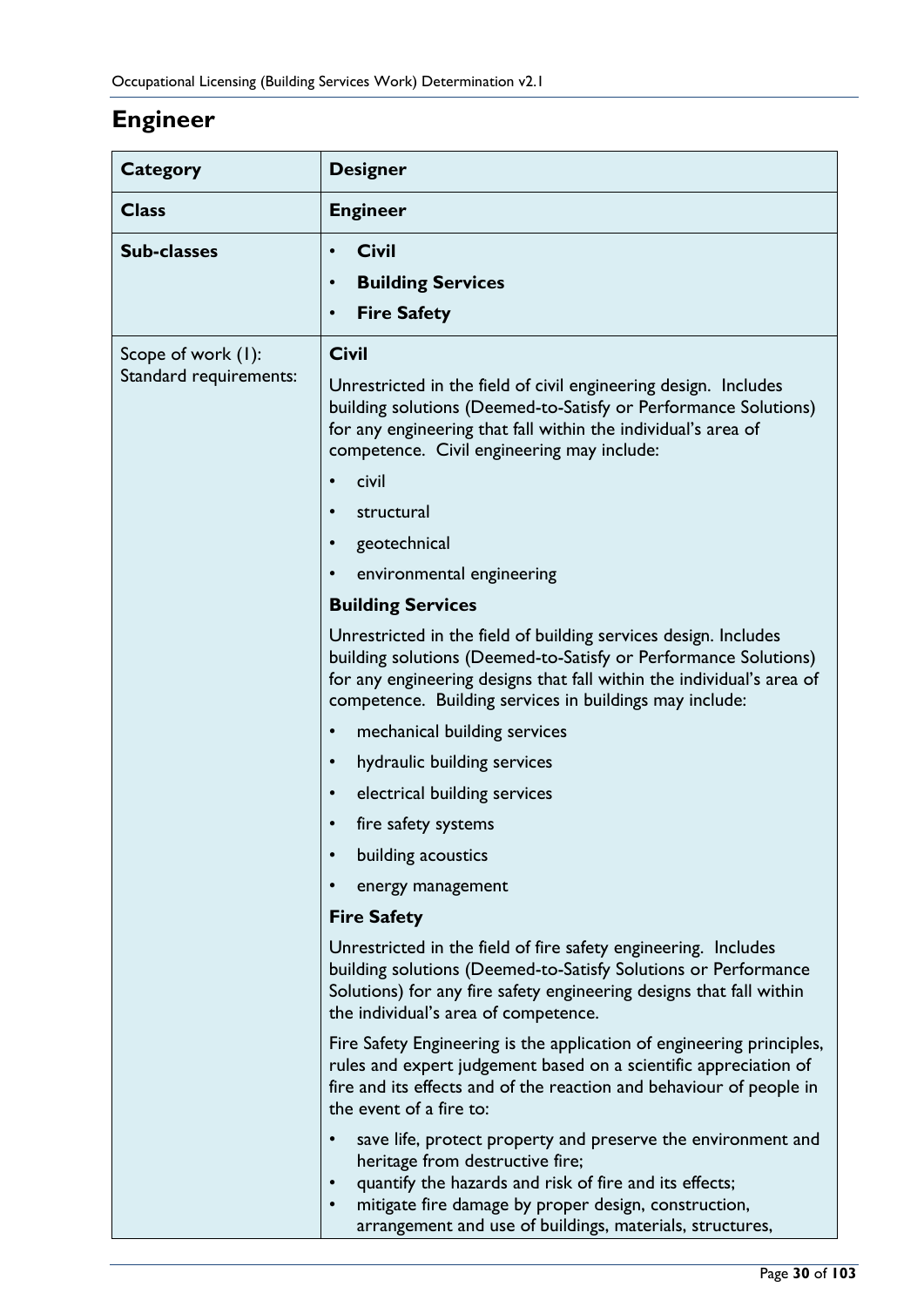## Engineer

| Category | Designer |
| --- | --- |
| **Class** | **Engineer** |
| **Sub-classes** | • **Civil**<br>• **Building Services**<br>• **Fire Safety** |
| Scope of work (1): Standard requirements: | **Civil**<br><br>Unrestricted in the field of civil engineering design. Includes building solutions (Deemed-to-Satisfy or Performance Solutions) for any engineering that fall within the individual's area of competence. Civil engineering may include:<br>• civil<br>• structural<br>• geotechnical<br>• environmental engineering<br><br>**Building Services**<br><br>Unrestricted in the field of building services design. Includes building solutions (Deemed-to-Satisfy or Performance Solutions) for any engineering designs that fall within the individual's area of competence. Building services in buildings may include:<br>• mechanical building services<br>• hydraulic building services<br>• electrical building services<br>• fire safety systems<br>• building acoustics<br>• energy management<br><br>**Fire Safety**<br><br>Unrestricted in the field of fire safety engineering. Includes building solutions (Deemed-to-Satisfy Solutions or Performance Solutions) for any fire safety engineering designs that fall within the individual's area of competence.<br><br>Fire Safety Engineering is the application of engineering principles, rules and expert judgement based on a scientific appreciation of fire and its effects and of the reaction and behaviour of people in the event of a fire to:<br>• save life, protect property and preserve the environment and heritage from destructive fire;<br>• quantify the hazards and risk of fire and its effects;<br>• mitigate fire damage by proper design, construction, arrangement and use of buildings, materials, structures, |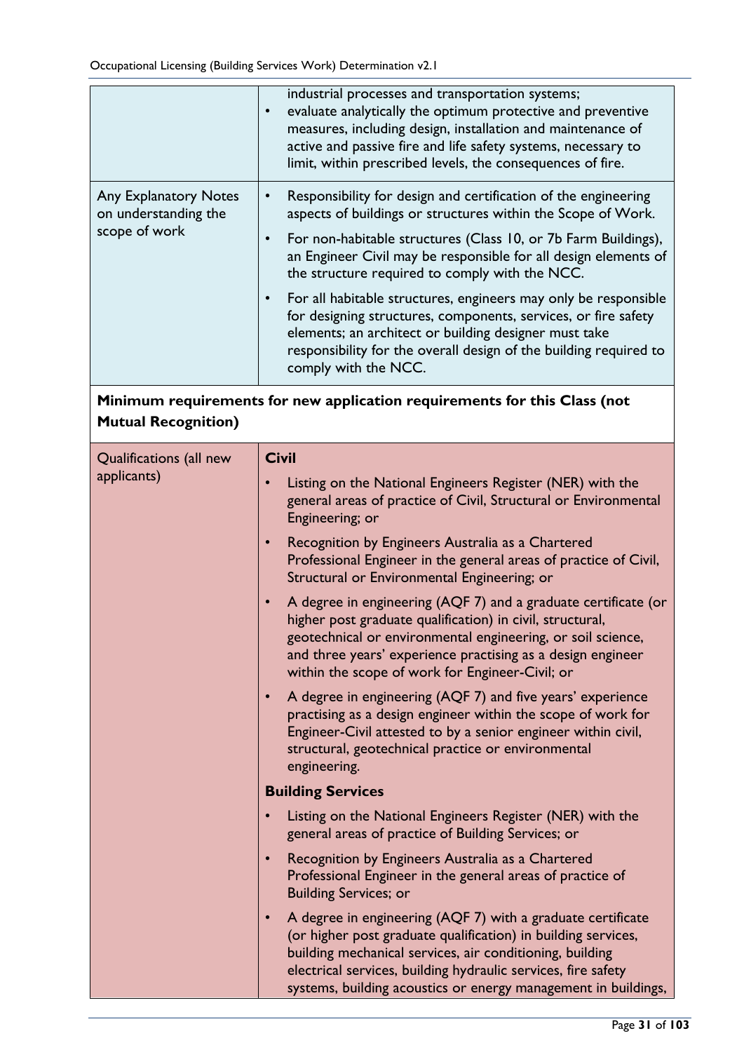| | |
|---|---|
| | industrial processes and transportation systems;<br>• evaluate analytically the optimum protective and preventive measures, including design, installation and maintenance of active and passive fire and life safety systems, necessary to limit, within prescribed levels, the consequences of fire. |
| Any Explanatory Notes on understanding the scope of work | • Responsibility for design and certification of the engineering aspects of buildings or structures within the Scope of Work.<br>• For non-habitable structures (Class 10, or 7b Farm Buildings), an Engineer Civil may be responsible for all design elements of the structure required to comply with the NCC.<br>• For all habitable structures, engineers may only be responsible for designing structures, components, services, or fire safety elements; an architect or building designer must take responsibility for the overall design of the building required to comply with the NCC. |

**Minimum requirements for new application requirements for this Class (not Mutual Recognition)**

| | |
|---|---|
| Qualifications (all new applicants) | **Civil**<br>• Listing on the National Engineers Register (NER) with the general areas of practice of Civil, Structural or Environmental Engineering; or<br>• Recognition by Engineers Australia as a Chartered Professional Engineer in the general areas of practice of Civil, Structural or Environmental Engineering; or<br>• A degree in engineering (AQF 7) and a graduate certificate (or higher post graduate qualification) in civil, structural, geotechnical or environmental engineering, or soil science, and three years' experience practising as a design engineer within the scope of work for Engineer-Civil; or<br>• A degree in engineering (AQF 7) and five years' experience practising as a design engineer within the scope of work for Engineer-Civil attested to by a senior engineer within civil, structural, geotechnical practice or environmental engineering.<br>**Building Services**<br>• Listing on the National Engineers Register (NER) with the general areas of practice of Building Services; or<br>• Recognition by Engineers Australia as a Chartered Professional Engineer in the general areas of practice of Building Services; or<br>• A degree in engineering (AQF 7) with a graduate certificate (or higher post graduate qualification) in building services, building mechanical services, air conditioning, building electrical services, building hydraulic services, fire safety systems, building acoustics or energy management in buildings, |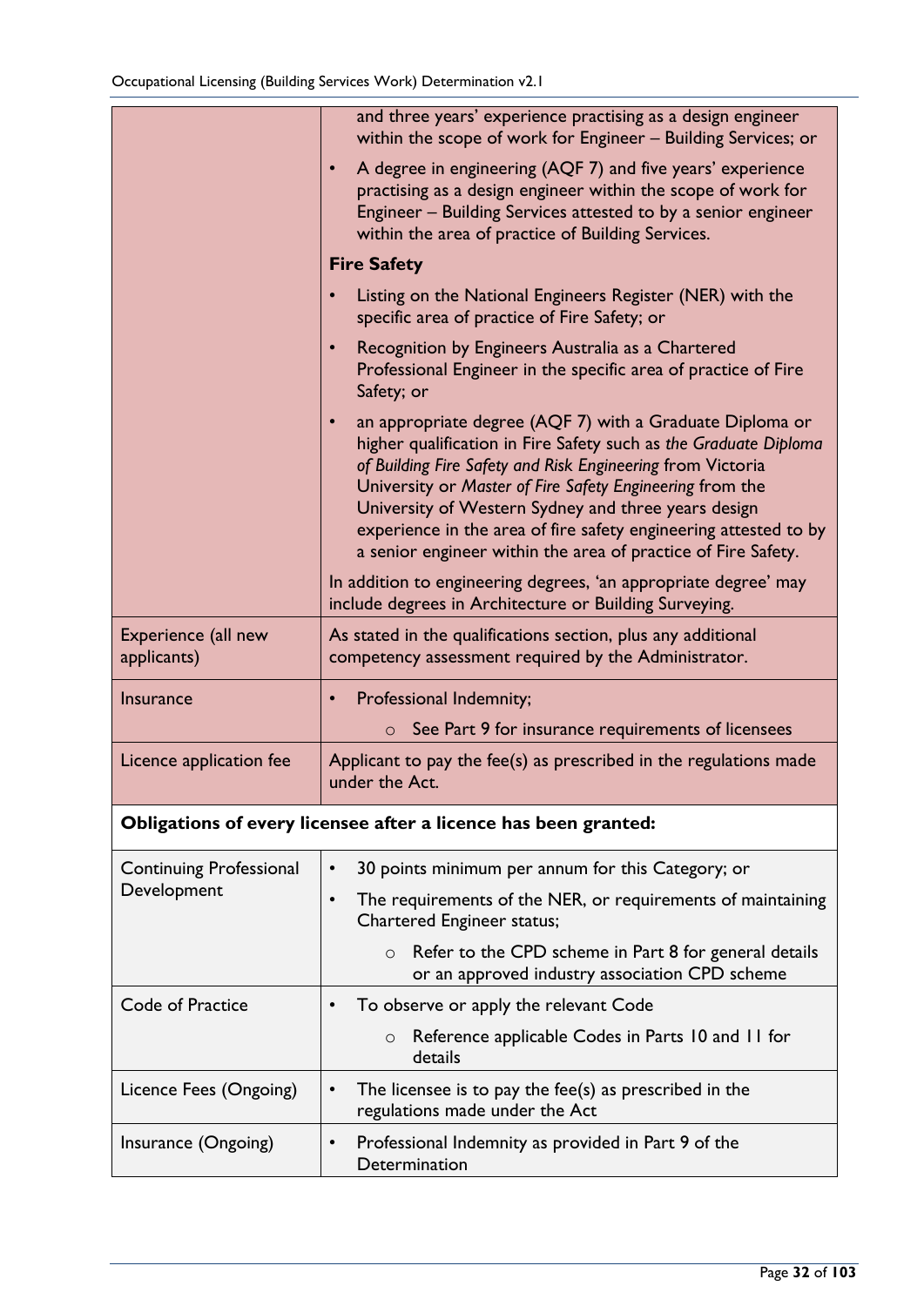| | |
|---|---|
| | and three years' experience practising as a design engineer within the scope of work for Engineer – Building Services; or<br>• A degree in engineering (AQF 7) and five years' experience practising as a design engineer within the scope of work for Engineer – Building Services attested to by a senior engineer within the area of practice of Building Services.<br>**Fire Safety**<br>• Listing on the National Engineers Register (NER) with the specific area of practice of Fire Safety; or<br>• Recognition by Engineers Australia as a Chartered Professional Engineer in the specific area of practice of Fire Safety; or<br>• an appropriate degree (AQF 7) with a Graduate Diploma or higher qualification in Fire Safety such as *the Graduate Diploma of Building Fire Safety and Risk Engineering* from Victoria University or *Master of Fire Safety Engineering* from the University of Western Sydney and three years design experience in the area of fire safety engineering attested to by a senior engineer within the area of practice of Fire Safety.<br>In addition to engineering degrees, 'an appropriate degree' may include degrees in Architecture or Building Surveying. |
| Experience (all new applicants) | As stated in the qualifications section, plus any additional competency assessment required by the Administrator. |
| Insurance | • Professional Indemnity;<br>  ○ See Part 9 for insurance requirements of licensees |
| Licence application fee | Applicant to pay the fee(s) as prescribed in the regulations made under the Act. |
| **Obligations of every licensee after a licence has been granted:** | |
| Continuing Professional Development | • 30 points minimum per annum for this Category; or<br>• The requirements of the NER, or requirements of maintaining Chartered Engineer status;<br>  ○ Refer to the CPD scheme in Part 8 for general details or an approved industry association CPD scheme |
| Code of Practice | • To observe or apply the relevant Code<br>  ○ Reference applicable Codes in Parts 10 and 11 for details |
| Licence Fees (Ongoing) | • The licensee is to pay the fee(s) as prescribed in the regulations made under the Act |
| Insurance (Ongoing) | • Professional Indemnity as provided in Part 9 of the Determination |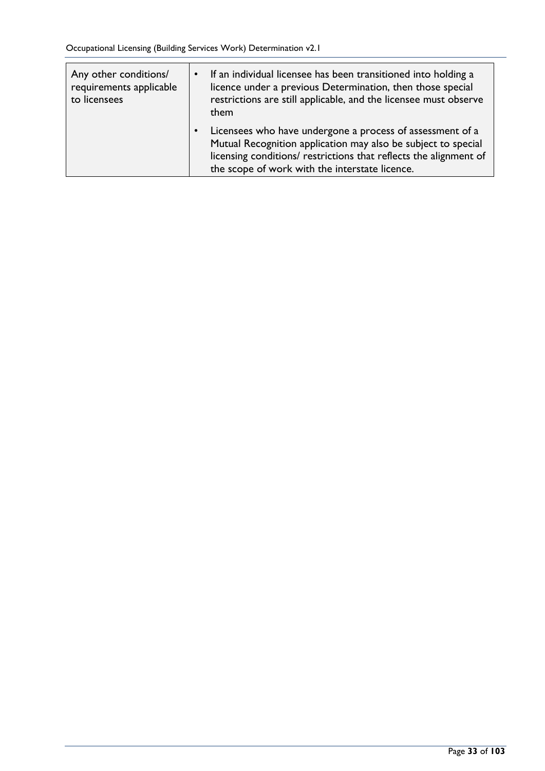| | |
|---|---|
| Any other conditions/ requirements applicable to licensees | • If an individual licensee has been transitioned into holding a licence under a previous Determination, then those special restrictions are still applicable, and the licensee must observe them<br>• Licensees who have undergone a process of assessment of a Mutual Recognition application may also be subject to special licensing conditions/ restrictions that reflects the alignment of the scope of work with the interstate licence. |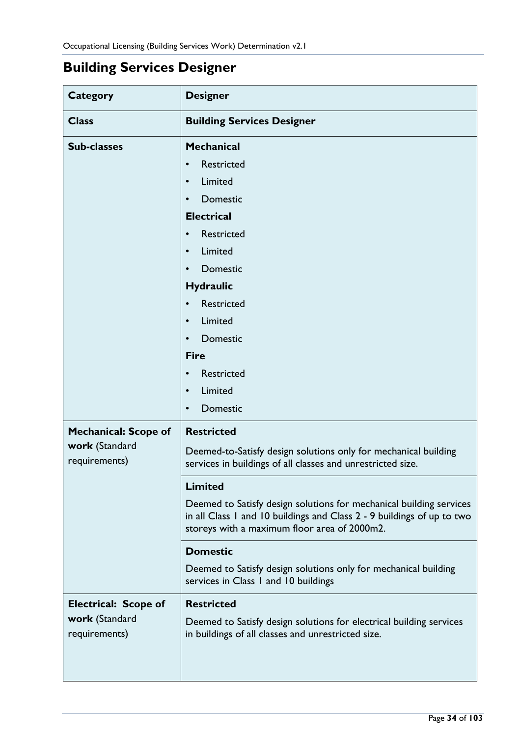## Building Services Designer

| Category | Designer |
|---|---|
| **Class** | **Building Services Designer** |
| **Sub-classes** | **Mechanical**<br>• Restricted<br>• Limited<br>• Domestic<br>**Electrical**<br>• Restricted<br>• Limited<br>• Domestic<br>**Hydraulic**<br>• Restricted<br>• Limited<br>• Domestic<br>**Fire**<br>• Restricted<br>• Limited<br>• Domestic |
| **Mechanical: Scope of work** (Standard requirements) | **Restricted**<br>Deemed-to-Satisfy design solutions only for mechanical building services in buildings of all classes and unrestricted size. |
| | **Limited**<br>Deemed to Satisfy design solutions for mechanical building services in all Class 1 and 10 buildings and Class 2 - 9 buildings of up to two storeys with a maximum floor area of 2000m2. |
| | **Domestic**<br>Deemed to Satisfy design solutions only for mechanical building services in Class 1 and 10 buildings |
| **Electrical: Scope of work** (Standard requirements) | **Restricted**<br>Deemed to Satisfy design solutions for electrical building services in buildings of all classes and unrestricted size. |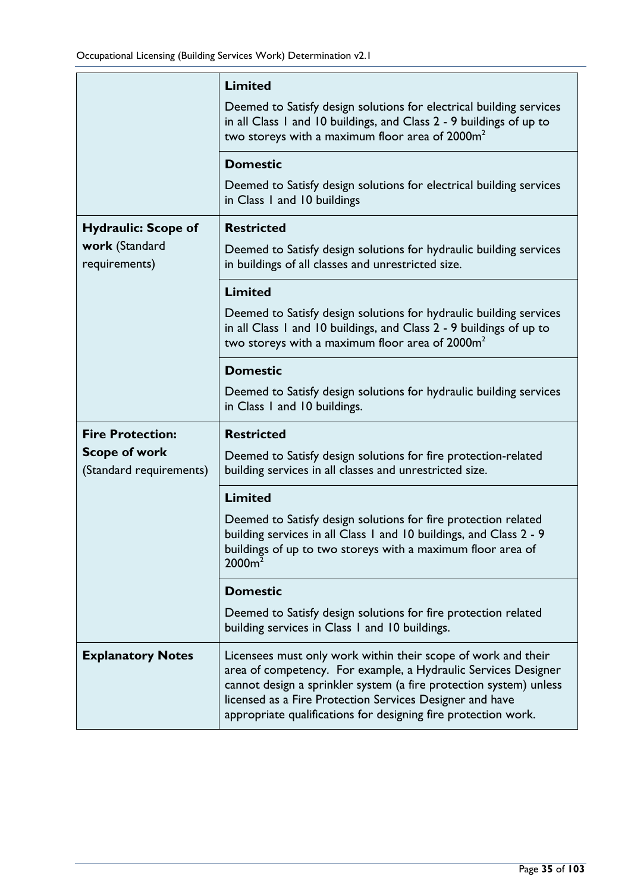| | |
|---|---|
| | **Limited**<br><br>Deemed to Satisfy design solutions for electrical building services in all Class 1 and 10 buildings, and Class 2 - 9 buildings of up to two storeys with a maximum floor area of $2000m^2$ |
| | **Domestic**<br><br>Deemed to Satisfy design solutions for electrical building services in Class 1 and 10 buildings |
| **Hydraulic: Scope of work** (Standard requirements) | **Restricted**<br><br>Deemed to Satisfy design solutions for hydraulic building services in buildings of all classes and unrestricted size. |
| | **Limited**<br><br>Deemed to Satisfy design solutions for hydraulic building services in all Class 1 and 10 buildings, and Class 2 - 9 buildings of up to two storeys with a maximum floor area of $2000m^2$ |
| | **Domestic**<br><br>Deemed to Satisfy design solutions for hydraulic building services in Class 1 and 10 buildings. |
| **Fire Protection: Scope of work** (Standard requirements) | **Restricted**<br><br>Deemed to Satisfy design solutions for fire protection-related building services in all classes and unrestricted size. |
| | **Limited**<br><br>Deemed to Satisfy design solutions for fire protection related building services in all Class 1 and 10 buildings, and Class 2 - 9 buildings of up to two storeys with a maximum floor area of $2000m^2$ |
| | **Domestic**<br><br>Deemed to Satisfy design solutions for fire protection related building services in Class 1 and 10 buildings. |
| **Explanatory Notes** | Licensees must only work within their scope of work and their area of competency. For example, a Hydraulic Services Designer cannot design a sprinkler system (a fire protection system) unless licensed as a Fire Protection Services Designer and have appropriate qualifications for designing fire protection work. |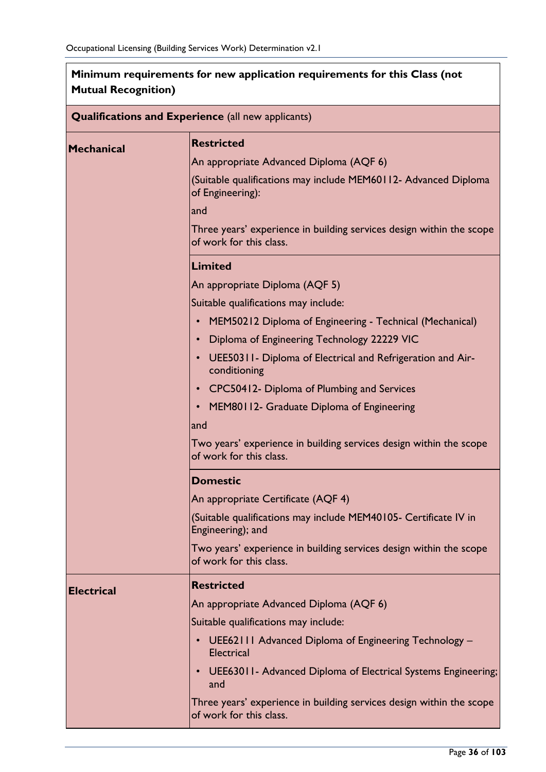**Minimum requirements for new application requirements for this Class (not Mutual Recognition)**

| **Qualifications and Experience** (all new applicants) | |
|---|---|
| **Mechanical** | **Restricted**<br>An appropriate Advanced Diploma (AQF 6)<br>(Suitable qualifications may include MEM60112- Advanced Diploma of Engineering):<br>and<br>Three years' experience in building services design within the scope of work for this class. |
| | **Limited**<br>An appropriate Diploma (AQF 5)<br>Suitable qualifications may include:<br>• MEM50212 Diploma of Engineering - Technical (Mechanical)<br>• Diploma of Engineering Technology 22229 VIC<br>• UEE50311- Diploma of Electrical and Refrigeration and Air-conditioning<br>• CPC50412- Diploma of Plumbing and Services<br>• MEM80112- Graduate Diploma of Engineering<br>and<br>Two years' experience in building services design within the scope of work for this class. |
| | **Domestic**<br>An appropriate Certificate (AQF 4)<br>(Suitable qualifications may include MEM40105- Certificate IV in Engineering); and<br>Two years' experience in building services design within the scope of work for this class. |
| **Electrical** | **Restricted**<br>An appropriate Advanced Diploma (AQF 6)<br>Suitable qualifications may include:<br>• UEE62111 Advanced Diploma of Engineering Technology – Electrical<br>• UEE63011- Advanced Diploma of Electrical Systems Engineering; and<br>Three years' experience in building services design within the scope of work for this class. |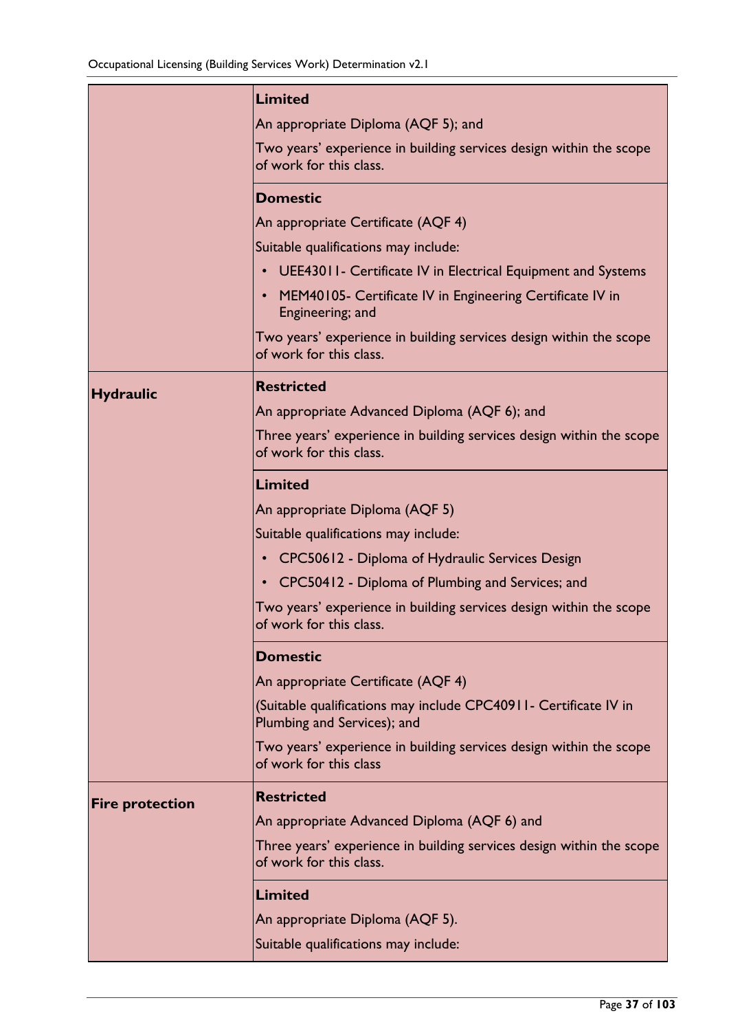| | |
|---|---|
| | **Limited**<br><br>An appropriate Diploma (AQF 5); and<br><br>Two years' experience in building services design within the scope of work for this class. |
| | **Domestic**<br><br>An appropriate Certificate (AQF 4)<br><br>Suitable qualifications may include:<br><br>• UEE43011- Certificate IV in Electrical Equipment and Systems<br>• MEM40105- Certificate IV in Engineering Certificate IV in Engineering; and<br><br>Two years' experience in building services design within the scope of work for this class. |
| **Hydraulic** | **Restricted**<br><br>An appropriate Advanced Diploma (AQF 6); and<br><br>Three years' experience in building services design within the scope of work for this class. |
| | **Limited**<br><br>An appropriate Diploma (AQF 5)<br><br>Suitable qualifications may include:<br><br>• CPC50612 - Diploma of Hydraulic Services Design<br>• CPC50412 - Diploma of Plumbing and Services; and<br><br>Two years' experience in building services design within the scope of work for this class. |
| | **Domestic**<br><br>An appropriate Certificate (AQF 4)<br><br>(Suitable qualifications may include CPC40911- Certificate IV in Plumbing and Services); and<br><br>Two years' experience in building services design within the scope of work for this class |
| **Fire protection** | **Restricted**<br><br>An appropriate Advanced Diploma (AQF 6) and<br><br>Three years' experience in building services design within the scope of work for this class. |
| | **Limited**<br><br>An appropriate Diploma (AQF 5).<br><br>Suitable qualifications may include: |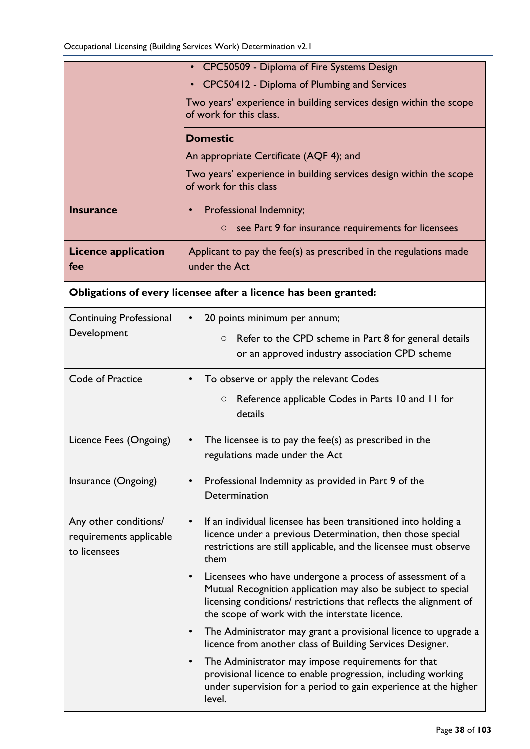| | |
|---|---|
| | • CPC50509 - Diploma of Fire Systems Design<br>• CPC50412 - Diploma of Plumbing and Services<br>Two years' experience in building services design within the scope of work for this class. |
| | **Domestic**<br>An appropriate Certificate (AQF 4); and<br>Two years' experience in building services design within the scope of work for this class |
| **Insurance** | • Professional Indemnity;<br>　○ see Part 9 for insurance requirements for licensees |
| **Licence application fee** | Applicant to pay the fee(s) as prescribed in the regulations made under the Act |
| **Obligations of every licensee after a licence has been granted:** | |
| Continuing Professional Development | • 20 points minimum per annum;<br>　○ Refer to the CPD scheme in Part 8 for general details or an approved industry association CPD scheme |
| Code of Practice | • To observe or apply the relevant Codes<br>　○ Reference applicable Codes in Parts 10 and 11 for details |
| Licence Fees (Ongoing) | • The licensee is to pay the fee(s) as prescribed in the regulations made under the Act |
| Insurance (Ongoing) | • Professional Indemnity as provided in Part 9 of the Determination |
| Any other conditions/ requirements applicable to licensees | • If an individual licensee has been transitioned into holding a licence under a previous Determination, then those special restrictions are still applicable, and the licensee must observe them<br>• Licensees who have undergone a process of assessment of a Mutual Recognition application may also be subject to special licensing conditions/ restrictions that reflects the alignment of the scope of work with the interstate licence.<br>• The Administrator may grant a provisional licence to upgrade a licence from another class of Building Services Designer.<br>• The Administrator may impose requirements for that provisional licence to enable progression, including working under supervision for a period to gain experience at the higher level. |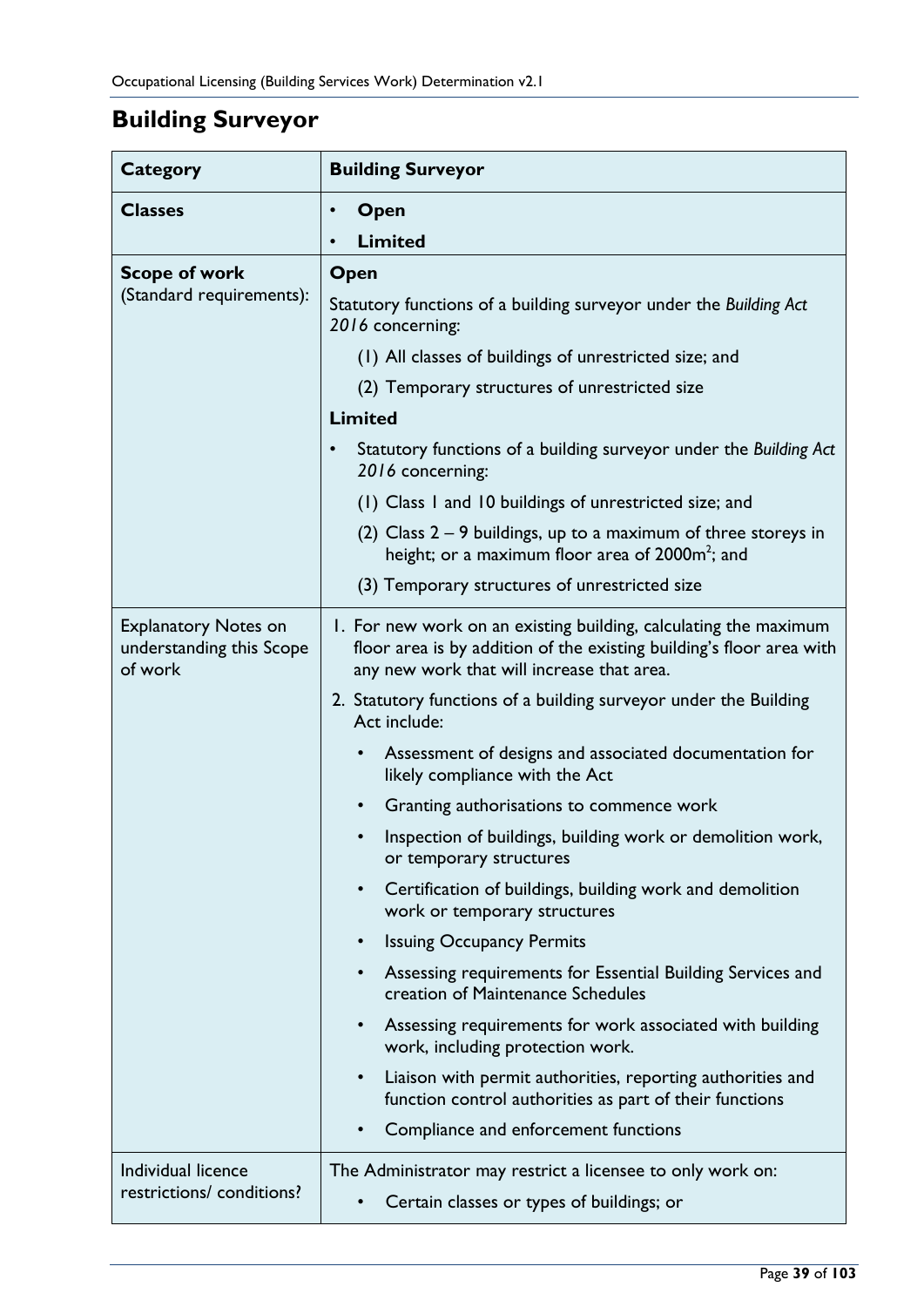## Building Surveyor

| Category | Building Surveyor |
|---|---|
| **Classes** | • **Open**<br>• **Limited** |
| **Scope of work** (Standard requirements): | **Open**<br>Statutory functions of a building surveyor under the *Building Act 2016* concerning:<br>(1) All classes of buildings of unrestricted size; and<br>(2) Temporary structures of unrestricted size<br>**Limited**<br>• Statutory functions of a building surveyor under the *Building Act 2016* concerning:<br>(1) Class 1 and 10 buildings of unrestricted size; and<br>(2) Class 2 – 9 buildings, up to a maximum of three storeys in height; or a maximum floor area of 2000m$^2$; and<br>(3) Temporary structures of unrestricted size |
| Explanatory Notes on understanding this Scope of work | 1. For new work on an existing building, calculating the maximum floor area is by addition of the existing building's floor area with any new work that will increase that area.<br>2. Statutory functions of a building surveyor under the Building Act include:<br>• Assessment of designs and associated documentation for likely compliance with the Act<br>• Granting authorisations to commence work<br>• Inspection of buildings, building work or demolition work, or temporary structures<br>• Certification of buildings, building work and demolition work or temporary structures<br>• Issuing Occupancy Permits<br>• Assessing requirements for Essential Building Services and creation of Maintenance Schedules<br>• Assessing requirements for work associated with building work, including protection work.<br>• Liaison with permit authorities, reporting authorities and function control authorities as part of their functions<br>• Compliance and enforcement functions |
| Individual licence restrictions/ conditions? | The Administrator may restrict a licensee to only work on:<br>• Certain classes or types of buildings; or |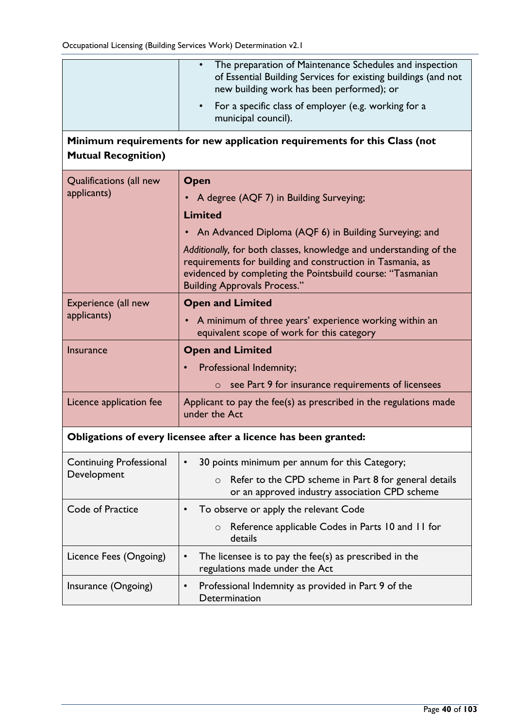| | |
|---|---|
| | • The preparation of Maintenance Schedules and inspection of Essential Building Services for existing buildings (and not new building work has been performed); or<br>• For a specific class of employer (e.g. working for a municipal council). |

**Minimum requirements for new application requirements for this Class (not Mutual Recognition)**

| | |
|---|---|
| Qualifications (all new applicants) | **Open**<br>• A degree (AQF 7) in Building Surveying;<br>**Limited**<br>• An Advanced Diploma (AQF 6) in Building Surveying; and<br>*Additionally,* for both classes, knowledge and understanding of the requirements for building and construction in Tasmania, as evidenced by completing the Pointsbuild course: "Tasmanian Building Approvals Process." |
| Experience (all new applicants) | **Open and Limited**<br>• A minimum of three years' experience working within an equivalent scope of work for this category |
| Insurance | **Open and Limited**<br>• Professional Indemnity;<br>&nbsp;&nbsp;&nbsp;&nbsp;○ see Part 9 for insurance requirements of licensees |
| Licence application fee | Applicant to pay the fee(s) as prescribed in the regulations made under the Act |

**Obligations of every licensee after a licence has been granted:**

| | |
|---|---|
| Continuing Professional Development | • 30 points minimum per annum for this Category;<br>&nbsp;&nbsp;&nbsp;&nbsp;○ Refer to the CPD scheme in Part 8 for general details or an approved industry association CPD scheme |
| Code of Practice | • To observe or apply the relevant Code<br>&nbsp;&nbsp;&nbsp;&nbsp;○ Reference applicable Codes in Parts 10 and 11 for details |
| Licence Fees (Ongoing) | • The licensee is to pay the fee(s) as prescribed in the regulations made under the Act |
| Insurance (Ongoing) | • Professional Indemnity as provided in Part 9 of the Determination |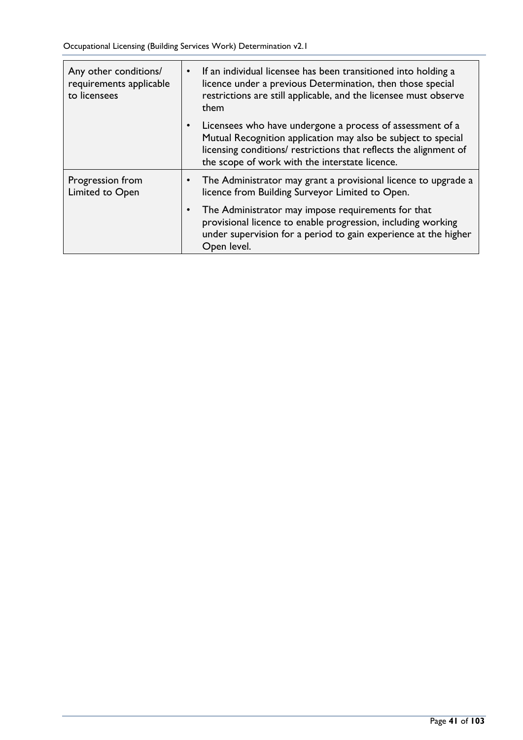| | |
|---|---|
| Any other conditions/ requirements applicable to licensees | • If an individual licensee has been transitioned into holding a licence under a previous Determination, then those special restrictions are still applicable, and the licensee must observe them<br>• Licensees who have undergone a process of assessment of a Mutual Recognition application may also be subject to special licensing conditions/ restrictions that reflects the alignment of the scope of work with the interstate licence. |
| Progression from Limited to Open | • The Administrator may grant a provisional licence to upgrade a licence from Building Surveyor Limited to Open.<br>• The Administrator may impose requirements for that provisional licence to enable progression, including working under supervision for a period to gain experience at the higher Open level. |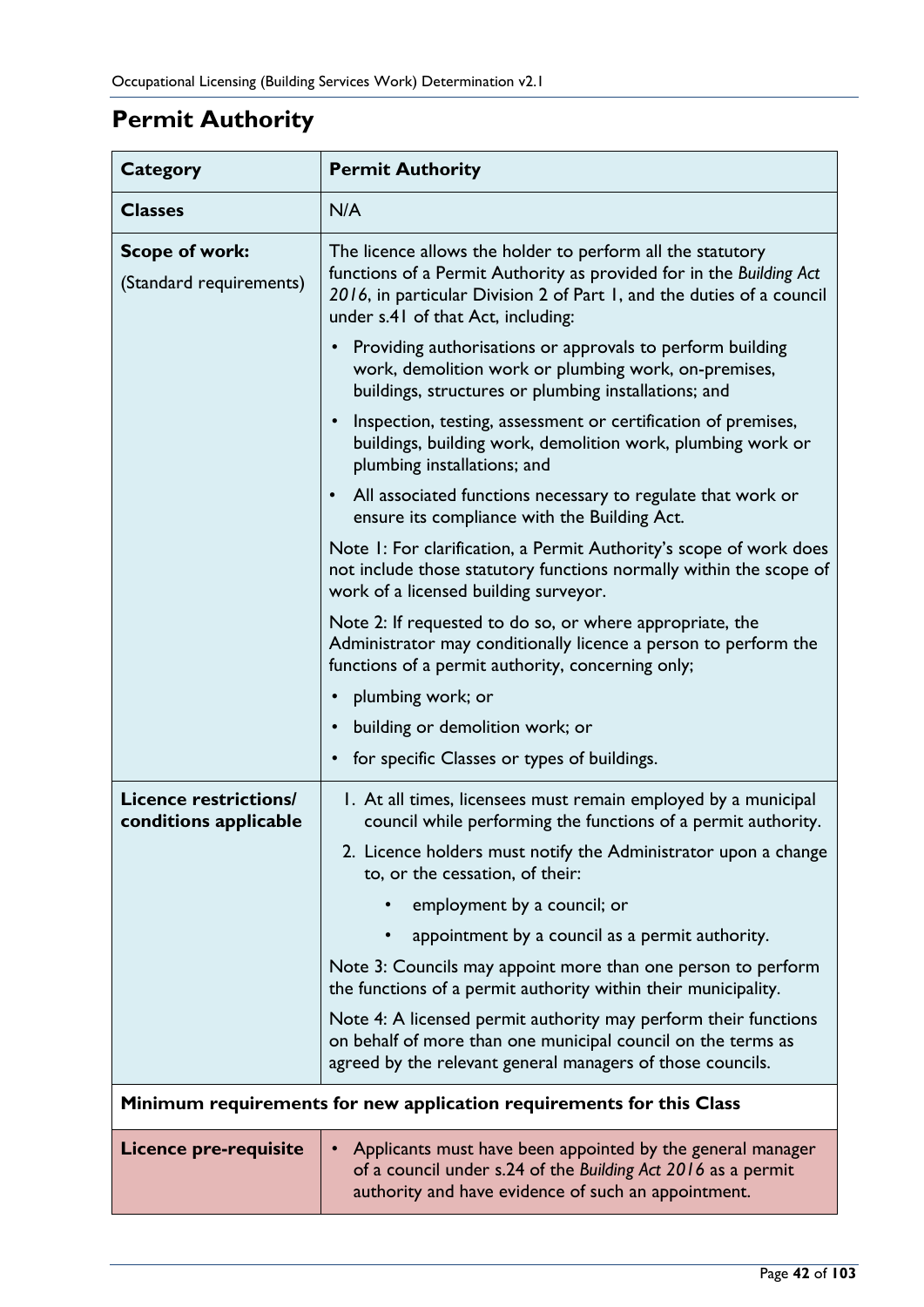## Permit Authority

| Category | Permit Authority |
|---|---|
| **Classes** | N/A |
| **Scope of work:** (Standard requirements) | The licence allows the holder to perform all the statutory functions of a Permit Authority as provided for in the *Building Act 2016*, in particular Division 2 of Part 1, and the duties of a council under s.41 of that Act, including: <br>• Providing authorisations or approvals to perform building work, demolition work or plumbing work, on-premises, buildings, structures or plumbing installations; and <br>• Inspection, testing, assessment or certification of premises, buildings, building work, demolition work, plumbing work or plumbing installations; and <br>• All associated functions necessary to regulate that work or ensure its compliance with the Building Act. <br>Note 1: For clarification, a Permit Authority's scope of work does not include those statutory functions normally within the scope of work of a licensed building surveyor. <br>Note 2: If requested to do so, or where appropriate, the Administrator may conditionally licence a person to perform the functions of a permit authority, concerning only; <br>• plumbing work; or <br>• building or demolition work; or <br>• for specific Classes or types of buildings. |
| **Licence restrictions/ conditions applicable** | 1. At all times, licensees must remain employed by a municipal council while performing the functions of a permit authority. <br>2. Licence holders must notify the Administrator upon a change to, or the cessation, of their: <br>  • employment by a council; or <br>  • appointment by a council as a permit authority. <br>Note 3: Councils may appoint more than one person to perform the functions of a permit authority within their municipality. <br>Note 4: A licensed permit authority may perform their functions on behalf of more than one municipal council on the terms as agreed by the relevant general managers of those councils. |
| **Minimum requirements for new application requirements for this Class** | |
| **Licence pre-requisite** | • Applicants must have been appointed by the general manager of a council under s.24 of the *Building Act 2016* as a permit authority and have evidence of such an appointment. |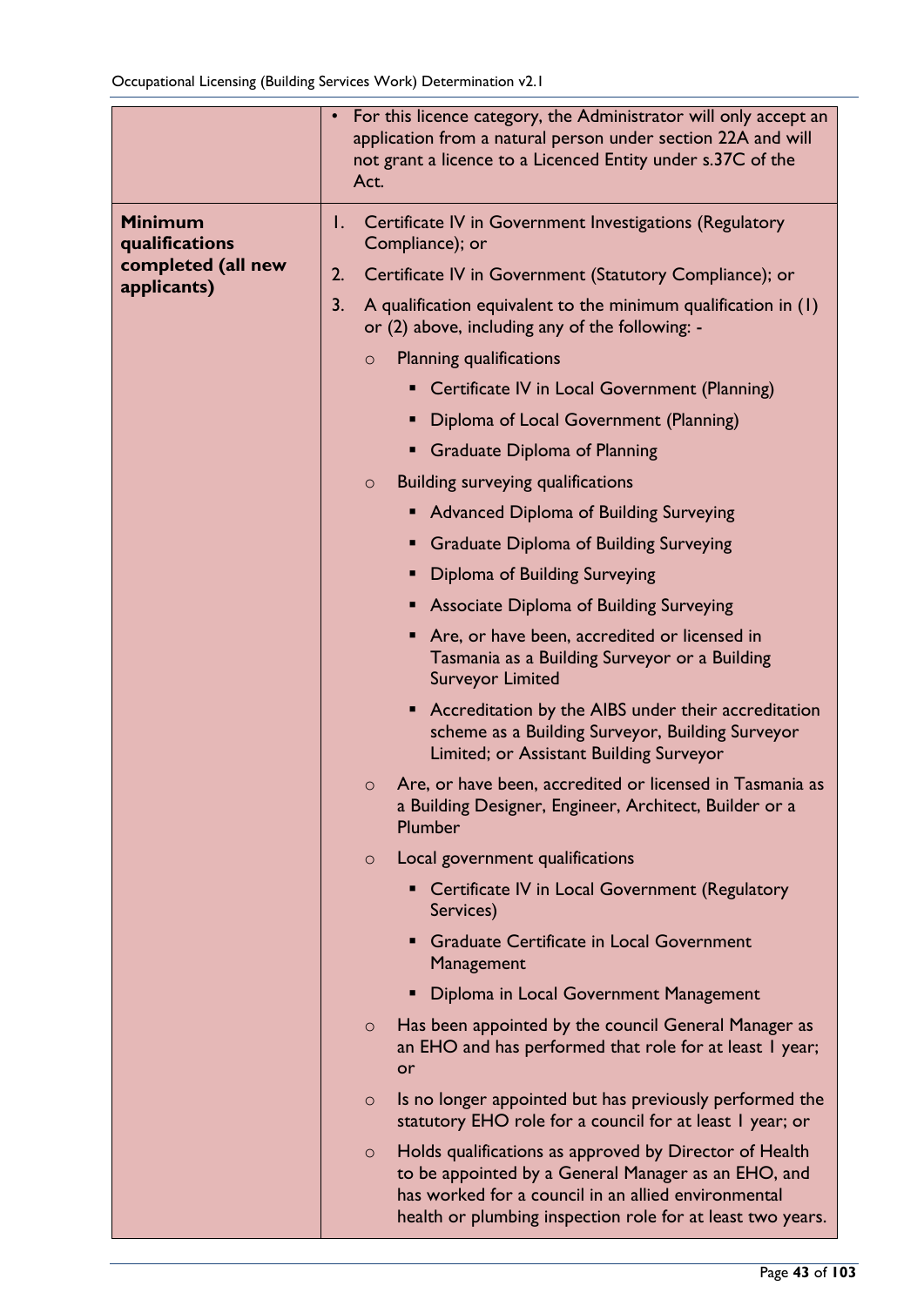| | |
|---|---|
| | • For this licence category, the Administrator will only accept an application from a natural person under section 22A and will not grant a licence to a Licenced Entity under s.37C of the Act. |
| **Minimum qualifications completed (all new applicants)** | 1. Certificate IV in Government Investigations (Regulatory Compliance); or<br>2. Certificate IV in Government (Statutory Compliance); or<br>3. A qualification equivalent to the minimum qualification in (1) or (2) above, including any of the following: -<br>&nbsp;&nbsp;&nbsp;&nbsp;○ Planning qualifications<br>&nbsp;&nbsp;&nbsp;&nbsp;&nbsp;&nbsp;&nbsp;&nbsp;▪ Certificate IV in Local Government (Planning)<br>&nbsp;&nbsp;&nbsp;&nbsp;&nbsp;&nbsp;&nbsp;&nbsp;▪ Diploma of Local Government (Planning)<br>&nbsp;&nbsp;&nbsp;&nbsp;&nbsp;&nbsp;&nbsp;&nbsp;▪ Graduate Diploma of Planning<br>&nbsp;&nbsp;&nbsp;&nbsp;○ Building surveying qualifications<br>&nbsp;&nbsp;&nbsp;&nbsp;&nbsp;&nbsp;&nbsp;&nbsp;▪ Advanced Diploma of Building Surveying<br>&nbsp;&nbsp;&nbsp;&nbsp;&nbsp;&nbsp;&nbsp;&nbsp;▪ Graduate Diploma of Building Surveying<br>&nbsp;&nbsp;&nbsp;&nbsp;&nbsp;&nbsp;&nbsp;&nbsp;▪ Diploma of Building Surveying<br>&nbsp;&nbsp;&nbsp;&nbsp;&nbsp;&nbsp;&nbsp;&nbsp;▪ Associate Diploma of Building Surveying<br>&nbsp;&nbsp;&nbsp;&nbsp;&nbsp;&nbsp;&nbsp;&nbsp;▪ Are, or have been, accredited or licensed in Tasmania as a Building Surveyor or a Building Surveyor Limited<br>&nbsp;&nbsp;&nbsp;&nbsp;&nbsp;&nbsp;&nbsp;&nbsp;▪ Accreditation by the AIBS under their accreditation scheme as a Building Surveyor, Building Surveyor Limited; or Assistant Building Surveyor<br>&nbsp;&nbsp;&nbsp;&nbsp;○ Are, or have been, accredited or licensed in Tasmania as a Building Designer, Engineer, Architect, Builder or a Plumber<br>&nbsp;&nbsp;&nbsp;&nbsp;○ Local government qualifications<br>&nbsp;&nbsp;&nbsp;&nbsp;&nbsp;&nbsp;&nbsp;&nbsp;▪ Certificate IV in Local Government (Regulatory Services)<br>&nbsp;&nbsp;&nbsp;&nbsp;&nbsp;&nbsp;&nbsp;&nbsp;▪ Graduate Certificate in Local Government Management<br>&nbsp;&nbsp;&nbsp;&nbsp;&nbsp;&nbsp;&nbsp;&nbsp;▪ Diploma in Local Government Management<br>&nbsp;&nbsp;&nbsp;&nbsp;○ Has been appointed by the council General Manager as an EHO and has performed that role for at least 1 year; or<br>&nbsp;&nbsp;&nbsp;&nbsp;○ Is no longer appointed but has previously performed the statutory EHO role for a council for at least 1 year; or<br>&nbsp;&nbsp;&nbsp;&nbsp;○ Holds qualifications as approved by Director of Health to be appointed by a General Manager as an EHO, and has worked for a council in an allied environmental health or plumbing inspection role for at least two years. |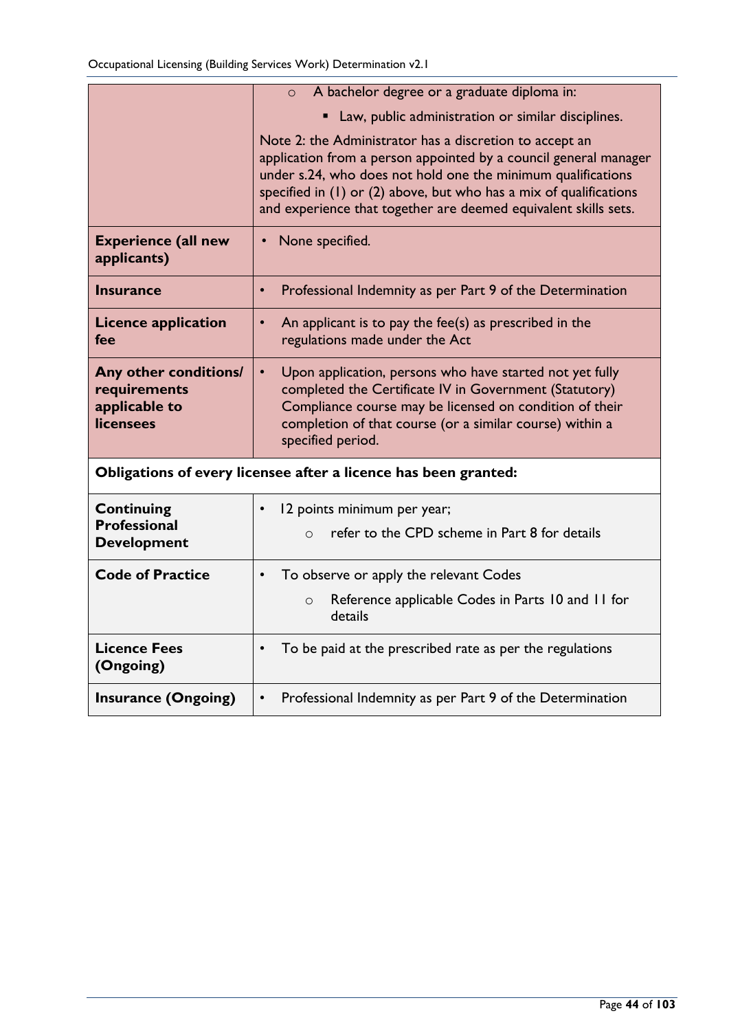| | |
|---|---|
| | ○ A bachelor degree or a graduate diploma in: <br> ▪ Law, public administration or similar disciplines. <br><br> Note 2: the Administrator has a discretion to accept an application from a person appointed by a council general manager under s.24, who does not hold one the minimum qualifications specified in (1) or (2) above, but who has a mix of qualifications and experience that together are deemed equivalent skills sets. |
| **Experience (all new applicants)** | • None specified. |
| **Insurance** | • Professional Indemnity as per Part 9 of the Determination |
| **Licence application fee** | • An applicant is to pay the fee(s) as prescribed in the regulations made under the Act |
| **Any other conditions/ requirements applicable to licensees** | • Upon application, persons who have started not yet fully completed the Certificate IV in Government (Statutory) Compliance course may be licensed on condition of their completion of that course (or a similar course) within a specified period. |
| **Obligations of every licensee after a licence has been granted:** | |
| **Continuing Professional Development** | • 12 points minimum per year; <br> ○ refer to the CPD scheme in Part 8 for details |
| **Code of Practice** | • To observe or apply the relevant Codes <br> ○ Reference applicable Codes in Parts 10 and 11 for details |
| **Licence Fees (Ongoing)** | • To be paid at the prescribed rate as per the regulations |
| **Insurance (Ongoing)** | • Professional Indemnity as per Part 9 of the Determination |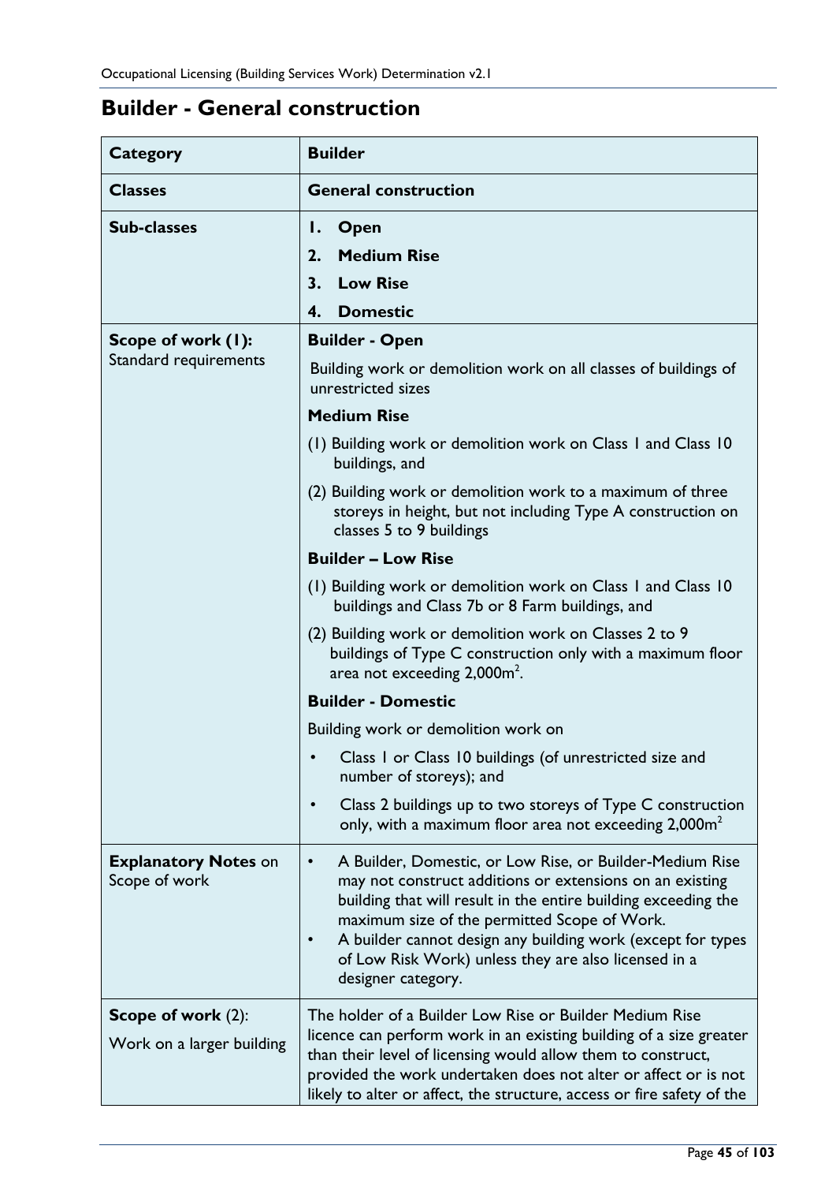## Builder - General construction

| Category | Builder |
|---|---|
| **Classes** | **General construction** |
| **Sub-classes** | 1. **Open**<br>2. **Medium Rise**<br>3. **Low Rise**<br>4. **Domestic** |
| **Scope of work (1):** Standard requirements | **Builder - Open**<br>Building work or demolition work on all classes of buildings of unrestricted sizes<br>**Medium Rise**<br>(1) Building work or demolition work on Class 1 and Class 10 buildings, and<br>(2) Building work or demolition work to a maximum of three storeys in height, but not including Type A construction on classes 5 to 9 buildings<br>**Builder – Low Rise**<br>(1) Building work or demolition work on Class 1 and Class 10 buildings and Class 7b or 8 Farm buildings, and<br>(2) Building work or demolition work on Classes 2 to 9 buildings of Type C construction only with a maximum floor area not exceeding 2,000m$^2$.<br>**Builder - Domestic**<br>Building work or demolition work on<br>• Class 1 or Class 10 buildings (of unrestricted size and number of storeys); and<br>• Class 2 buildings up to two storeys of Type C construction only, with a maximum floor area not exceeding 2,000m$^2$ |
| **Explanatory Notes** on Scope of work | • A Builder, Domestic, or Low Rise, or Builder-Medium Rise may not construct additions or extensions on an existing building that will result in the entire building exceeding the maximum size of the permitted Scope of Work.<br>• A builder cannot design any building work (except for types of Low Risk Work) unless they are also licensed in a designer category. |
| **Scope of work** (2):<br>Work on a larger building | The holder of a Builder Low Rise or Builder Medium Rise licence can perform work in an existing building of a size greater than their level of licensing would allow them to construct, provided the work undertaken does not alter or affect or is not likely to alter or affect, the structure, access or fire safety of the |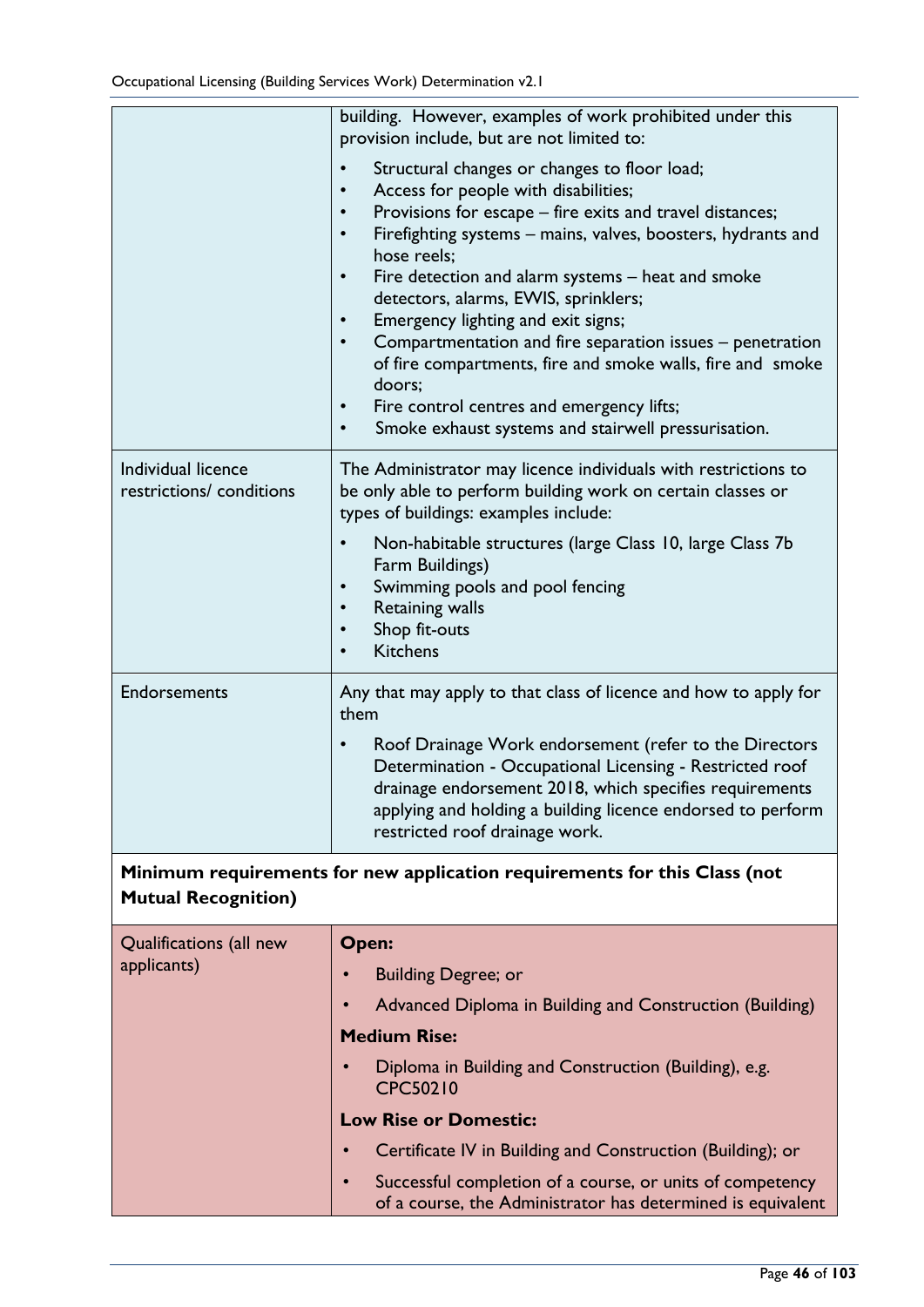| | |
|---|---|
| | building. However, examples of work prohibited under this provision include, but are not limited to:<br>• Structural changes or changes to floor load;<br>• Access for people with disabilities;<br>• Provisions for escape – fire exits and travel distances;<br>• Firefighting systems – mains, valves, boosters, hydrants and hose reels;<br>• Fire detection and alarm systems – heat and smoke detectors, alarms, EWIS, sprinklers;<br>• Emergency lighting and exit signs;<br>• Compartmentation and fire separation issues – penetration of fire compartments, fire and smoke walls, fire and smoke doors;<br>• Fire control centres and emergency lifts;<br>• Smoke exhaust systems and stairwell pressurisation. |
| Individual licence restrictions/ conditions | The Administrator may licence individuals with restrictions to be only able to perform building work on certain classes or types of buildings: examples include:<br>• Non-habitable structures (large Class 10, large Class 7b Farm Buildings)<br>• Swimming pools and pool fencing<br>• Retaining walls<br>• Shop fit-outs<br>• Kitchens |
| Endorsements | Any that may apply to that class of licence and how to apply for them<br>• Roof Drainage Work endorsement (refer to the Directors Determination - Occupational Licensing - Restricted roof drainage endorsement 2018, which specifies requirements applying and holding a building licence endorsed to perform restricted roof drainage work. |
| **Minimum requirements for new application requirements for this Class (not Mutual Recognition)** | |
| Qualifications (all new applicants) | **Open:**<br>• Building Degree; or<br>• Advanced Diploma in Building and Construction (Building)<br>**Medium Rise:**<br>• Diploma in Building and Construction (Building), e.g. CPC50210<br>**Low Rise or Domestic:**<br>• Certificate IV in Building and Construction (Building); or<br>• Successful completion of a course, or units of competency of a course, the Administrator has determined is equivalent |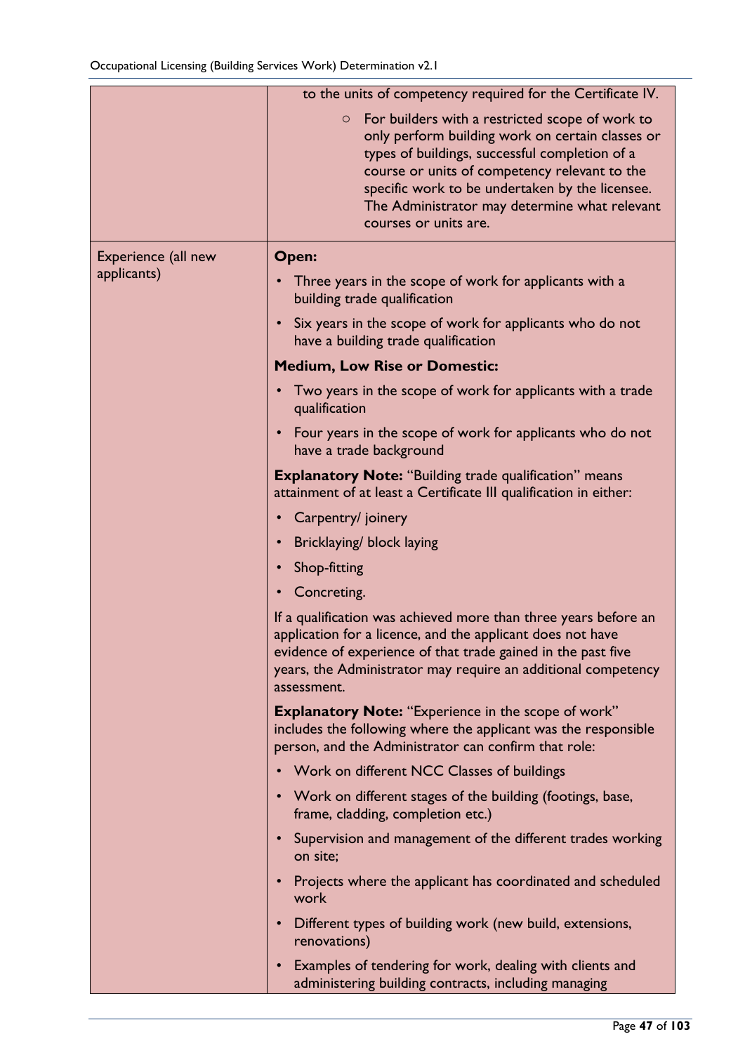| | |
|---|---|
| | to the units of competency required for the Certificate IV.<br>◦ For builders with a restricted scope of work to only perform building work on certain classes or types of buildings, successful completion of a course or units of competency relevant to the specific work to be undertaken by the licensee. The Administrator may determine what relevant courses or units are. |
| Experience (all new applicants) | **Open:**<br>• Three years in the scope of work for applicants with a building trade qualification<br>• Six years in the scope of work for applicants who do not have a building trade qualification<br>**Medium, Low Rise or Domestic:**<br>• Two years in the scope of work for applicants with a trade qualification<br>• Four years in the scope of work for applicants who do not have a trade background<br>**Explanatory Note:** "Building trade qualification" means attainment of at least a Certificate III qualification in either:<br>• Carpentry/ joinery<br>• Bricklaying/ block laying<br>• Shop-fitting<br>• Concreting.<br>If a qualification was achieved more than three years before an application for a licence, and the applicant does not have evidence of experience of that trade gained in the past five years, the Administrator may require an additional competency assessment.<br>**Explanatory Note:** "Experience in the scope of work" includes the following where the applicant was the responsible person, and the Administrator can confirm that role:<br>• Work on different NCC Classes of buildings<br>• Work on different stages of the building (footings, base, frame, cladding, completion etc.)<br>• Supervision and management of the different trades working on site;<br>• Projects where the applicant has coordinated and scheduled work<br>• Different types of building work (new build, extensions, renovations)<br>• Examples of tendering for work, dealing with clients and administering building contracts, including managing |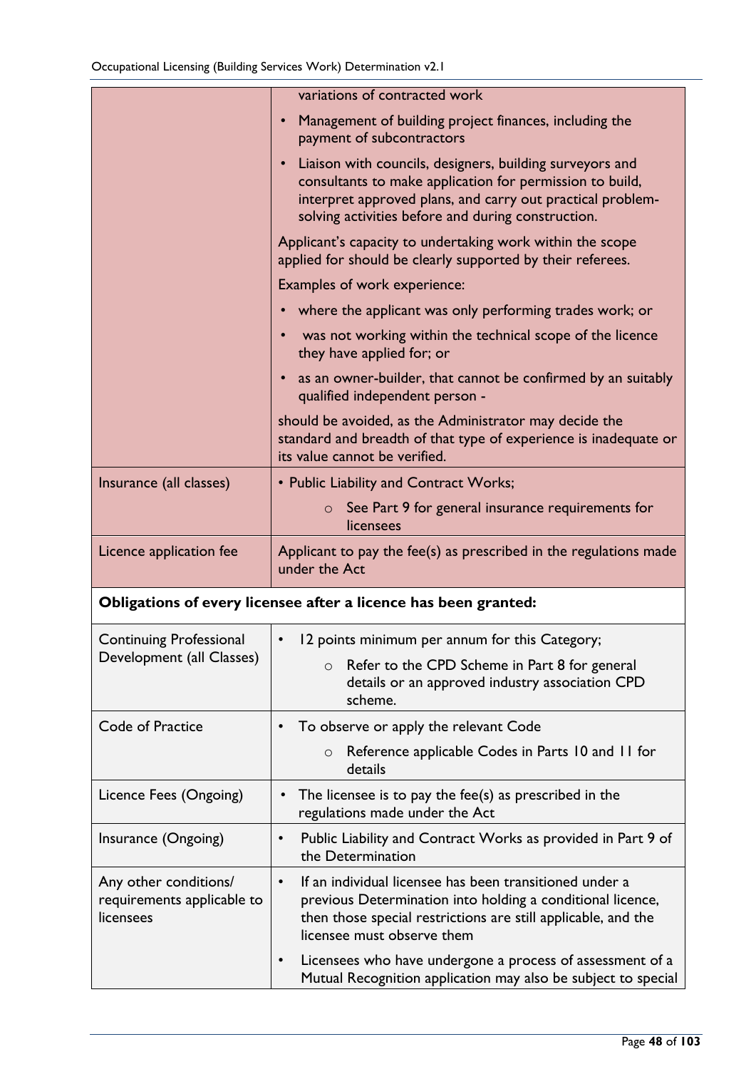| | |
|---|---|
| | variations of contracted work<br>• Management of building project finances, including the payment of subcontractors<br>• Liaison with councils, designers, building surveyors and consultants to make application for permission to build, interpret approved plans, and carry out practical problem-solving activities before and during construction.<br>Applicant's capacity to undertaking work within the scope applied for should be clearly supported by their referees.<br>Examples of work experience:<br>• where the applicant was only performing trades work; or<br>• was not working within the technical scope of the licence they have applied for; or<br>• as an owner-builder, that cannot be confirmed by an suitably qualified independent person -<br>should be avoided, as the Administrator may decide the standard and breadth of that type of experience is inadequate or its value cannot be verified. |
| Insurance (all classes) | • Public Liability and Contract Works;<br>○ See Part 9 for general insurance requirements for licensees |
| Licence application fee | Applicant to pay the fee(s) as prescribed in the regulations made under the Act |
| **Obligations of every licensee after a licence has been granted:** | |
| Continuing Professional Development (all Classes) | • 12 points minimum per annum for this Category;<br>○ Refer to the CPD Scheme in Part 8 for general details or an approved industry association CPD scheme. |
| Code of Practice | • To observe or apply the relevant Code<br>○ Reference applicable Codes in Parts 10 and 11 for details |
| Licence Fees (Ongoing) | • The licensee is to pay the fee(s) as prescribed in the regulations made under the Act |
| Insurance (Ongoing) | • Public Liability and Contract Works as provided in Part 9 of the Determination |
| Any other conditions/ requirements applicable to licensees | • If an individual licensee has been transitioned under a previous Determination into holding a conditional licence, then those special restrictions are still applicable, and the licensee must observe them<br>• Licensees who have undergone a process of assessment of a Mutual Recognition application may also be subject to special |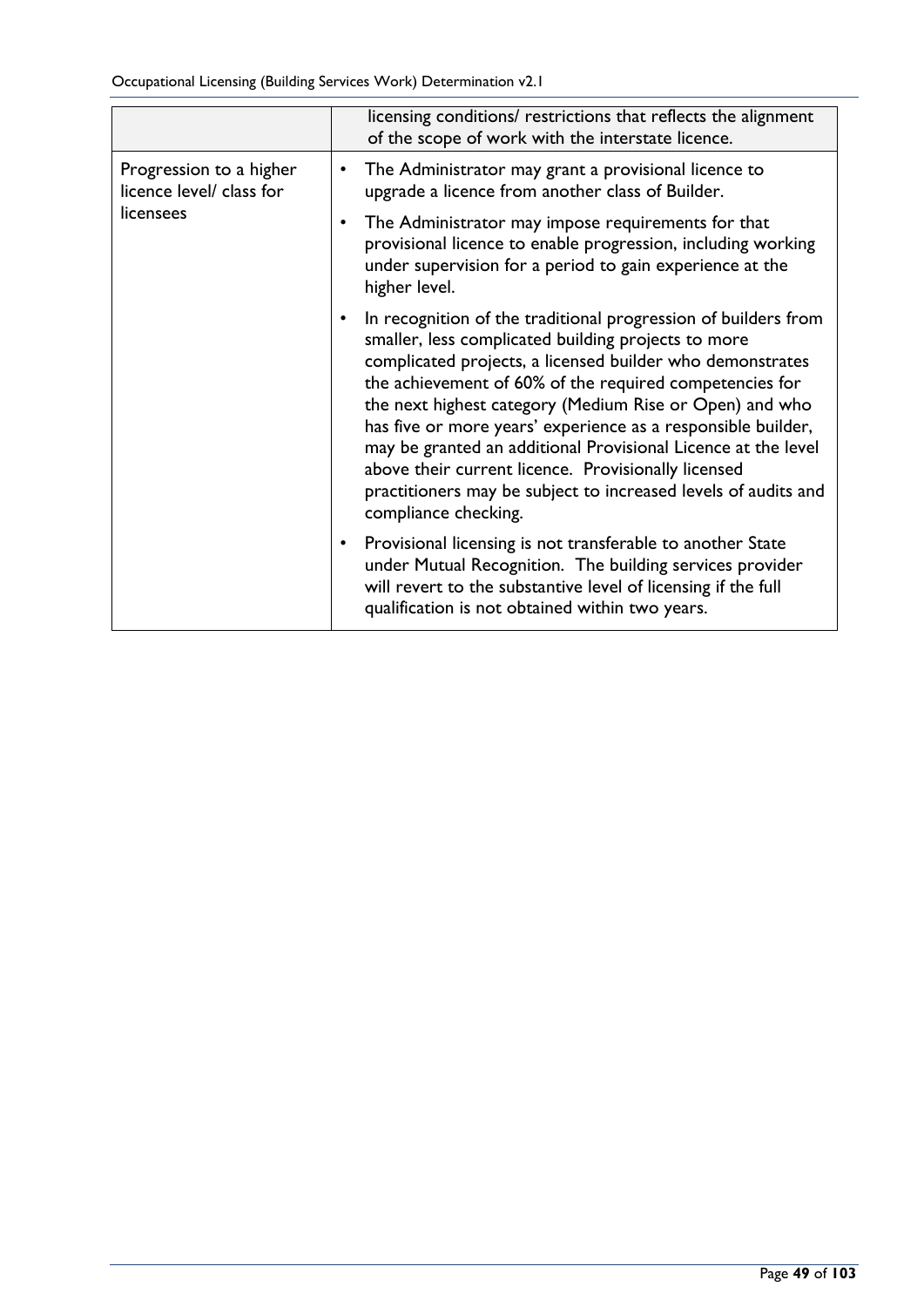| | |
|---|---|
| | licensing conditions/ restrictions that reflects the alignment of the scope of work with the interstate licence. |
| Progression to a higher licence level/ class for licensees | • The Administrator may grant a provisional licence to upgrade a licence from another class of Builder.<br><br>• The Administrator may impose requirements for that provisional licence to enable progression, including working under supervision for a period to gain experience at the higher level.<br><br>• In recognition of the traditional progression of builders from smaller, less complicated building projects to more complicated projects, a licensed builder who demonstrates the achievement of 60% of the required competencies for the next highest category (Medium Rise or Open) and who has five or more years' experience as a responsible builder, may be granted an additional Provisional Licence at the level above their current licence. Provisionally licensed practitioners may be subject to increased levels of audits and compliance checking.<br><br>• Provisional licensing is not transferable to another State under Mutual Recognition. The building services provider will revert to the substantive level of licensing if the full qualification is not obtained within two years. |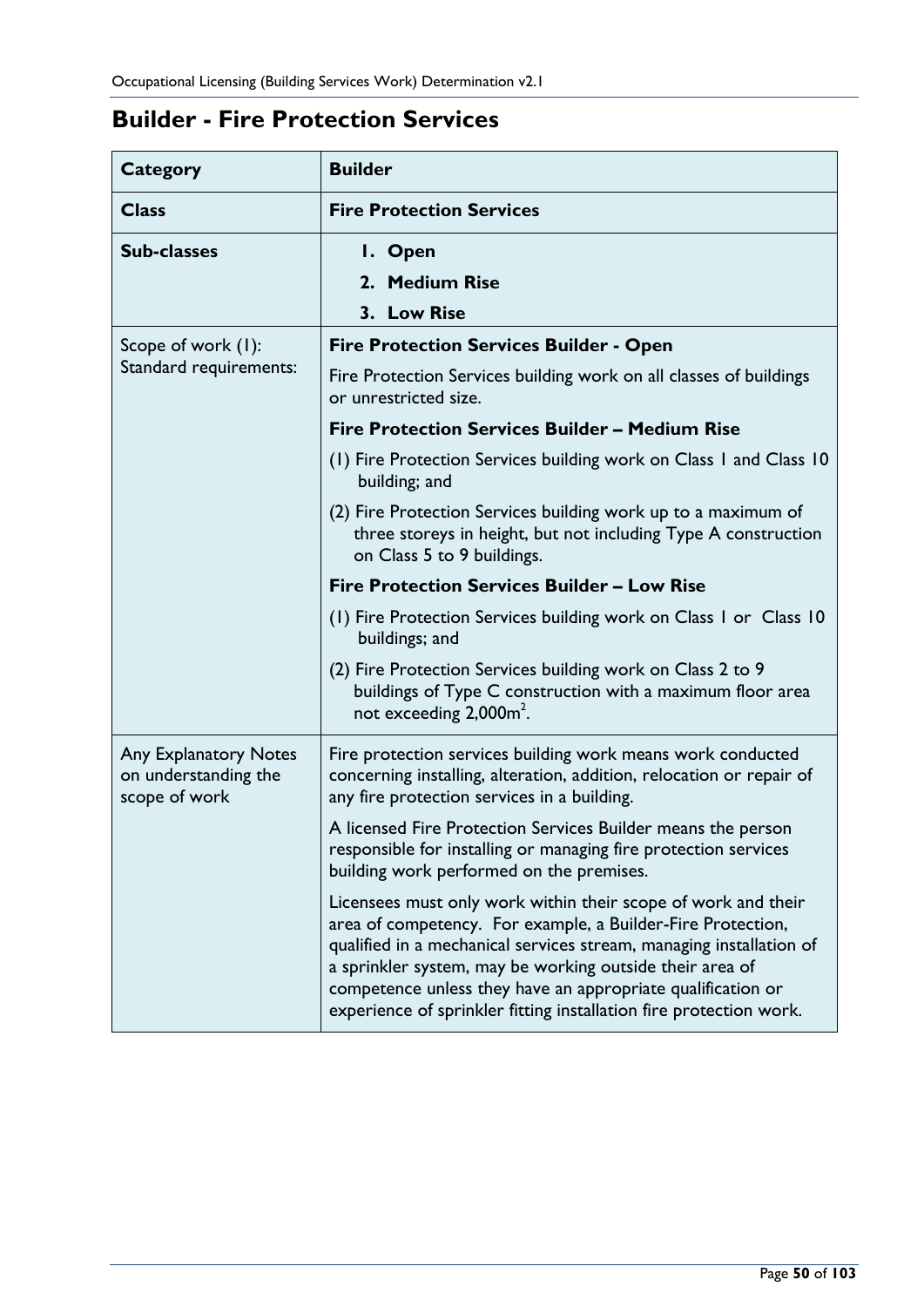## Builder - Fire Protection Services

| **Category** | **Builder** |
|---|---|
| **Class** | **Fire Protection Services** |
| **Sub-classes** | **1. Open**<br>**2. Medium Rise**<br>**3. Low Rise** |
| Scope of work (1): Standard requirements: | **Fire Protection Services Builder - Open**<br>Fire Protection Services building work on all classes of buildings or unrestricted size.<br>**Fire Protection Services Builder – Medium Rise**<br>(1) Fire Protection Services building work on Class 1 and Class 10 building; and<br>(2) Fire Protection Services building work up to a maximum of three storeys in height, but not including Type A construction on Class 5 to 9 buildings.<br>**Fire Protection Services Builder – Low Rise**<br>(1) Fire Protection Services building work on Class 1 or Class 10 buildings; and<br>(2) Fire Protection Services building work on Class 2 to 9 buildings of Type C construction with a maximum floor area not exceeding 2,000m$^2$. |
| Any Explanatory Notes on understanding the scope of work | Fire protection services building work means work conducted concerning installing, alteration, addition, relocation or repair of any fire protection services in a building.<br>A licensed Fire Protection Services Builder means the person responsible for installing or managing fire protection services building work performed on the premises.<br>Licensees must only work within their scope of work and their area of competency. For example, a Builder-Fire Protection, qualified in a mechanical services stream, managing installation of a sprinkler system, may be working outside their area of competence unless they have an appropriate qualification or experience of sprinkler fitting installation fire protection work. |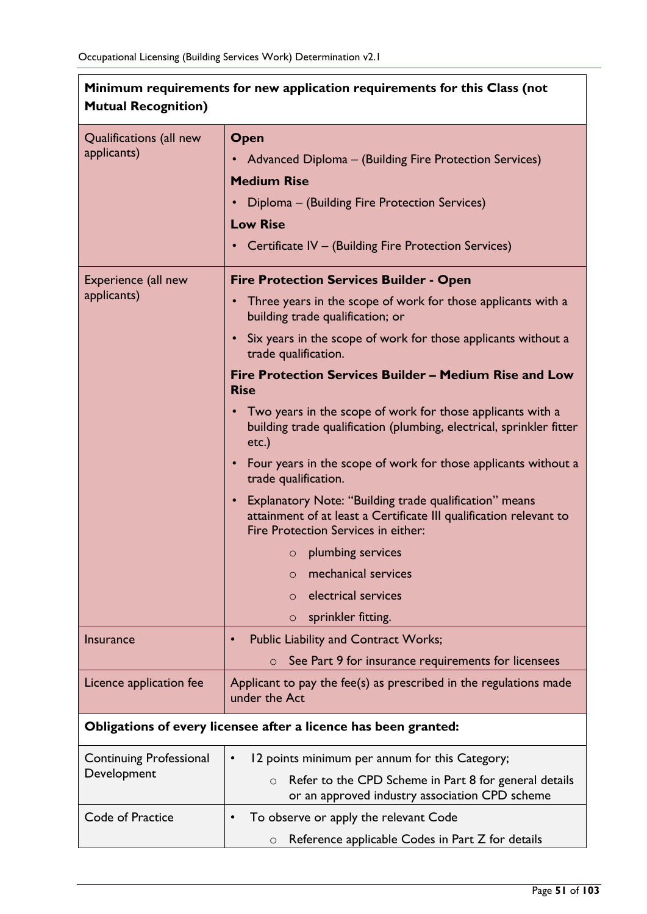| **Minimum requirements for new application requirements for this Class (not Mutual Recognition)** | |
|---|---|
| Qualifications (all new applicants) | **Open**<br>• Advanced Diploma – (Building Fire Protection Services)<br>**Medium Rise**<br>• Diploma – (Building Fire Protection Services)<br>**Low Rise**<br>• Certificate IV – (Building Fire Protection Services) |
| Experience (all new applicants) | **Fire Protection Services Builder - Open**<br>• Three years in the scope of work for those applicants with a building trade qualification; or<br>• Six years in the scope of work for those applicants without a trade qualification.<br>**Fire Protection Services Builder – Medium Rise and Low Rise**<br>• Two years in the scope of work for those applicants with a building trade qualification (plumbing, electrical, sprinkler fitter etc.)<br>• Four years in the scope of work for those applicants without a trade qualification.<br>• Explanatory Note: "Building trade qualification" means attainment of at least a Certificate III qualification relevant to Fire Protection Services in either:<br>  ○ plumbing services<br>  ○ mechanical services<br>  ○ electrical services<br>  ○ sprinkler fitting. |
| Insurance | • Public Liability and Contract Works;<br>  ○ See Part 9 for insurance requirements for licensees |
| Licence application fee | Applicant to pay the fee(s) as prescribed in the regulations made under the Act |
| **Obligations of every licensee after a licence has been granted:** | |
| Continuing Professional Development | • 12 points minimum per annum for this Category;<br>  ○ Refer to the CPD Scheme in Part 8 for general details or an approved industry association CPD scheme |
| Code of Practice | • To observe or apply the relevant Code<br>  ○ Reference applicable Codes in Part Z for details |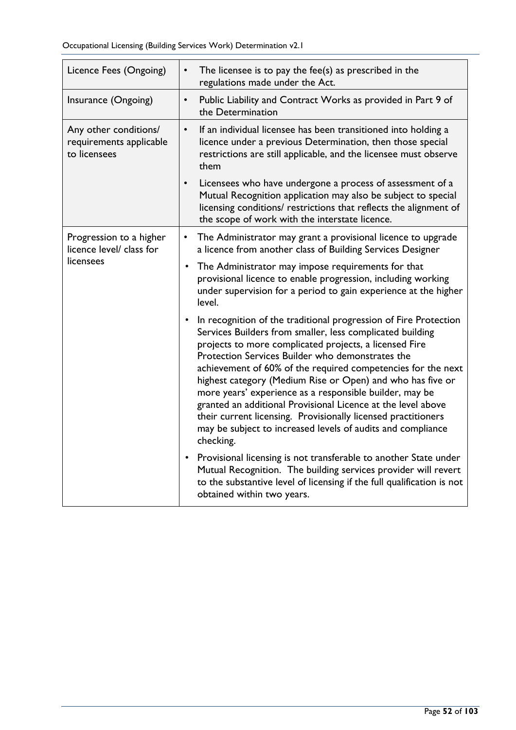| | |
|---|---|
| Licence Fees (Ongoing) | • The licensee is to pay the fee(s) as prescribed in the regulations made under the Act. |
| Insurance (Ongoing) | • Public Liability and Contract Works as provided in Part 9 of the Determination |
| Any other conditions/ requirements applicable to licensees | • If an individual licensee has been transitioned into holding a licence under a previous Determination, then those special restrictions are still applicable, and the licensee must observe them<br>• Licensees who have undergone a process of assessment of a Mutual Recognition application may also be subject to special licensing conditions/ restrictions that reflects the alignment of the scope of work with the interstate licence. |
| Progression to a higher licence level/ class for licensees | • The Administrator may grant a provisional licence to upgrade a licence from another class of Building Services Designer<br>• The Administrator may impose requirements for that provisional licence to enable progression, including working under supervision for a period to gain experience at the higher level.<br>• In recognition of the traditional progression of Fire Protection Services Builders from smaller, less complicated building projects to more complicated projects, a licensed Fire Protection Services Builder who demonstrates the achievement of 60% of the required competencies for the next highest category (Medium Rise or Open) and who has five or more years' experience as a responsible builder, may be granted an additional Provisional Licence at the level above their current licensing. Provisionally licensed practitioners may be subject to increased levels of audits and compliance checking.<br>• Provisional licensing is not transferable to another State under Mutual Recognition. The building services provider will revert to the substantive level of licensing if the full qualification is not obtained within two years. |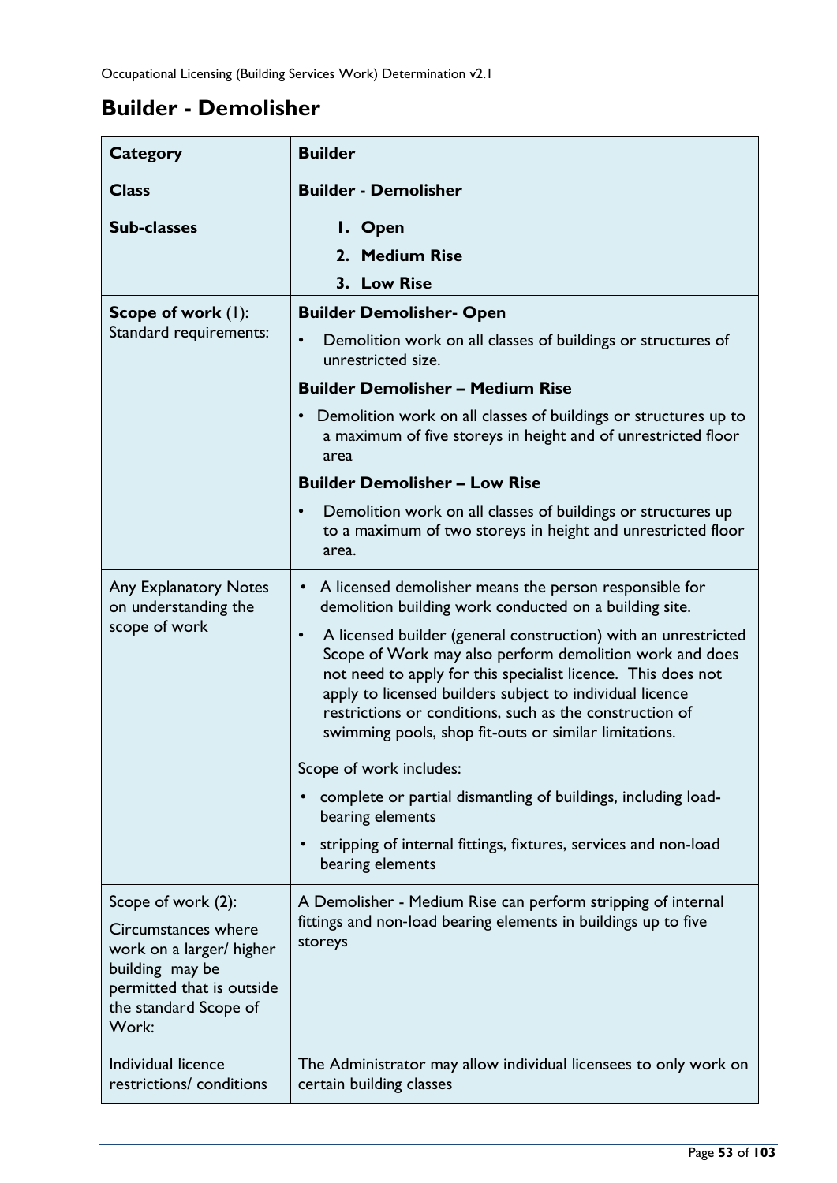## Builder - Demolisher

| Category | Builder |
|---|---|
| **Class** | **Builder - Demolisher** |
| **Sub-classes** | 1. **Open**<br>2. **Medium Rise**<br>3. **Low Rise** |
| **Scope of work** (1): Standard requirements: | **Builder Demolisher- Open**<br>• Demolition work on all classes of buildings or structures of unrestricted size.<br>**Builder Demolisher – Medium Rise**<br>• Demolition work on all classes of buildings or structures up to a maximum of five storeys in height and of unrestricted floor area<br>**Builder Demolisher – Low Rise**<br>• Demolition work on all classes of buildings or structures up to a maximum of two storeys in height and unrestricted floor area. |
| Any Explanatory Notes on understanding the scope of work | • A licensed demolisher means the person responsible for demolition building work conducted on a building site.<br>• A licensed builder (general construction) with an unrestricted Scope of Work may also perform demolition work and does not need to apply for this specialist licence. This does not apply to licensed builders subject to individual licence restrictions or conditions, such as the construction of swimming pools, shop fit-outs or similar limitations.<br>Scope of work includes:<br>• complete or partial dismantling of buildings, including load-bearing elements<br>• stripping of internal fittings, fixtures, services and non-load bearing elements |
| Scope of work (2): Circumstances where work on a larger/ higher building may be permitted that is outside the standard Scope of Work: | A Demolisher - Medium Rise can perform stripping of internal fittings and non-load bearing elements in buildings up to five storeys |
| Individual licence restrictions/ conditions | The Administrator may allow individual licensees to only work on certain building classes |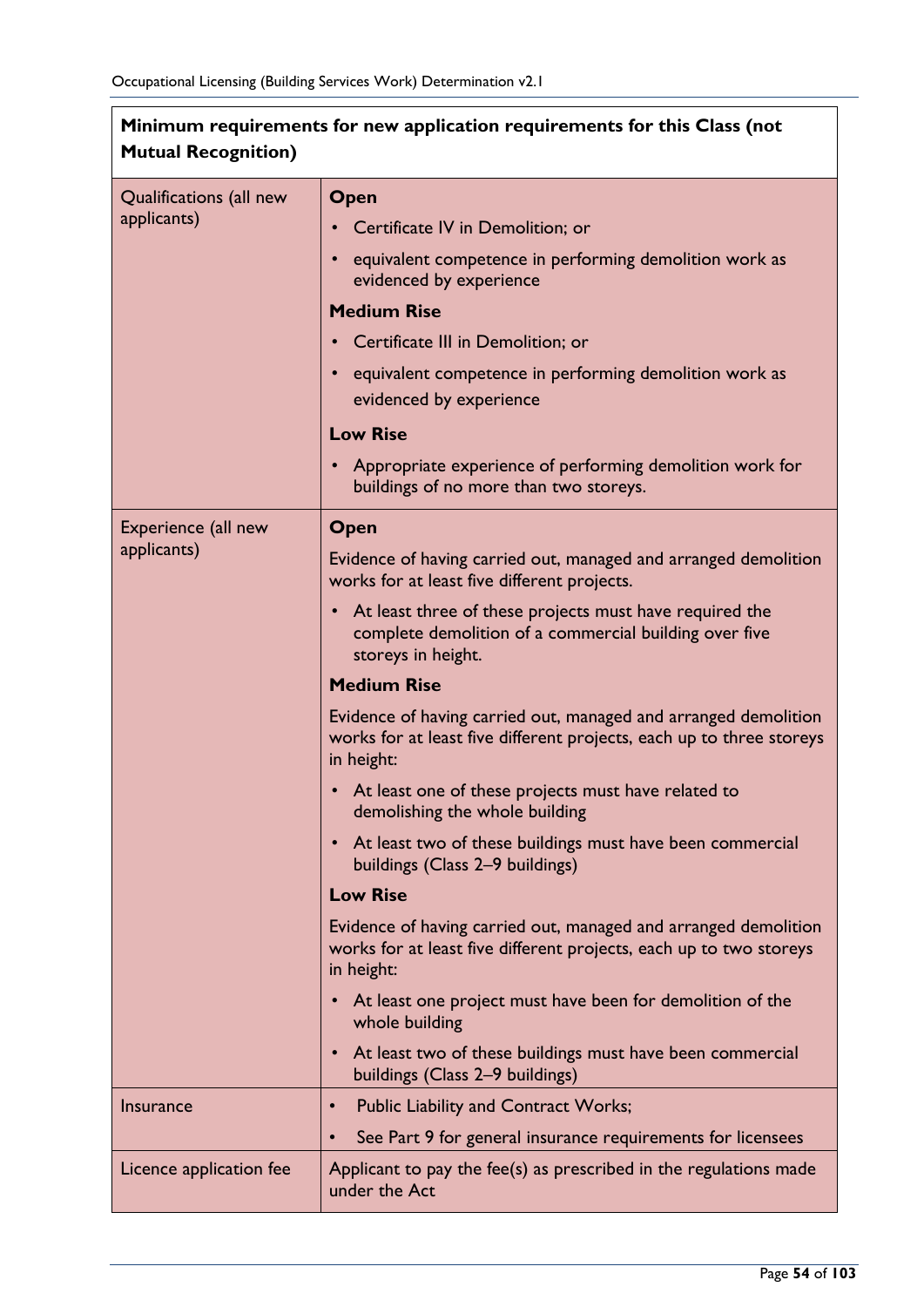| **Minimum requirements for new application requirements for this Class (not Mutual Recognition)** | |
|---|---|
| Qualifications (all new applicants) | **Open**<br>• Certificate IV in Demolition; or<br>• equivalent competence in performing demolition work as evidenced by experience<br>**Medium Rise**<br>• Certificate III in Demolition; or<br>• equivalent competence in performing demolition work as evidenced by experience<br>**Low Rise**<br>• Appropriate experience of performing demolition work for buildings of no more than two storeys. |
| Experience (all new applicants) | **Open**<br>Evidence of having carried out, managed and arranged demolition works for at least five different projects.<br>• At least three of these projects must have required the complete demolition of a commercial building over five storeys in height.<br>**Medium Rise**<br>Evidence of having carried out, managed and arranged demolition works for at least five different projects, each up to three storeys in height:<br>• At least one of these projects must have related to demolishing the whole building<br>• At least two of these buildings must have been commercial buildings (Class 2–9 buildings)<br>**Low Rise**<br>Evidence of having carried out, managed and arranged demolition works for at least five different projects, each up to two storeys in height:<br>• At least one project must have been for demolition of the whole building<br>• At least two of these buildings must have been commercial buildings (Class 2–9 buildings) |
| Insurance | • Public Liability and Contract Works;<br>• See Part 9 for general insurance requirements for licensees |
| Licence application fee | Applicant to pay the fee(s) as prescribed in the regulations made under the Act |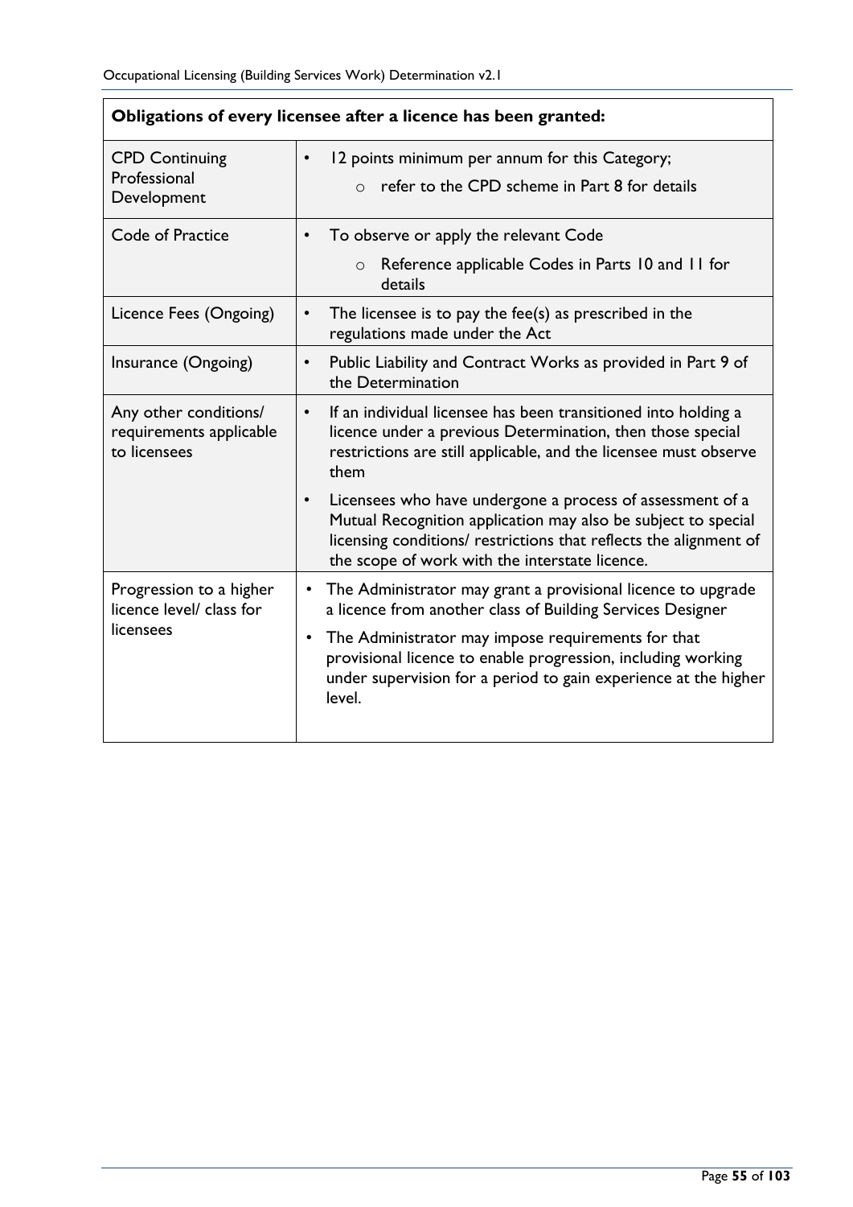| Obligations of every licensee after a licence has been granted: | |
|---|---|
| CPD Continuing Professional Development | • 12 points minimum per annum for this Category;<br>  ○ refer to the CPD scheme in Part 8 for details |
| Code of Practice | • To observe or apply the relevant Code<br>  ○ Reference applicable Codes in Parts 10 and 11 for details |
| Licence Fees (Ongoing) | • The licensee is to pay the fee(s) as prescribed in the regulations made under the Act |
| Insurance (Ongoing) | • Public Liability and Contract Works as provided in Part 9 of the Determination |
| Any other conditions/ requirements applicable to licensees | • If an individual licensee has been transitioned into holding a licence under a previous Determination, then those special restrictions are still applicable, and the licensee must observe them<br>• Licensees who have undergone a process of assessment of a Mutual Recognition application may also be subject to special licensing conditions/ restrictions that reflects the alignment of the scope of work with the interstate licence. |
| Progression to a higher licence level/ class for licensees | • The Administrator may grant a provisional licence to upgrade a licence from another class of Building Services Designer<br>• The Administrator may impose requirements for that provisional licence to enable progression, including working under supervision for a period to gain experience at the higher level. |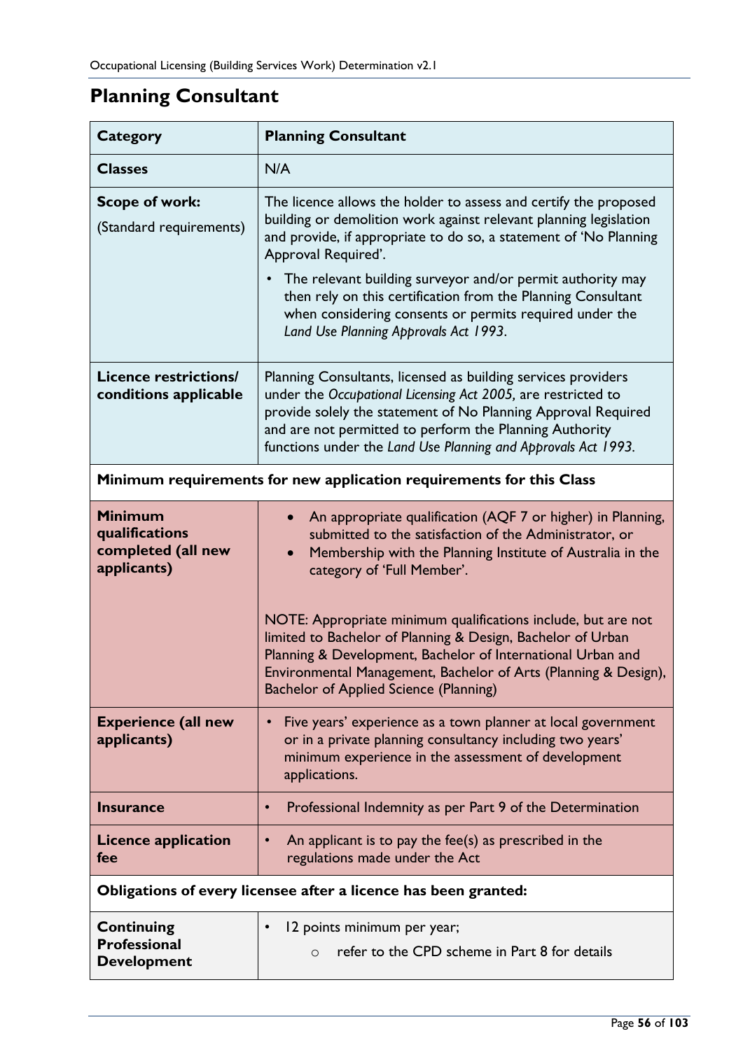## Planning Consultant

| Category | Planning Consultant |
|---|---|
| **Classes** | N/A |
| **Scope of work:** (Standard requirements) | The licence allows the holder to assess and certify the proposed building or demolition work against relevant planning legislation and provide, if appropriate to do so, a statement of 'No Planning Approval Required'. <br>• The relevant building surveyor and/or permit authority may then rely on this certification from the Planning Consultant when considering consents or permits required under the *Land Use Planning Approvals Act 1993*. |
| **Licence restrictions/ conditions applicable** | Planning Consultants, licensed as building services providers under the *Occupational Licensing Act 2005,* are restricted to provide solely the statement of No Planning Approval Required and are not permitted to perform the Planning Authority functions under the *Land Use Planning and Approvals Act 1993.* |
| **Minimum requirements for new application requirements for this Class** | |
| **Minimum qualifications completed (all new applicants)** | • An appropriate qualification (AQF 7 or higher) in Planning, submitted to the satisfaction of the Administrator, or <br>• Membership with the Planning Institute of Australia in the category of 'Full Member'. <br><br>NOTE: Appropriate minimum qualifications include, but are not limited to Bachelor of Planning & Design, Bachelor of Urban Planning & Development, Bachelor of International Urban and Environmental Management, Bachelor of Arts (Planning & Design), Bachelor of Applied Science (Planning) |
| **Experience (all new applicants)** | • Five years' experience as a town planner at local government or in a private planning consultancy including two years' minimum experience in the assessment of development applications. |
| **Insurance** | • Professional Indemnity as per Part 9 of the Determination |
| **Licence application fee** | • An applicant is to pay the fee(s) as prescribed in the regulations made under the Act |
| **Obligations of every licensee after a licence has been granted:** | |
| **Continuing Professional Development** | • 12 points minimum per year; <br>&nbsp;&nbsp;&nbsp;&nbsp;○ refer to the CPD scheme in Part 8 for details |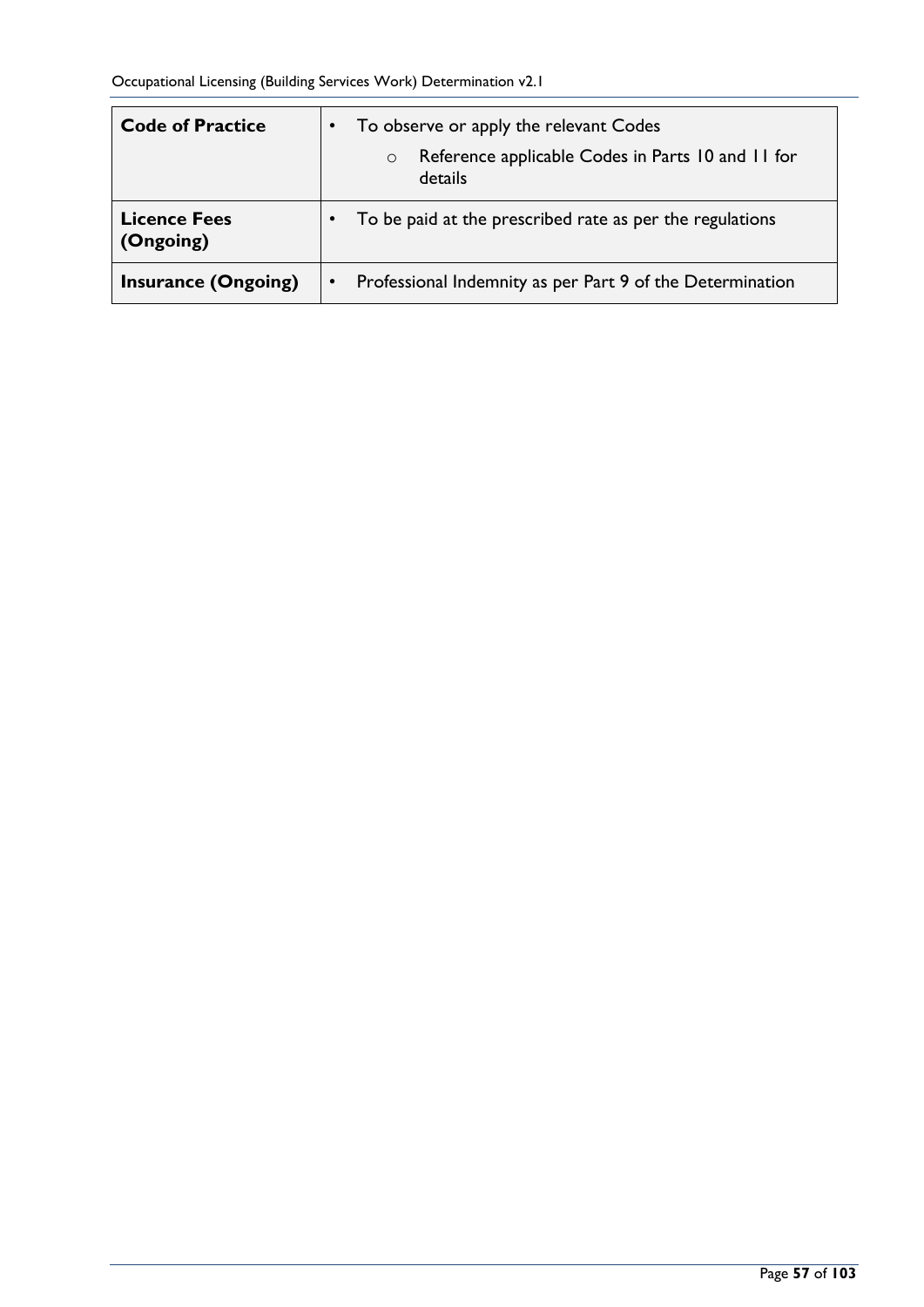| | |
|---|---|
| **Code of Practice** | • To observe or apply the relevant Codes<br>  ○ Reference applicable Codes in Parts 10 and 11 for details |
| **Licence Fees (Ongoing)** | • To be paid at the prescribed rate as per the regulations |
| **Insurance (Ongoing)** | • Professional Indemnity as per Part 9 of the Determination |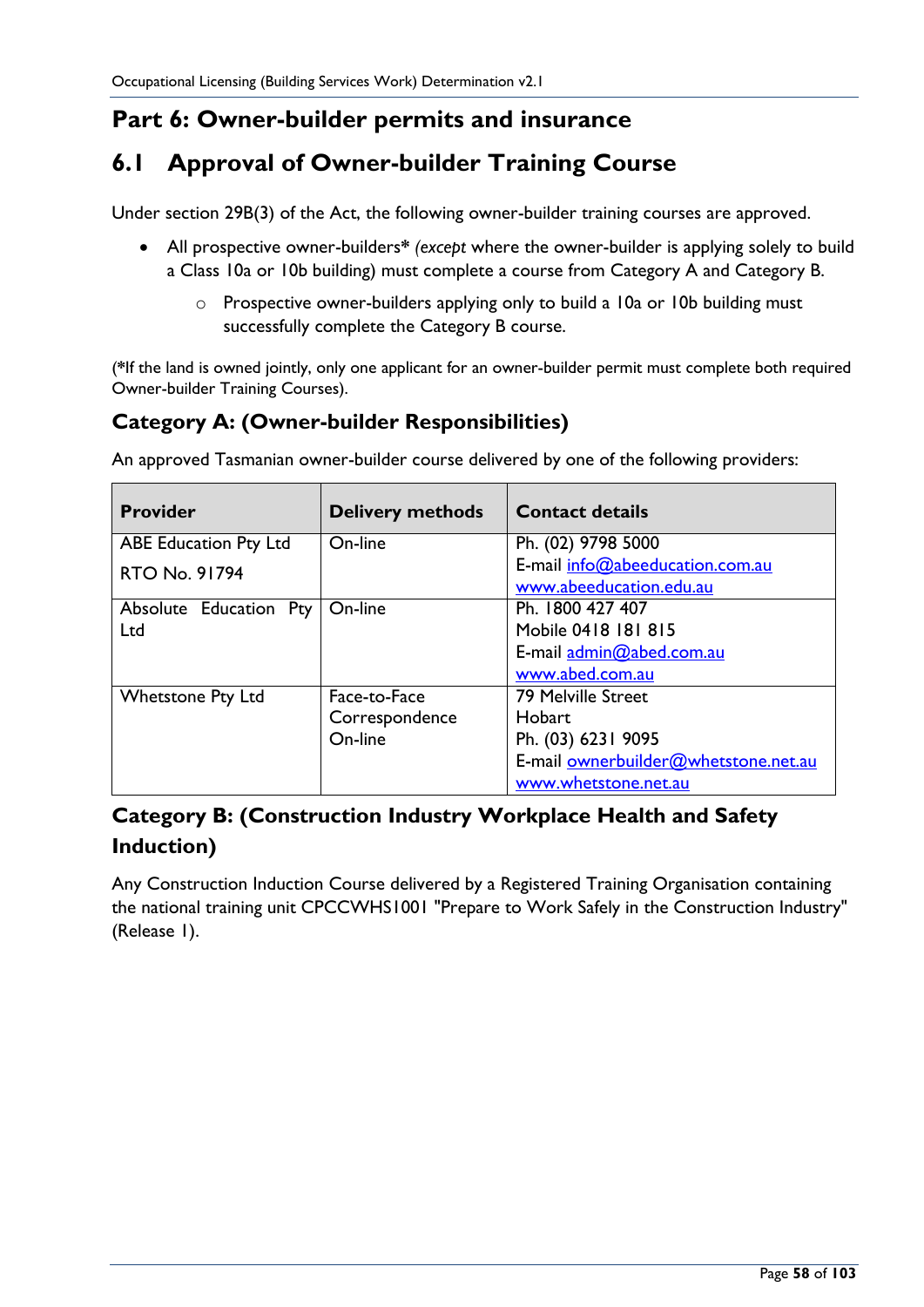# Part 6: Owner-builder permits and insurance

## 6.1 Approval of Owner-builder Training Course

Under section 29B(3) of the Act, the following owner-builder training courses are approved.

- All prospective owner-builders* *(except* where the owner-builder is applying solely to build a Class 10a or 10b building) must complete a course from Category A and Category B.
  - Prospective owner-builders applying only to build a 10a or 10b building must successfully complete the Category B course.

(*If the land is owned jointly, only one applicant for an owner-builder permit must complete both required Owner-builder Training Courses).

### Category A: (Owner-builder Responsibilities)

An approved Tasmanian owner-builder course delivered by one of the following providers:

| Provider | Delivery methods | Contact details |
|---|---|---|
| ABE Education Pty Ltd<br>RTO No. 91794 | On-line | Ph. (02) 9798 5000<br>E-mail info@abeeducation.com.au<br>www.abeeducation.edu.au |
| Absolute Education Pty Ltd | On-line | Ph. 1800 427 407<br>Mobile 0418 181 815<br>E-mail admin@abed.com.au<br>www.abed.com.au |
| Whetstone Pty Ltd | Face-to-Face<br>Correspondence<br>On-line | 79 Melville Street<br>Hobart<br>Ph. (03) 6231 9095<br>E-mail ownerbuilder@whetstone.net.au<br>www.whetstone.net.au |

### Category B: (Construction Industry Workplace Health and Safety Induction)

Any Construction Induction Course delivered by a Registered Training Organisation containing the national training unit CPCCWHS1001 "Prepare to Work Safely in the Construction Industry" (Release 1).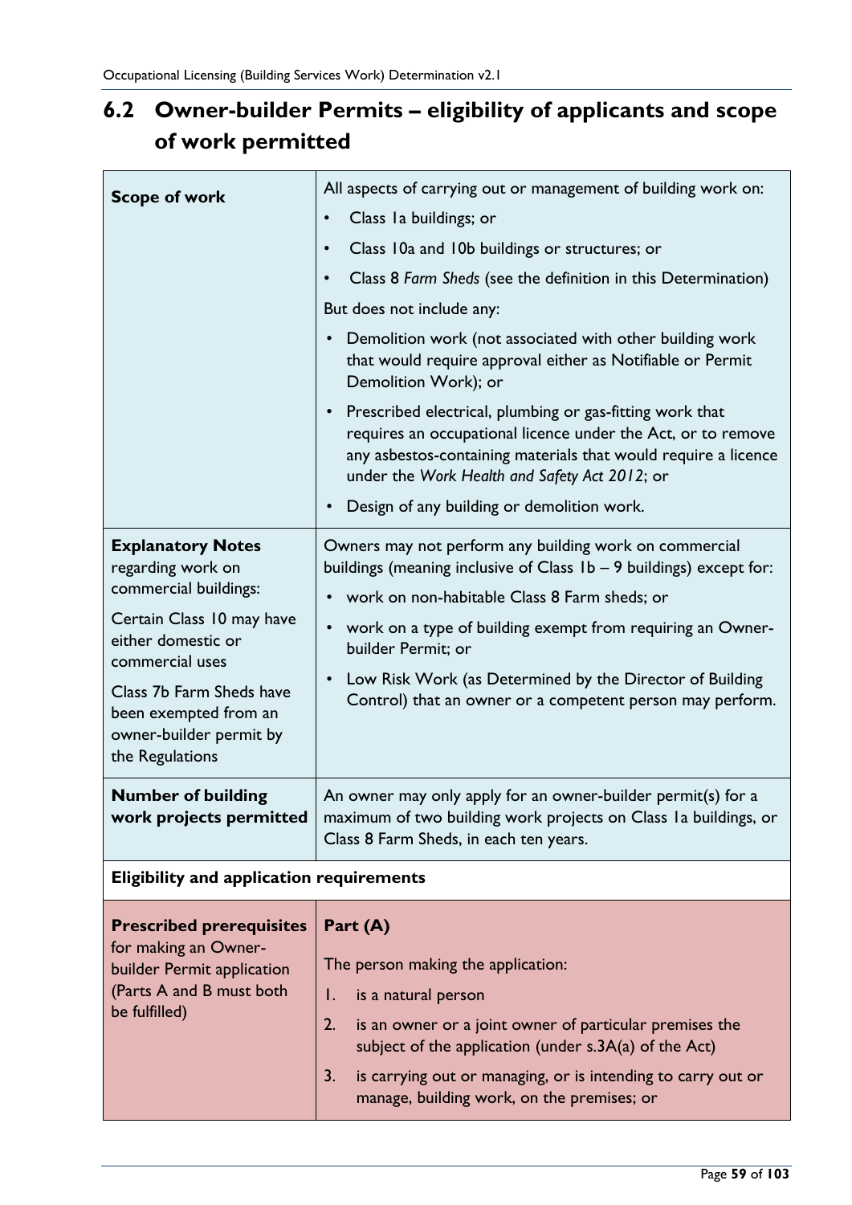## 6.2 Owner-builder Permits – eligibility of applicants and scope of work permitted

| | |
|---|---|
| **Scope of work** | All aspects of carrying out or management of building work on:<br>• Class 1a buildings; or<br>• Class 10a and 10b buildings or structures; or<br>• Class 8 *Farm Sheds* (see the definition in this Determination)<br>But does not include any:<br>• Demolition work (not associated with other building work that would require approval either as Notifiable or Permit Demolition Work); or<br>• Prescribed electrical, plumbing or gas-fitting work that requires an occupational licence under the Act, or to remove any asbestos-containing materials that would require a licence under the *Work Health and Safety Act 2012*; or<br>• Design of any building or demolition work. |
| **Explanatory Notes** regarding work on commercial buildings:<br>Certain Class 10 may have either domestic or commercial uses<br>Class 7b Farm Sheds have been exempted from an owner-builder permit by the Regulations | Owners may not perform any building work on commercial buildings (meaning inclusive of Class 1b – 9 buildings) except for:<br>• work on non-habitable Class 8 Farm sheds; or<br>• work on a type of building exempt from requiring an Owner-builder Permit; or<br>• Low Risk Work (as Determined by the Director of Building Control) that an owner or a competent person may perform. |
| **Number of building work projects permitted** | An owner may only apply for an owner-builder permit(s) for a maximum of two building work projects on Class 1a buildings, or Class 8 Farm Sheds, in each ten years. |
| **Eligibility and application requirements** | |
| **Prescribed prerequisites** for making an Owner-builder Permit application (Parts A and B must both be fulfilled) | **Part (A)**<br>The person making the application:<br>1. is a natural person<br>2. is an owner or a joint owner of particular premises the subject of the application (under s.3A(a) of the Act)<br>3. is carrying out or managing, or is intending to carry out or manage, building work, on the premises; or |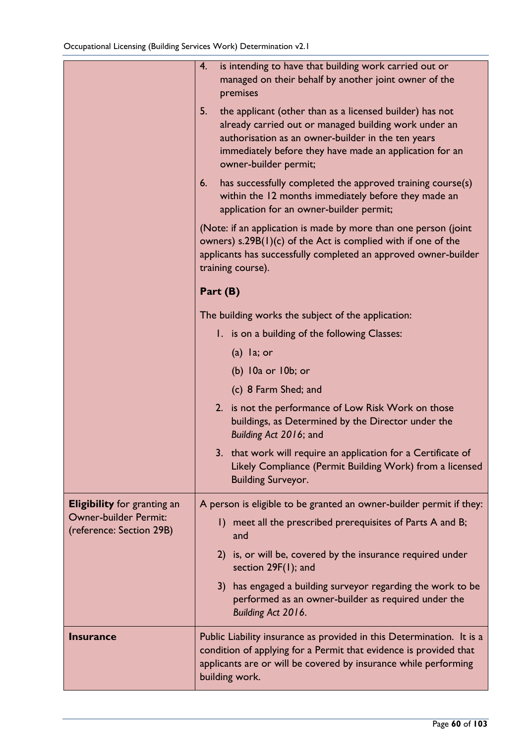| | |
|---|---|
| | 4. is intending to have that building work carried out or managed on their behalf by another joint owner of the premises<br><br>5. the applicant (other than as a licensed builder) has not already carried out or managed building work under an authorisation as an owner-builder in the ten years immediately before they have made an application for an owner-builder permit;<br><br>6. has successfully completed the approved training course(s) within the 12 months immediately before they made an application for an owner-builder permit;<br><br>(Note: if an application is made by more than one person (joint owners) s.29B(1)(c) of the Act is complied with if one of the applicants has successfully completed an approved owner-builder training course).<br><br>**Part (B)**<br><br>The building works the subject of the application:<br><br>1. is on a building of the following Classes:<br>(a) 1a; or<br>(b) 10a or 10b; or<br>(c) 8 Farm Shed; and<br><br>2. is not the performance of Low Risk Work on those buildings, as Determined by the Director under the *Building Act 2016*; and<br><br>3. that work will require an application for a Certificate of Likely Compliance (Permit Building Work) from a licensed Building Surveyor. |
| **Eligibility** for granting an Owner-builder Permit: (reference: Section 29B) | A person is eligible to be granted an owner-builder permit if they:<br><br>1) meet all the prescribed prerequisites of Parts A and B; and<br><br>2) is, or will be, covered by the insurance required under section 29F(1); and<br><br>3) has engaged a building surveyor regarding the work to be performed as an owner-builder as required under the *Building Act 2016*. |
| **Insurance** | Public Liability insurance as provided in this Determination. It is a condition of applying for a Permit that evidence is provided that applicants are or will be covered by insurance while performing building work. |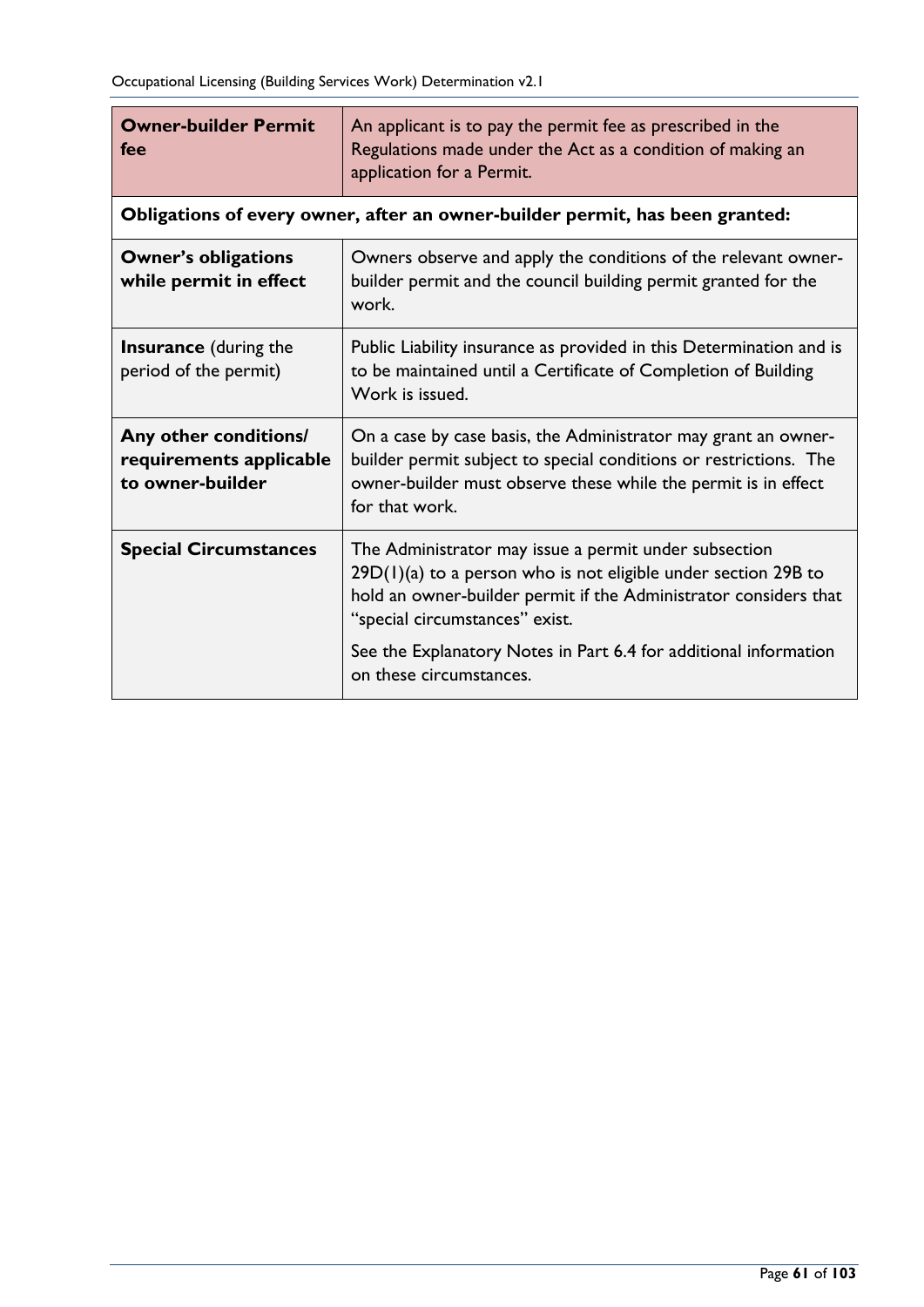| **Owner-builder Permit fee** | An applicant is to pay the permit fee as prescribed in the Regulations made under the Act as a condition of making an application for a Permit. |
|---|---|
| **Obligations of every owner, after an owner-builder permit, has been granted:** | |
| **Owner's obligations while permit in effect** | Owners observe and apply the conditions of the relevant owner-builder permit and the council building permit granted for the work. |
| **Insurance** (during the period of the permit) | Public Liability insurance as provided in this Determination and is to be maintained until a Certificate of Completion of Building Work is issued. |
| **Any other conditions/ requirements applicable to owner-builder** | On a case by case basis, the Administrator may grant an owner-builder permit subject to special conditions or restrictions. The owner-builder must observe these while the permit is in effect for that work. |
| **Special Circumstances** | The Administrator may issue a permit under subsection 29D(1)(a) to a person who is not eligible under section 29B to hold an owner-builder permit if the Administrator considers that "special circumstances" exist.<br><br>See the Explanatory Notes in Part 6.4 for additional information on these circumstances. |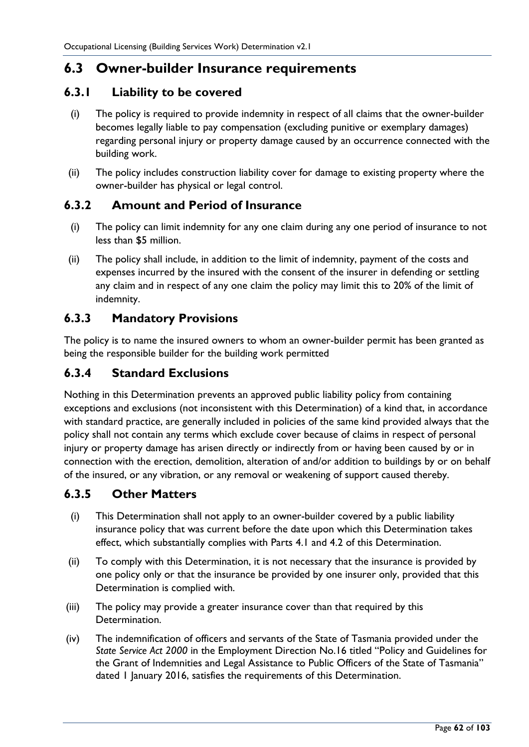## 6.3 Owner-builder Insurance requirements

### 6.3.1 Liability to be covered

(i) The policy is required to provide indemnity in respect of all claims that the owner-builder becomes legally liable to pay compensation (excluding punitive or exemplary damages) regarding personal injury or property damage caused by an occurrence connected with the building work.

(ii) The policy includes construction liability cover for damage to existing property where the owner-builder has physical or legal control.

### 6.3.2 Amount and Period of Insurance

(i) The policy can limit indemnity for any one claim during any one period of insurance to not less than $5 million.

(ii) The policy shall include, in addition to the limit of indemnity, payment of the costs and expenses incurred by the insured with the consent of the insurer in defending or settling any claim and in respect of any one claim the policy may limit this to 20% of the limit of indemnity.

### 6.3.3 Mandatory Provisions

The policy is to name the insured owners to whom an owner-builder permit has been granted as being the responsible builder for the building work permitted

### 6.3.4 Standard Exclusions

Nothing in this Determination prevents an approved public liability policy from containing exceptions and exclusions (not inconsistent with this Determination) of a kind that, in accordance with standard practice, are generally included in policies of the same kind provided always that the policy shall not contain any terms which exclude cover because of claims in respect of personal injury or property damage has arisen directly or indirectly from or having been caused by or in connection with the erection, demolition, alteration of and/or addition to buildings by or on behalf of the insured, or any vibration, or any removal or weakening of support caused thereby.

### 6.3.5 Other Matters

(i) This Determination shall not apply to an owner-builder covered by a public liability insurance policy that was current before the date upon which this Determination takes effect, which substantially complies with Parts 4.1 and 4.2 of this Determination.

(ii) To comply with this Determination, it is not necessary that the insurance is provided by one policy only or that the insurance be provided by one insurer only, provided that this Determination is complied with.

(iii) The policy may provide a greater insurance cover than that required by this Determination.

(iv) The indemnification of officers and servants of the State of Tasmania provided under the *State Service Act 2000* in the Employment Direction No.16 titled "Policy and Guidelines for the Grant of Indemnities and Legal Assistance to Public Officers of the State of Tasmania" dated 1 January 2016, satisfies the requirements of this Determination.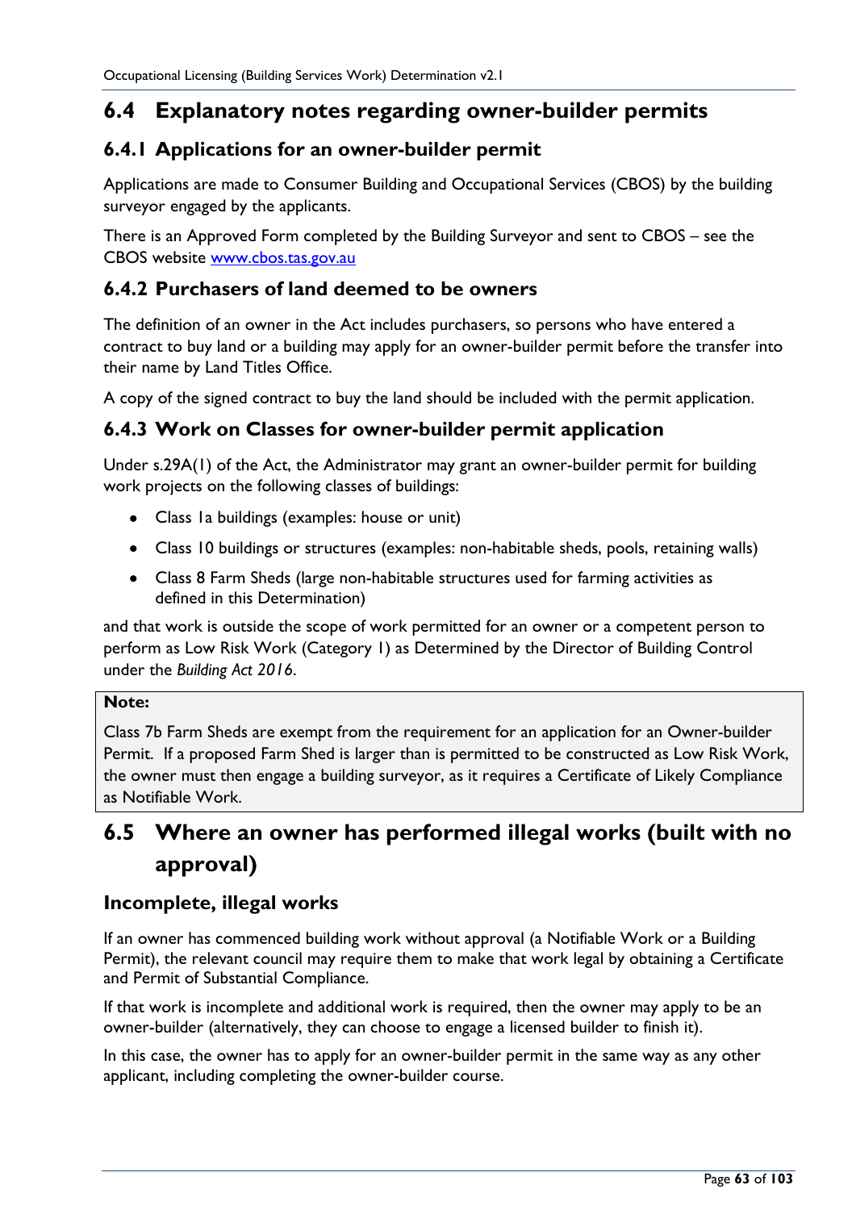## 6.4 Explanatory notes regarding owner-builder permits

### 6.4.1 Applications for an owner-builder permit

Applications are made to Consumer Building and Occupational Services (CBOS) by the building surveyor engaged by the applicants.

There is an Approved Form completed by the Building Surveyor and sent to CBOS – see the CBOS website [www.cbos.tas.gov.au](http://www.cbos.tas.gov.au)

### 6.4.2 Purchasers of land deemed to be owners

The definition of an owner in the Act includes purchasers, so persons who have entered a contract to buy land or a building may apply for an owner-builder permit before the transfer into their name by Land Titles Office.

A copy of the signed contract to buy the land should be included with the permit application.

### 6.4.3 Work on Classes for owner-builder permit application

Under s.29A(1) of the Act, the Administrator may grant an owner-builder permit for building work projects on the following classes of buildings:

- Class 1a buildings (examples: house or unit)
- Class 10 buildings or structures (examples: non-habitable sheds, pools, retaining walls)
- Class 8 Farm Sheds (large non-habitable structures used for farming activities as defined in this Determination)

and that work is outside the scope of work permitted for an owner or a competent person to perform as Low Risk Work (Category 1) as Determined by the Director of Building Control under the *Building Act 2016*.

> **Note:**
>
> Class 7b Farm Sheds are exempt from the requirement for an application for an Owner-builder Permit. If a proposed Farm Shed is larger than is permitted to be constructed as Low Risk Work, the owner must then engage a building surveyor, as it requires a Certificate of Likely Compliance as Notifiable Work.

## 6.5 Where an owner has performed illegal works (built with no approval)

### Incomplete, illegal works

If an owner has commenced building work without approval (a Notifiable Work or a Building Permit), the relevant council may require them to make that work legal by obtaining a Certificate and Permit of Substantial Compliance.

If that work is incomplete and additional work is required, then the owner may apply to be an owner-builder (alternatively, they can choose to engage a licensed builder to finish it).

In this case, the owner has to apply for an owner-builder permit in the same way as any other applicant, including completing the owner-builder course.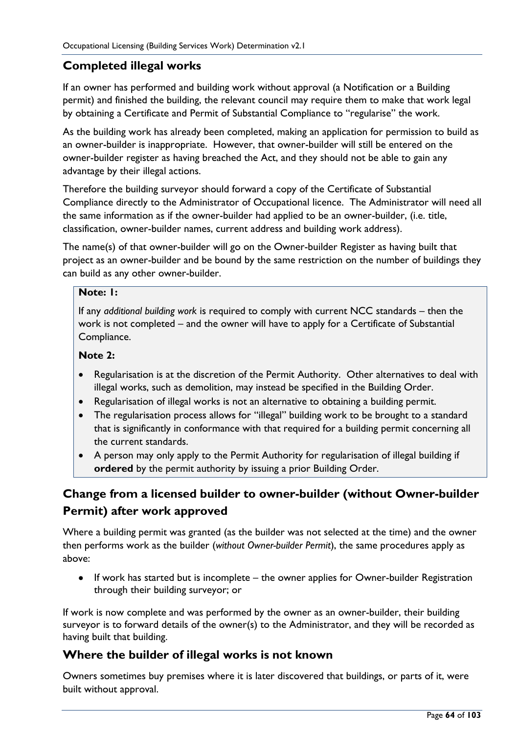## Completed illegal works

If an owner has performed and building work without approval (a Notification or a Building permit) and finished the building, the relevant council may require them to make that work legal by obtaining a Certificate and Permit of Substantial Compliance to "regularise" the work.

As the building work has already been completed, making an application for permission to build as an owner-builder is inappropriate. However, that owner-builder will still be entered on the owner-builder register as having breached the Act, and they should not be able to gain any advantage by their illegal actions.

Therefore the building surveyor should forward a copy of the Certificate of Substantial Compliance directly to the Administrator of Occupational licence. The Administrator will need all the same information as if the owner-builder had applied to be an owner-builder, (i.e. title, classification, owner-builder names, current address and building work address).

The name(s) of that owner-builder will go on the Owner-builder Register as having built that project as an owner-builder and be bound by the same restriction on the number of buildings they can build as any other owner-builder.

> **Note: 1:**
>
> If any *additional building work* is required to comply with current NCC standards – then the work is not completed – and the owner will have to apply for a Certificate of Substantial Compliance.
>
> **Note 2:**
>
> - Regularisation is at the discretion of the Permit Authority. Other alternatives to deal with illegal works, such as demolition, may instead be specified in the Building Order.
> - Regularisation of illegal works is not an alternative to obtaining a building permit.
> - The regularisation process allows for "illegal" building work to be brought to a standard that is significantly in conformance with that required for a building permit concerning all the current standards.
> - A person may only apply to the Permit Authority for regularisation of illegal building if **ordered** by the permit authority by issuing a prior Building Order.

## Change from a licensed builder to owner-builder (without Owner-builder Permit) after work approved

Where a building permit was granted (as the builder was not selected at the time) and the owner then performs work as the builder (*without Owner-builder Permit*), the same procedures apply as above:

- If work has started but is incomplete – the owner applies for Owner-builder Registration through their building surveyor; or

If work is now complete and was performed by the owner as an owner-builder, their building surveyor is to forward details of the owner(s) to the Administrator, and they will be recorded as having built that building.

## Where the builder of illegal works is not known

Owners sometimes buy premises where it is later discovered that buildings, or parts of it, were built without approval.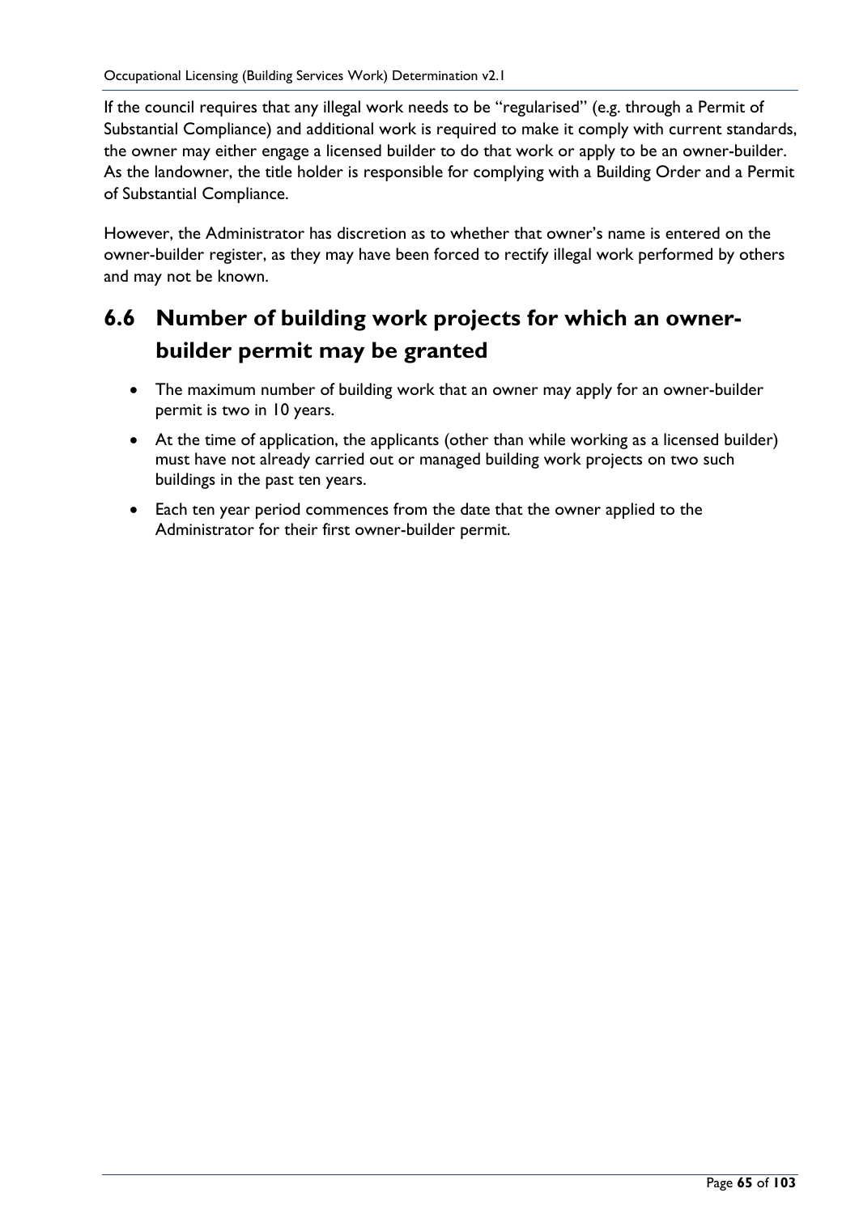If the council requires that any illegal work needs to be "regularised" (e.g. through a Permit of Substantial Compliance) and additional work is required to make it comply with current standards, the owner may either engage a licensed builder to do that work or apply to be an owner-builder. As the landowner, the title holder is responsible for complying with a Building Order and a Permit of Substantial Compliance.

However, the Administrator has discretion as to whether that owner's name is entered on the owner-builder register, as they may have been forced to rectify illegal work performed by others and may not be known.

## 6.6 Number of building work projects for which an owner-builder permit may be granted

- The maximum number of building work that an owner may apply for an owner-builder permit is two in 10 years.
- At the time of application, the applicants (other than while working as a licensed builder) must have not already carried out or managed building work projects on two such buildings in the past ten years.
- Each ten year period commences from the date that the owner applied to the Administrator for their first owner-builder permit.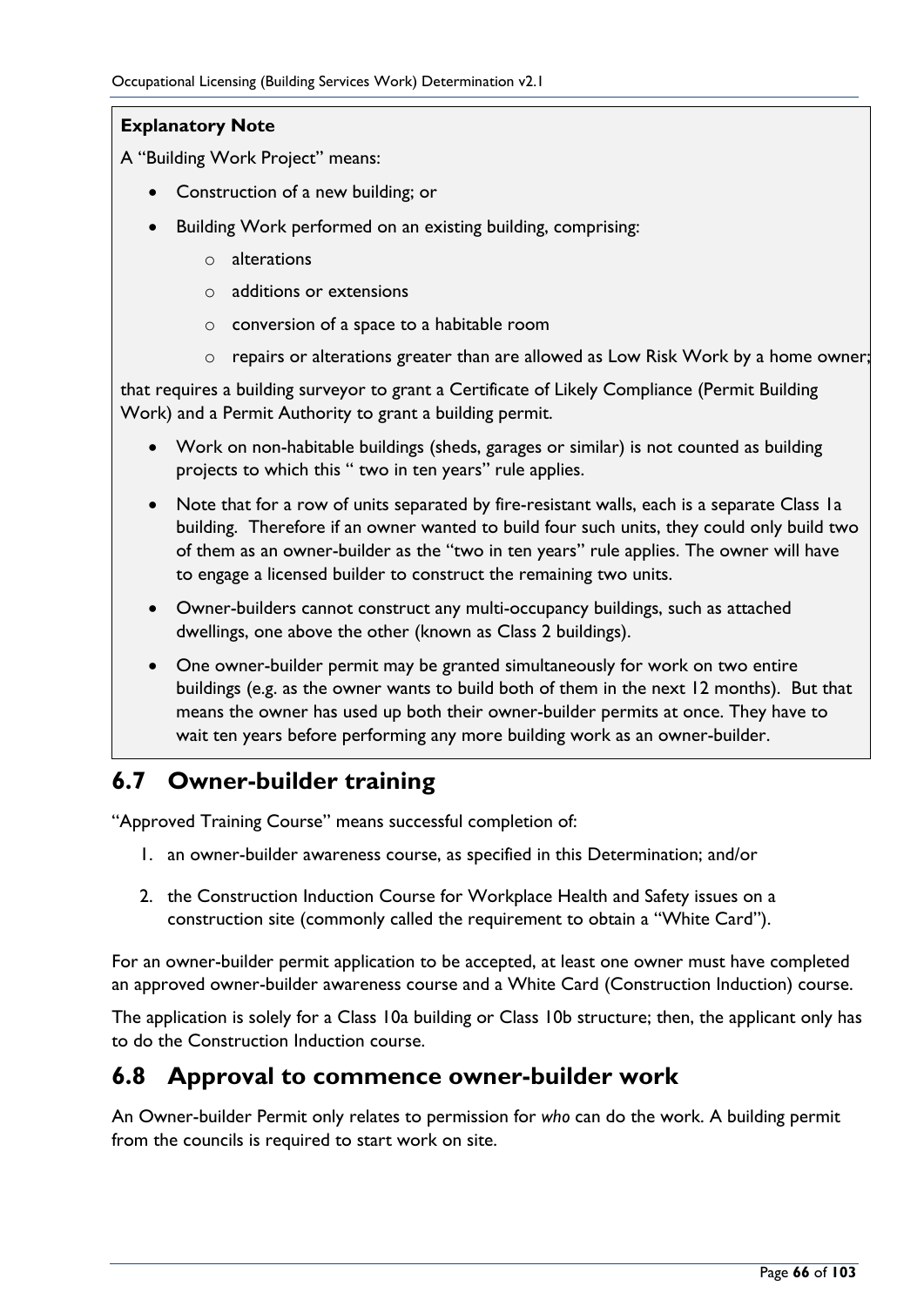**Explanatory Note**

A “Building Work Project” means:

- Construction of a new building; or
- Building Work performed on an existing building, comprising:
    - alterations
    - additions or extensions
    - conversion of a space to a habitable room
    - repairs or alterations greater than are allowed as Low Risk Work by a home owner;

that requires a building surveyor to grant a Certificate of Likely Compliance (Permit Building Work) and a Permit Authority to grant a building permit.

- Work on non-habitable buildings (sheds, garages or similar) is not counted as building projects to which this “ two in ten years” rule applies.
- Note that for a row of units separated by fire-resistant walls, each is a separate Class 1a building. Therefore if an owner wanted to build four such units, they could only build two of them as an owner-builder as the “two in ten years” rule applies. The owner will have to engage a licensed builder to construct the remaining two units.
- Owner-builders cannot construct any multi-occupancy buildings, such as attached dwellings, one above the other (known as Class 2 buildings).
- One owner-builder permit may be granted simultaneously for work on two entire buildings (e.g. as the owner wants to build both of them in the next 12 months). But that means the owner has used up both their owner-builder permits at once. They have to wait ten years before performing any more building work as an owner-builder.

## 6.7 Owner-builder training

“Approved Training Course” means successful completion of:

1. an owner-builder awareness course, as specified in this Determination; and/or
2. the Construction Induction Course for Workplace Health and Safety issues on a construction site (commonly called the requirement to obtain a “White Card”).

For an owner-builder permit application to be accepted, at least one owner must have completed an approved owner-builder awareness course and a White Card (Construction Induction) course.

The application is solely for a Class 10a building or Class 10b structure; then, the applicant only has to do the Construction Induction course.

## 6.8 Approval to commence owner-builder work

An Owner-builder Permit only relates to permission for *who* can do the work. A building permit from the councils is required to start work on site.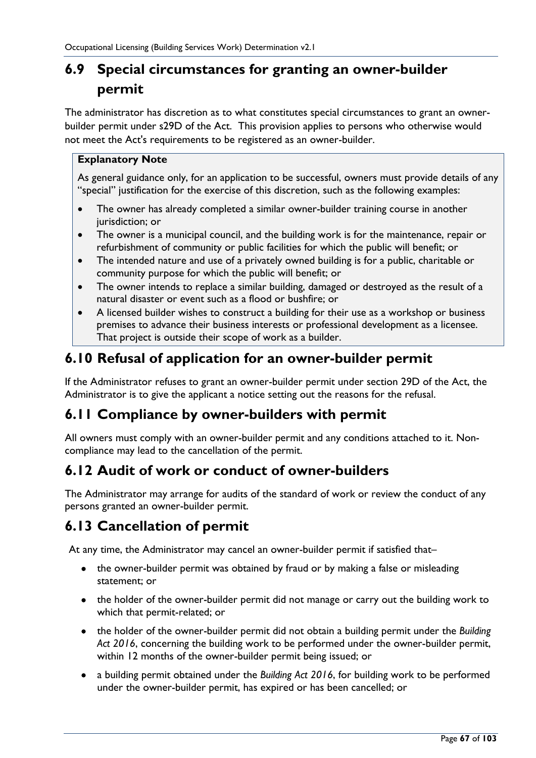## 6.9 Special circumstances for granting an owner-builder permit

The administrator has discretion as to what constitutes special circumstances to grant an owner-builder permit under s29D of the Act. This provision applies to persons who otherwise would not meet the Act's requirements to be registered as an owner-builder.

> **Explanatory Note**
>
> As general guidance only, for an application to be successful, owners must provide details of any "special" justification for the exercise of this discretion, such as the following examples:
>
> - The owner has already completed a similar owner-builder training course in another jurisdiction; or
> - The owner is a municipal council, and the building work is for the maintenance, repair or refurbishment of community or public facilities for which the public will benefit; or
> - The intended nature and use of a privately owned building is for a public, charitable or community purpose for which the public will benefit; or
> - The owner intends to replace a similar building, damaged or destroyed as the result of a natural disaster or event such as a flood or bushfire; or
> - A licensed builder wishes to construct a building for their use as a workshop or business premises to advance their business interests or professional development as a licensee. That project is outside their scope of work as a builder.

## 6.10 Refusal of application for an owner-builder permit

If the Administrator refuses to grant an owner-builder permit under section 29D of the Act, the Administrator is to give the applicant a notice setting out the reasons for the refusal.

## 6.11 Compliance by owner-builders with permit

All owners must comply with an owner-builder permit and any conditions attached to it. Non-compliance may lead to the cancellation of the permit.

## 6.12 Audit of work or conduct of owner-builders

The Administrator may arrange for audits of the standard of work or review the conduct of any persons granted an owner-builder permit.

## 6.13 Cancellation of permit

At any time, the Administrator may cancel an owner-builder permit if satisfied that–

- the owner-builder permit was obtained by fraud or by making a false or misleading statement; or
- the holder of the owner-builder permit did not manage or carry out the building work to which that permit-related; or
- the holder of the owner-builder permit did not obtain a building permit under the *Building Act 2016*, concerning the building work to be performed under the owner-builder permit, within 12 months of the owner-builder permit being issued; or
- a building permit obtained under the *Building Act 2016*, for building work to be performed under the owner-builder permit, has expired or has been cancelled; or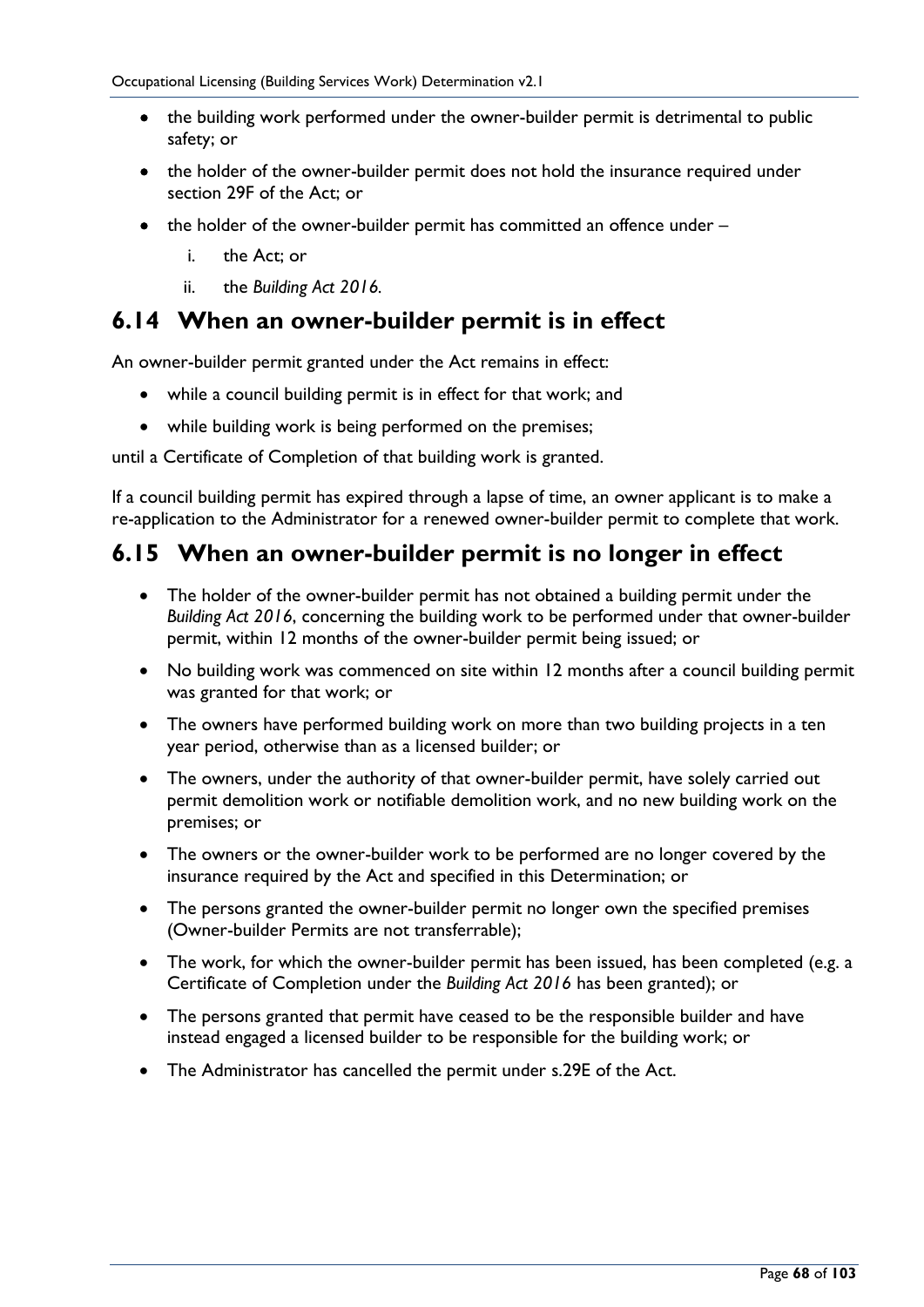- the building work performed under the owner-builder permit is detrimental to public safety; or
- the holder of the owner-builder permit does not hold the insurance required under section 29F of the Act; or
- the holder of the owner-builder permit has committed an offence under –
    i. the Act; or
    ii. the *Building Act 2016*.

## 6.14 When an owner-builder permit is in effect

An owner-builder permit granted under the Act remains in effect:

- while a council building permit is in effect for that work; and
- while building work is being performed on the premises;

until a Certificate of Completion of that building work is granted.

If a council building permit has expired through a lapse of time, an owner applicant is to make a re-application to the Administrator for a renewed owner-builder permit to complete that work.

## 6.15 When an owner-builder permit is no longer in effect

- The holder of the owner-builder permit has not obtained a building permit under the *Building Act 2016*, concerning the building work to be performed under that owner-builder permit, within 12 months of the owner-builder permit being issued; or
- No building work was commenced on site within 12 months after a council building permit was granted for that work; or
- The owners have performed building work on more than two building projects in a ten year period, otherwise than as a licensed builder; or
- The owners, under the authority of that owner-builder permit, have solely carried out permit demolition work or notifiable demolition work, and no new building work on the premises; or
- The owners or the owner-builder work to be performed are no longer covered by the insurance required by the Act and specified in this Determination; or
- The persons granted the owner-builder permit no longer own the specified premises (Owner-builder Permits are not transferrable);
- The work, for which the owner-builder permit has been issued, has been completed (e.g. a Certificate of Completion under the *Building Act 2016* has been granted); or
- The persons granted that permit have ceased to be the responsible builder and have instead engaged a licensed builder to be responsible for the building work; or
- The Administrator has cancelled the permit under s.29E of the Act.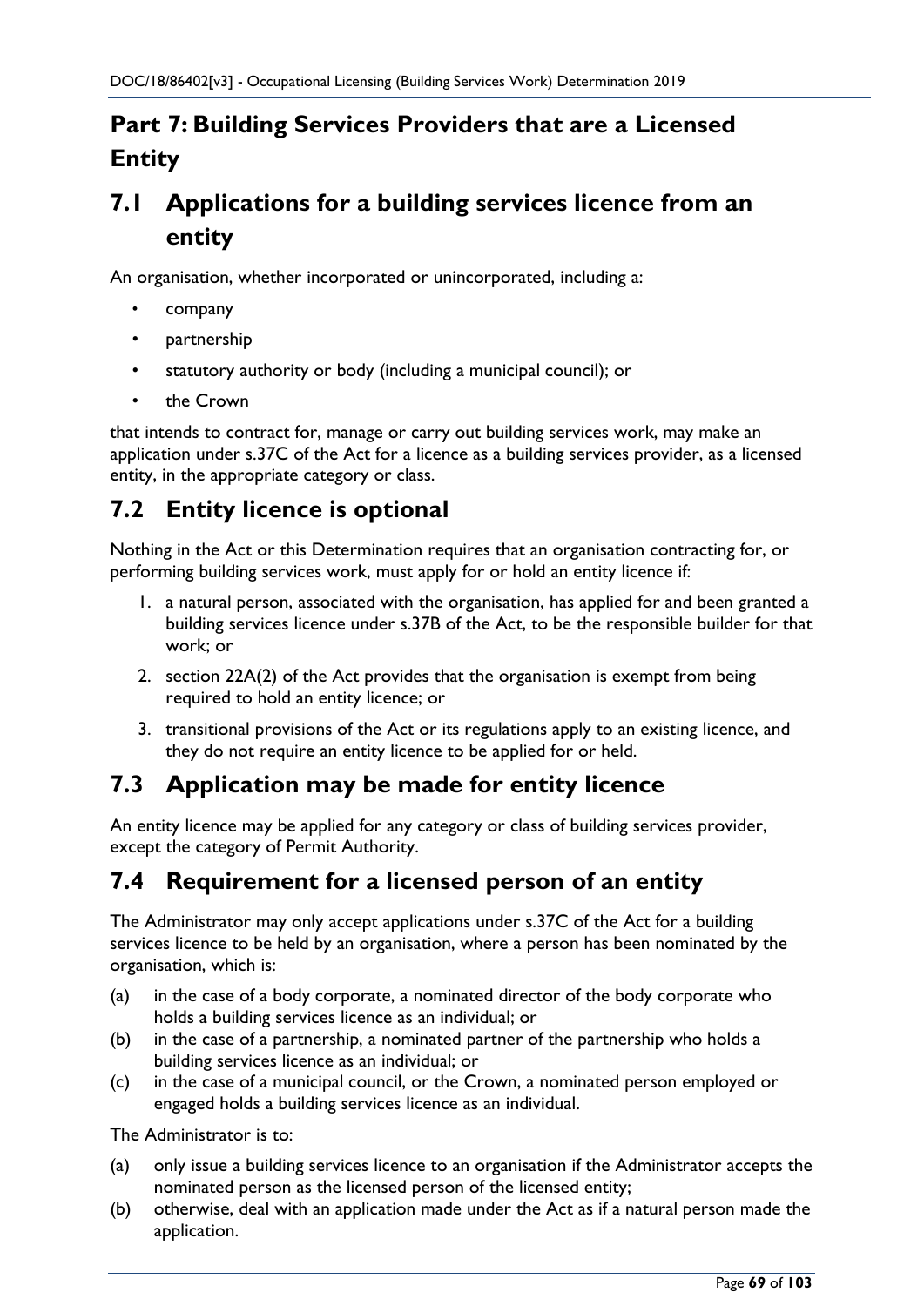# Part 7: Building Services Providers that are a Licensed Entity

## 7.1 Applications for a building services licence from an entity

An organisation, whether incorporated or unincorporated, including a:

- company
- partnership
- statutory authority or body (including a municipal council); or
- the Crown

that intends to contract for, manage or carry out building services work, may make an application under s.37C of the Act for a licence as a building services provider, as a licensed entity, in the appropriate category or class.

## 7.2 Entity licence is optional

Nothing in the Act or this Determination requires that an organisation contracting for, or performing building services work, must apply for or hold an entity licence if:

1. a natural person, associated with the organisation, has applied for and been granted a building services licence under s.37B of the Act, to be the responsible builder for that work; or
2. section 22A(2) of the Act provides that the organisation is exempt from being required to hold an entity licence; or
3. transitional provisions of the Act or its regulations apply to an existing licence, and they do not require an entity licence to be applied for or held.

## 7.3 Application may be made for entity licence

An entity licence may be applied for any category or class of building services provider, except the category of Permit Authority.

## 7.4 Requirement for a licensed person of an entity

The Administrator may only accept applications under s.37C of the Act for a building services licence to be held by an organisation, where a person has been nominated by the organisation, which is:

(a) in the case of a body corporate, a nominated director of the body corporate who holds a building services licence as an individual; or

(b) in the case of a partnership, a nominated partner of the partnership who holds a building services licence as an individual; or

(c) in the case of a municipal council, or the Crown, a nominated person employed or engaged holds a building services licence as an individual.

The Administrator is to:

(a) only issue a building services licence to an organisation if the Administrator accepts the nominated person as the licensed person of the licensed entity;

(b) otherwise, deal with an application made under the Act as if a natural person made the application.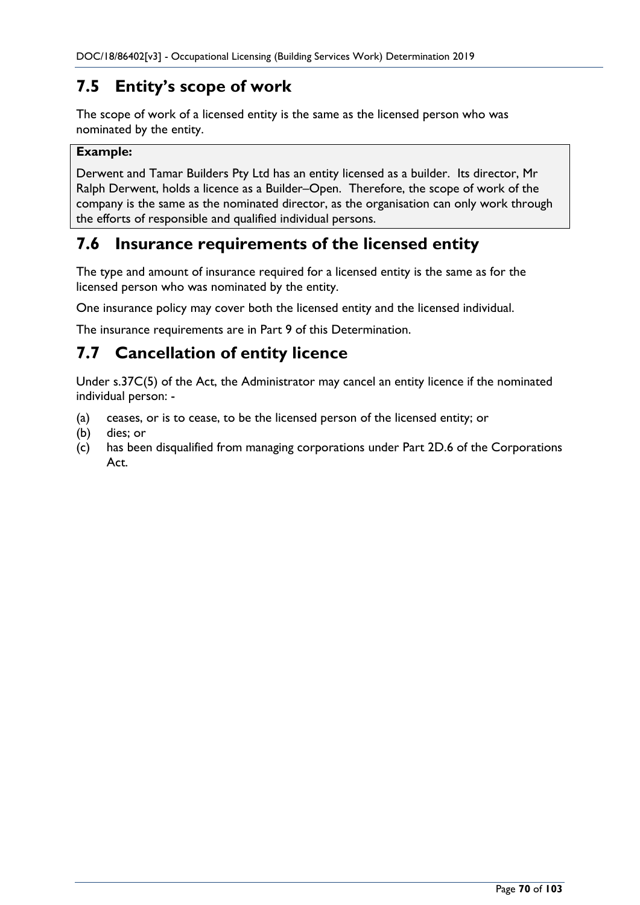## 7.5 Entity's scope of work

The scope of work of a licensed entity is the same as the licensed person who was nominated by the entity.

**Example:**

Derwent and Tamar Builders Pty Ltd has an entity licensed as a builder. Its director, Mr Ralph Derwent, holds a licence as a Builder–Open. Therefore, the scope of work of the company is the same as the nominated director, as the organisation can only work through the efforts of responsible and qualified individual persons.

## 7.6 Insurance requirements of the licensed entity

The type and amount of insurance required for a licensed entity is the same as for the licensed person who was nominated by the entity.

One insurance policy may cover both the licensed entity and the licensed individual.

The insurance requirements are in Part 9 of this Determination.

## 7.7 Cancellation of entity licence

Under s.37C(5) of the Act, the Administrator may cancel an entity licence if the nominated individual person: -

(a) ceases, or is to cease, to be the licensed person of the licensed entity; or
(b) dies; or
(c) has been disqualified from managing corporations under Part 2D.6 of the Corporations Act.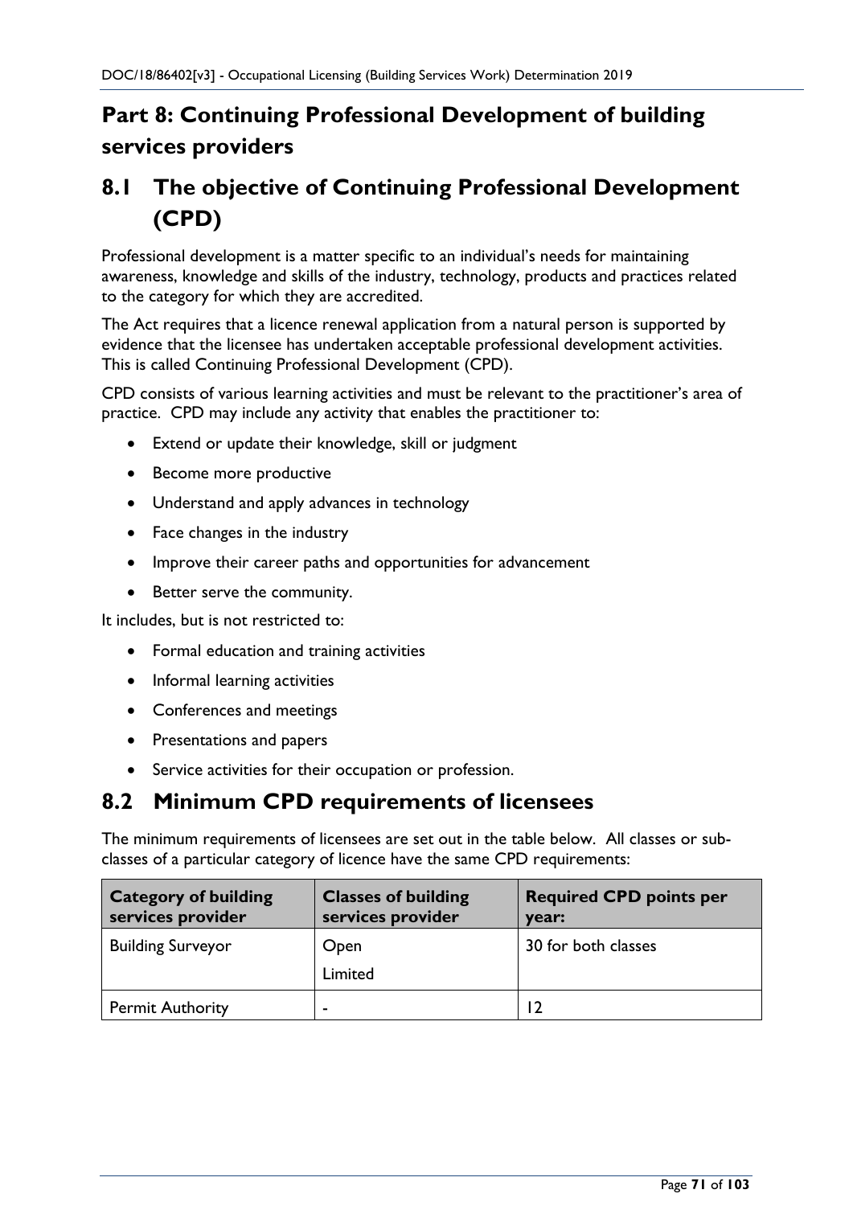# Part 8: Continuing Professional Development of building services providers

## 8.1 The objective of Continuing Professional Development (CPD)

Professional development is a matter specific to an individual's needs for maintaining awareness, knowledge and skills of the industry, technology, products and practices related to the category for which they are accredited.

The Act requires that a licence renewal application from a natural person is supported by evidence that the licensee has undertaken acceptable professional development activities. This is called Continuing Professional Development (CPD).

CPD consists of various learning activities and must be relevant to the practitioner's area of practice. CPD may include any activity that enables the practitioner to:

- Extend or update their knowledge, skill or judgment
- Become more productive
- Understand and apply advances in technology
- Face changes in the industry
- Improve their career paths and opportunities for advancement
- Better serve the community.

It includes, but is not restricted to:

- Formal education and training activities
- Informal learning activities
- Conferences and meetings
- Presentations and papers
- Service activities for their occupation or profession.

## 8.2 Minimum CPD requirements of licensees

The minimum requirements of licensees are set out in the table below. All classes or sub-classes of a particular category of licence have the same CPD requirements:

| Category of building services provider | Classes of building services provider | Required CPD points per year: |
|---|---|---|
| Building Surveyor | Open<br>Limited | 30 for both classes |
| Permit Authority | - | 12 |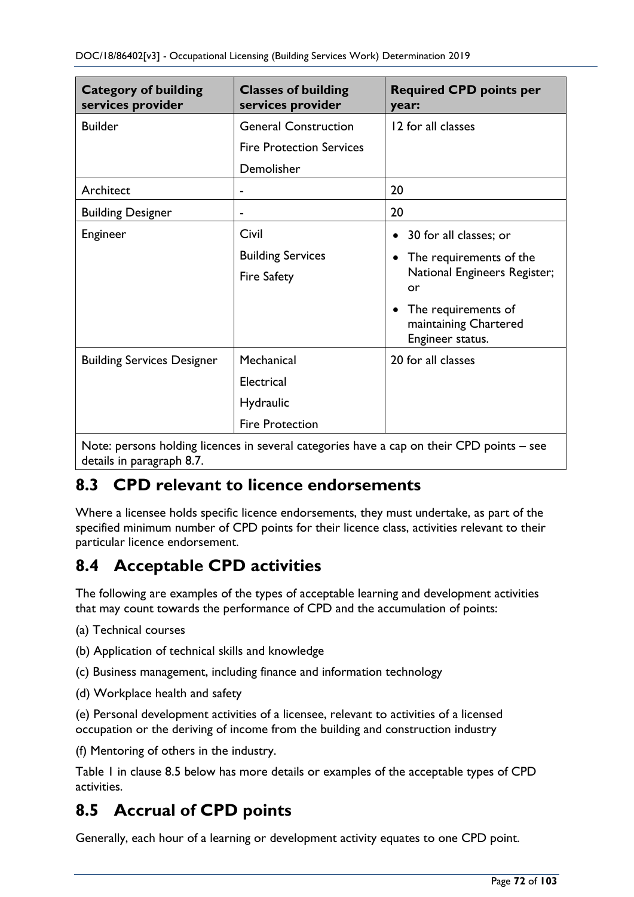| Category of building services provider | Classes of building services provider | Required CPD points per year: |
|---|---|---|
| Builder | General Construction<br>Fire Protection Services<br>Demolisher | 12 for all classes |
| Architect | - | 20 |
| Building Designer | - | 20 |
| Engineer | Civil<br>Building Services<br>Fire Safety | • 30 for all classes; or<br>• The requirements of the National Engineers Register; or<br>• The requirements of maintaining Chartered Engineer status. |
| Building Services Designer | Mechanical<br>Electrical<br>Hydraulic<br>Fire Protection | 20 for all classes |
| Note: persons holding licences in several categories have a cap on their CPD points – see details in paragraph 8.7. | | |

## 8.3 CPD relevant to licence endorsements

Where a licensee holds specific licence endorsements, they must undertake, as part of the specified minimum number of CPD points for their licence class, activities relevant to their particular licence endorsement.

## 8.4 Acceptable CPD activities

The following are examples of the types of acceptable learning and development activities that may count towards the performance of CPD and the accumulation of points:

(a) Technical courses

(b) Application of technical skills and knowledge

(c) Business management, including finance and information technology

(d) Workplace health and safety

(e) Personal development activities of a licensee, relevant to activities of a licensed occupation or the deriving of income from the building and construction industry

(f) Mentoring of others in the industry.

Table 1 in clause 8.5 below has more details or examples of the acceptable types of CPD activities.

## 8.5 Accrual of CPD points

Generally, each hour of a learning or development activity equates to one CPD point.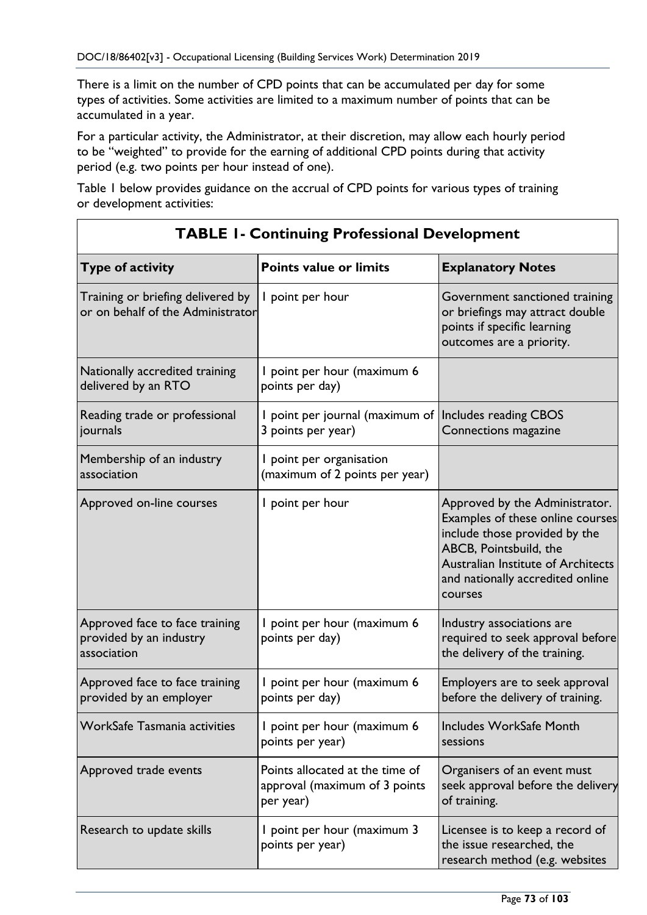There is a limit on the number of CPD points that can be accumulated per day for some types of activities. Some activities are limited to a maximum number of points that can be accumulated in a year.

For a particular activity, the Administrator, at their discretion, may allow each hourly period to be "weighted" to provide for the earning of additional CPD points during that activity period (e.g. two points per hour instead of one).

Table 1 below provides guidance on the accrual of CPD points for various types of training or development activities:

**TABLE 1- Continuing Professional Development**

| Type of activity | Points value or limits | Explanatory Notes |
|---|---|---|
| Training or briefing delivered by or on behalf of the Administrator | 1 point per hour | Government sanctioned training or briefings may attract double points if specific learning outcomes are a priority. |
| Nationally accredited training delivered by an RTO | 1 point per hour (maximum 6 points per day) | |
| Reading trade or professional journals | 1 point per journal (maximum of 3 points per year) | Includes reading CBOS Connections magazine |
| Membership of an industry association | 1 point per organisation (maximum of 2 points per year) | |
| Approved on-line courses | 1 point per hour | Approved by the Administrator. Examples of these online courses include those provided by the ABCB, Pointsbuild, the Australian Institute of Architects and nationally accredited online courses |
| Approved face to face training provided by an industry association | 1 point per hour (maximum 6 points per day) | Industry associations are required to seek approval before the delivery of the training. |
| Approved face to face training provided by an employer | 1 point per hour (maximum 6 points per day) | Employers are to seek approval before the delivery of training. |
| WorkSafe Tasmania activities | 1 point per hour (maximum 6 points per year) | Includes WorkSafe Month sessions |
| Approved trade events | Points allocated at the time of approval (maximum of 3 points per year) | Organisers of an event must seek approval before the delivery of training. |
| Research to update skills | 1 point per hour (maximum 3 points per year) | Licensee is to keep a record of the issue researched, the research method (e.g. websites |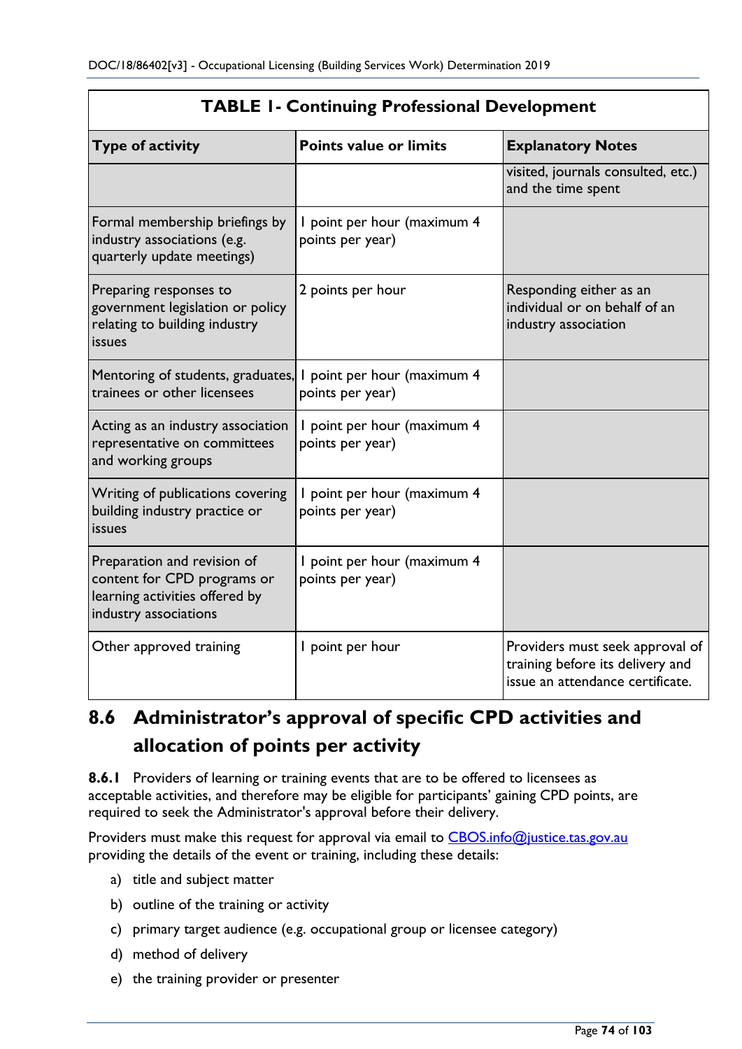| **TABLE 1- Continuing Professional Development** | | |
|---|---|---|
| **Type of activity** | **Points value or limits** | **Explanatory Notes** |
| | | visited, journals consulted, etc.) and the time spent |
| Formal membership briefings by industry associations (e.g. quarterly update meetings) | 1 point per hour (maximum 4 points per year) | |
| Preparing responses to government legislation or policy relating to building industry issues | 2 points per hour | Responding either as an individual or on behalf of an industry association |
| Mentoring of students, graduates, trainees or other licensees | 1 point per hour (maximum 4 points per year) | |
| Acting as an industry association representative on committees and working groups | 1 point per hour (maximum 4 points per year) | |
| Writing of publications covering building industry practice or issues | 1 point per hour (maximum 4 points per year) | |
| Preparation and revision of content for CPD programs or learning activities offered by industry associations | 1 point per hour (maximum 4 points per year) | |
| Other approved training | 1 point per hour | Providers must seek approval of training before its delivery and issue an attendance certificate. |

## 8.6 Administrator's approval of specific CPD activities and allocation of points per activity

**8.6.1** Providers of learning or training events that are to be offered to licensees as acceptable activities, and therefore may be eligible for participants' gaining CPD points, are required to seek the Administrator's approval before their delivery.

Providers must make this request for approval via email to CBOS.info@justice.tas.gov.au providing the details of the event or training, including these details:

a) title and subject matter
b) outline of the training or activity
c) primary target audience (e.g. occupational group or licensee category)
d) method of delivery
e) the training provider or presenter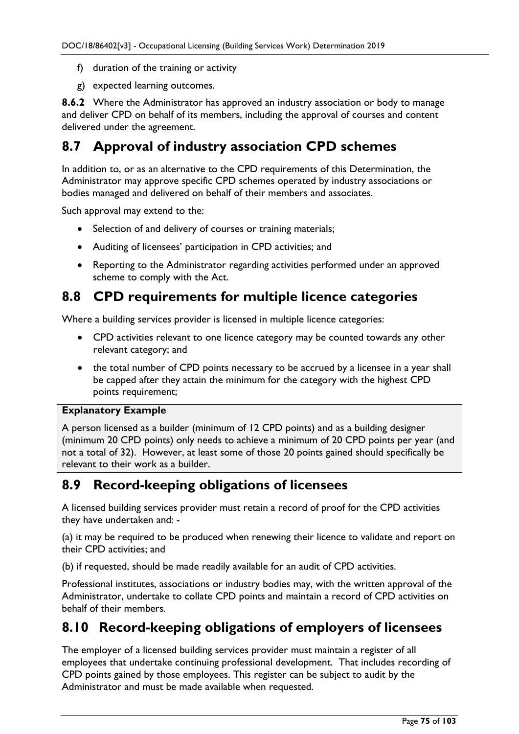f) duration of the training or activity

g) expected learning outcomes.

**8.6.2** Where the Administrator has approved an industry association or body to manage and deliver CPD on behalf of its members, including the approval of courses and content delivered under the agreement.

## 8.7 Approval of industry association CPD schemes

In addition to, or as an alternative to the CPD requirements of this Determination, the Administrator may approve specific CPD schemes operated by industry associations or bodies managed and delivered on behalf of their members and associates.

Such approval may extend to the:

- Selection of and delivery of courses or training materials;
- Auditing of licensees' participation in CPD activities; and
- Reporting to the Administrator regarding activities performed under an approved scheme to comply with the Act.

## 8.8 CPD requirements for multiple licence categories

Where a building services provider is licensed in multiple licence categories:

- CPD activities relevant to one licence category may be counted towards any other relevant category; and
- the total number of CPD points necessary to be accrued by a licensee in a year shall be capped after they attain the minimum for the category with the highest CPD points requirement;

**Explanatory Example**

A person licensed as a builder (minimum of 12 CPD points) and as a building designer (minimum 20 CPD points) only needs to achieve a minimum of 20 CPD points per year (and not a total of 32). However, at least some of those 20 points gained should specifically be relevant to their work as a builder.

## 8.9 Record-keeping obligations of licensees

A licensed building services provider must retain a record of proof for the CPD activities they have undertaken and: -

(a) it may be required to be produced when renewing their licence to validate and report on their CPD activities; and

(b) if requested, should be made readily available for an audit of CPD activities.

Professional institutes, associations or industry bodies may, with the written approval of the Administrator, undertake to collate CPD points and maintain a record of CPD activities on behalf of their members.

## 8.10 Record-keeping obligations of employers of licensees

The employer of a licensed building services provider must maintain a register of all employees that undertake continuing professional development. That includes recording of CPD points gained by those employees. This register can be subject to audit by the Administrator and must be made available when requested.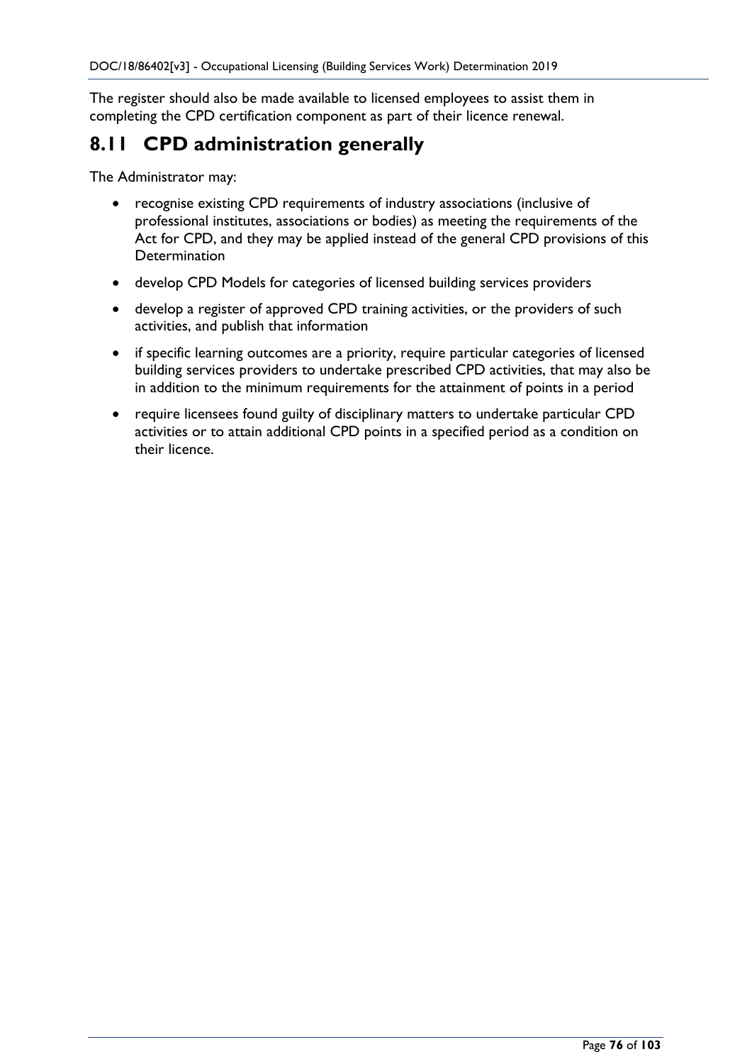The register should also be made available to licensed employees to assist them in completing the CPD certification component as part of their licence renewal.

## 8.11 CPD administration generally

The Administrator may:

- recognise existing CPD requirements of industry associations (inclusive of professional institutes, associations or bodies) as meeting the requirements of the Act for CPD, and they may be applied instead of the general CPD provisions of this Determination
- develop CPD Models for categories of licensed building services providers
- develop a register of approved CPD training activities, or the providers of such activities, and publish that information
- if specific learning outcomes are a priority, require particular categories of licensed building services providers to undertake prescribed CPD activities, that may also be in addition to the minimum requirements for the attainment of points in a period
- require licensees found guilty of disciplinary matters to undertake particular CPD activities or to attain additional CPD points in a specified period as a condition on their licence.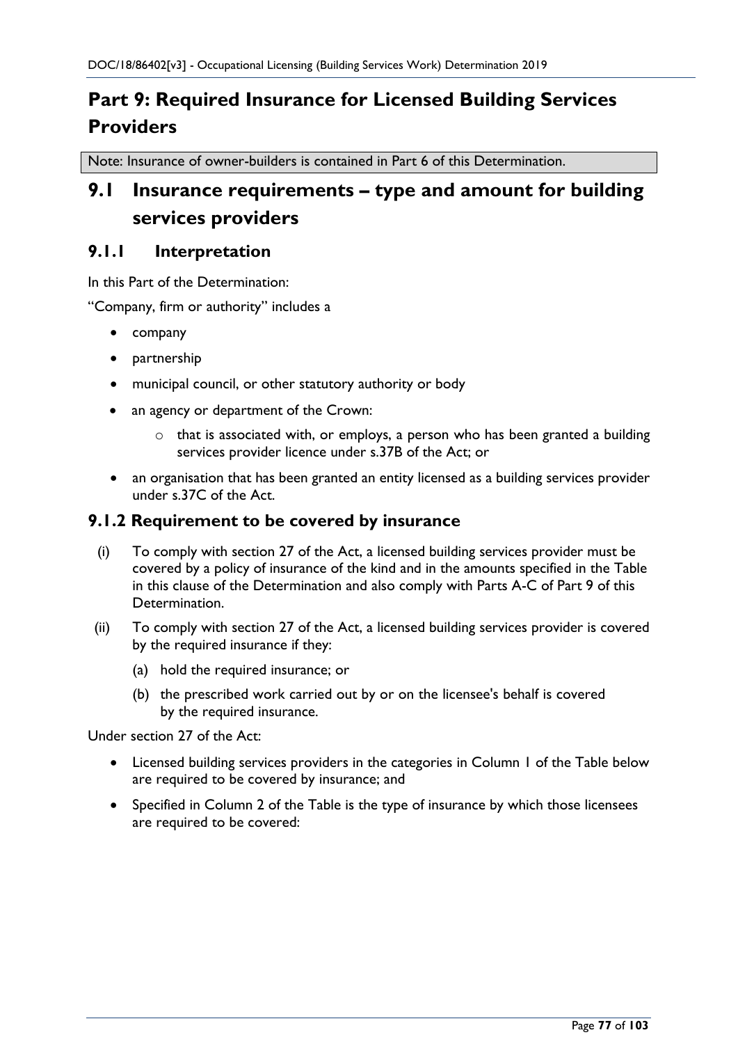# Part 9: Required Insurance for Licensed Building Services Providers

Note: Insurance of owner-builders is contained in Part 6 of this Determination.

## 9.1 Insurance requirements – type and amount for building services providers

### 9.1.1 Interpretation

In this Part of the Determination:

"Company, firm or authority" includes a

- company
- partnership
- municipal council, or other statutory authority or body
- an agency or department of the Crown:
  - that is associated with, or employs, a person who has been granted a building services provider licence under s.37B of the Act; or
- an organisation that has been granted an entity licensed as a building services provider under s.37C of the Act.

### 9.1.2 Requirement to be covered by insurance

(i) To comply with section 27 of the Act, a licensed building services provider must be covered by a policy of insurance of the kind and in the amounts specified in the Table in this clause of the Determination and also comply with Parts A-C of Part 9 of this Determination.

(ii) To comply with section 27 of the Act, a licensed building services provider is covered by the required insurance if they:

  (a) hold the required insurance; or

  (b) the prescribed work carried out by or on the licensee's behalf is covered by the required insurance.

Under section 27 of the Act:

- Licensed building services providers in the categories in Column 1 of the Table below are required to be covered by insurance; and
- Specified in Column 2 of the Table is the type of insurance by which those licensees are required to be covered: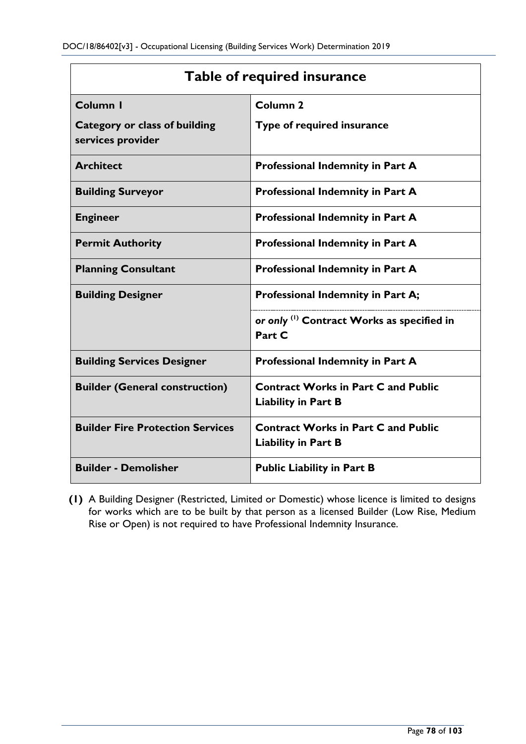**Table of required insurance**

| Column 1<br>Category or class of building services provider | Column 2<br>Type of required insurance |
|---|---|
| **Architect** | **Professional Indemnity in Part A** |
| **Building Surveyor** | **Professional Indemnity in Part A** |
| **Engineer** | **Professional Indemnity in Part A** |
| **Permit Authority** | **Professional Indemnity in Part A** |
| **Planning Consultant** | **Professional Indemnity in Part A** |
| **Building Designer** | **Professional Indemnity in Part A;**<br>*or only* [(1)] **Contract Works as specified in Part C** |
| **Building Services Designer** | **Professional Indemnity in Part A** |
| **Builder (General construction)** | **Contract Works in Part C and Public Liability in Part B** |
| **Builder Fire Protection Services** | **Contract Works in Part C and Public Liability in Part B** |
| **Builder - Demolisher** | **Public Liability in Part B** |

**(1)** A Building Designer (Restricted, Limited or Domestic) whose licence is limited to designs for works which are to be built by that person as a licensed Builder (Low Rise, Medium Rise or Open) is not required to have Professional Indemnity Insurance.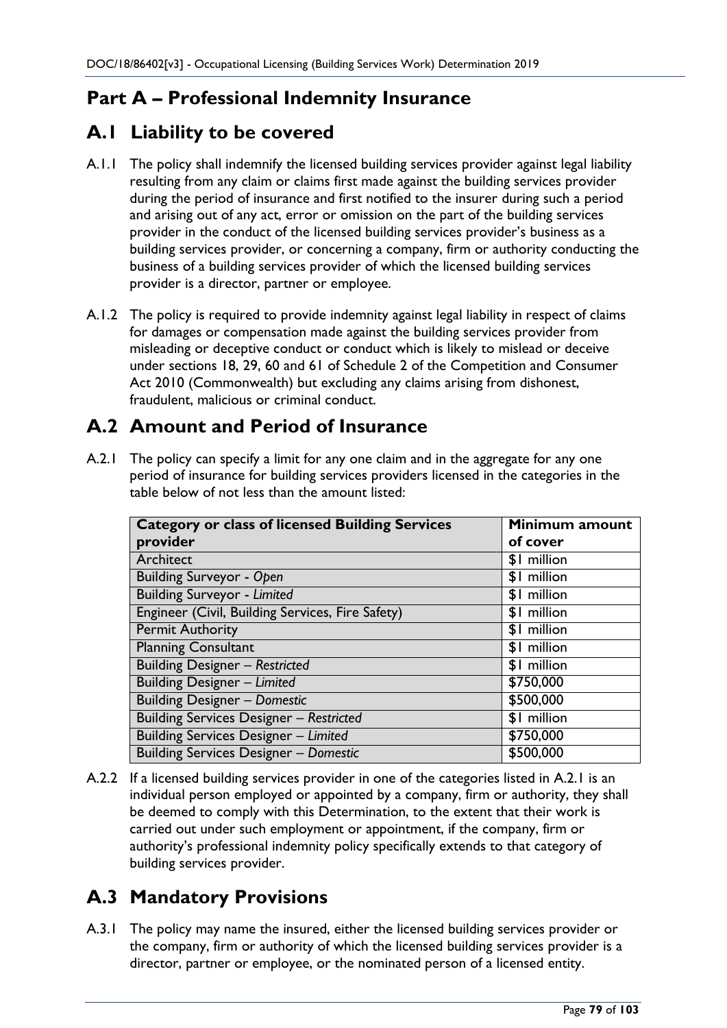# Part A – Professional Indemnity Insurance

## A.1 Liability to be covered

A.1.1 The policy shall indemnify the licensed building services provider against legal liability resulting from any claim or claims first made against the building services provider during the period of insurance and first notified to the insurer during such a period and arising out of any act, error or omission on the part of the building services provider in the conduct of the licensed building services provider's business as a building services provider, or concerning a company, firm or authority conducting the business of a building services provider of which the licensed building services provider is a director, partner or employee.

A.1.2 The policy is required to provide indemnity against legal liability in respect of claims for damages or compensation made against the building services provider from misleading or deceptive conduct or conduct which is likely to mislead or deceive under sections 18, 29, 60 and 61 of Schedule 2 of the Competition and Consumer Act 2010 (Commonwealth) but excluding any claims arising from dishonest, fraudulent, malicious or criminal conduct.

## A.2 Amount and Period of Insurance

A.2.1 The policy can specify a limit for any one claim and in the aggregate for any one period of insurance for building services providers licensed in the categories in the table below of not less than the amount listed:

| Category or class of licensed Building Services provider | Minimum amount of cover |
|---|---|
| Architect | $1 million |
| Building Surveyor - *Open* | $1 million |
| Building Surveyor - *Limited* | $1 million |
| Engineer (Civil, Building Services, Fire Safety) | $1 million |
| Permit Authority | $1 million |
| Planning Consultant | $1 million |
| Building Designer – *Restricted* | $1 million |
| Building Designer – *Limited* | $750,000 |
| Building Designer – *Domestic* | $500,000 |
| Building Services Designer – *Restricted* | $1 million |
| Building Services Designer – *Limited* | $750,000 |
| Building Services Designer – *Domestic* | $500,000 |

A.2.2 If a licensed building services provider in one of the categories listed in A.2.1 is an individual person employed or appointed by a company, firm or authority, they shall be deemed to comply with this Determination, to the extent that their work is carried out under such employment or appointment, if the company, firm or authority's professional indemnity policy specifically extends to that category of building services provider.

## A.3 Mandatory Provisions

A.3.1 The policy may name the insured, either the licensed building services provider or the company, firm or authority of which the licensed building services provider is a director, partner or employee, or the nominated person of a licensed entity.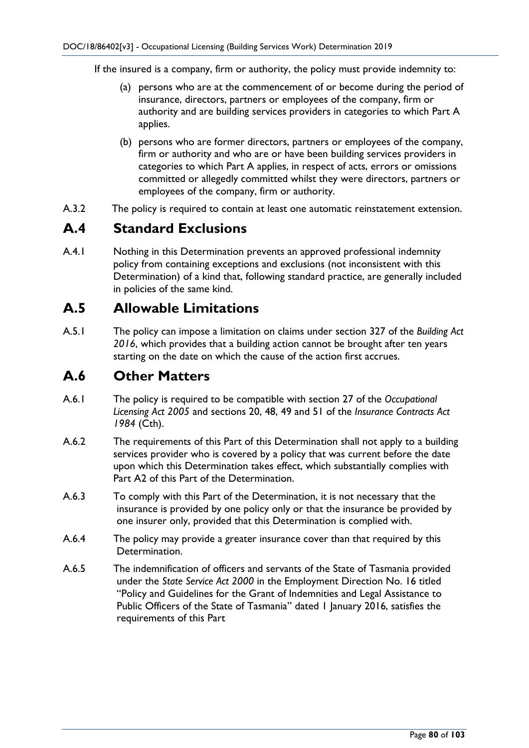If the insured is a company, firm or authority, the policy must provide indemnity to:

(a) persons who are at the commencement of or become during the period of insurance, directors, partners or employees of the company, firm or authority and are building services providers in categories to which Part A applies.

(b) persons who are former directors, partners or employees of the company, firm or authority and who are or have been building services providers in categories to which Part A applies, in respect of acts, errors or omissions committed or allegedly committed whilst they were directors, partners or employees of the company, firm or authority.

A.3.2 The policy is required to contain at least one automatic reinstatement extension.

## A.4 Standard Exclusions

A.4.1 Nothing in this Determination prevents an approved professional indemnity policy from containing exceptions and exclusions (not inconsistent with this Determination) of a kind that, following standard practice, are generally included in policies of the same kind.

## A.5 Allowable Limitations

A.5.1 The policy can impose a limitation on claims under section 327 of the *Building Act 2016*, which provides that a building action cannot be brought after ten years starting on the date on which the cause of the action first accrues.

## A.6 Other Matters

A.6.1 The policy is required to be compatible with section 27 of the *Occupational Licensing Act 2005* and sections 20, 48, 49 and 51 of the *Insurance Contracts Act 1984* (Cth).

A.6.2 The requirements of this Part of this Determination shall not apply to a building services provider who is covered by a policy that was current before the date upon which this Determination takes effect, which substantially complies with Part A2 of this Part of the Determination.

A.6.3 To comply with this Part of the Determination, it is not necessary that the insurance is provided by one policy only or that the insurance be provided by one insurer only, provided that this Determination is complied with.

A.6.4 The policy may provide a greater insurance cover than that required by this Determination.

A.6.5 The indemnification of officers and servants of the State of Tasmania provided under the *State Service Act 2000* in the Employment Direction No. 16 titled "Policy and Guidelines for the Grant of Indemnities and Legal Assistance to Public Officers of the State of Tasmania" dated 1 January 2016, satisfies the requirements of this Part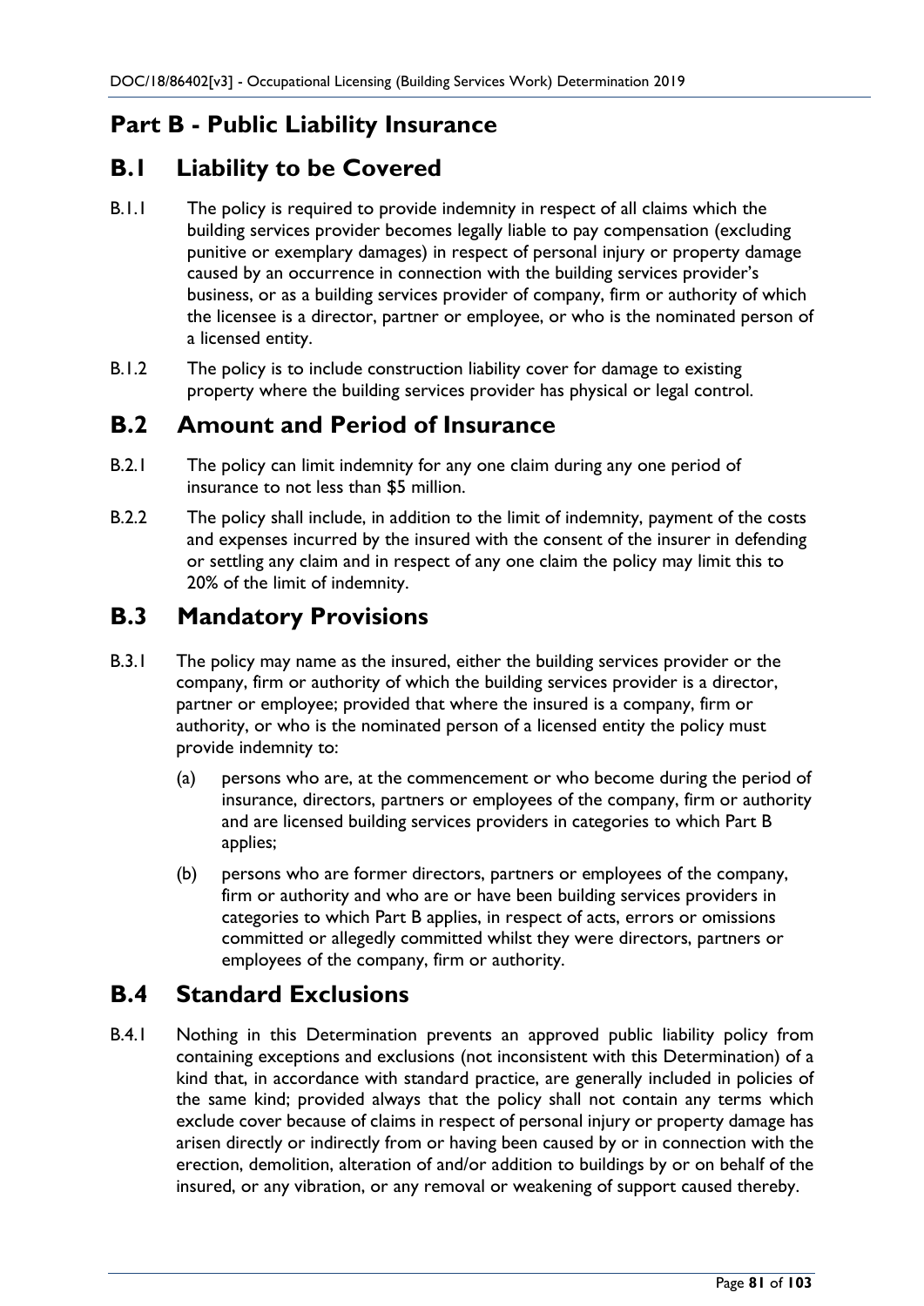## Part B - Public Liability Insurance

## B.1 Liability to be Covered

B.1.1 The policy is required to provide indemnity in respect of all claims which the building services provider becomes legally liable to pay compensation (excluding punitive or exemplary damages) in respect of personal injury or property damage caused by an occurrence in connection with the building services provider's business, or as a building services provider of company, firm or authority of which the licensee is a director, partner or employee, or who is the nominated person of a licensed entity.

B.1.2 The policy is to include construction liability cover for damage to existing property where the building services provider has physical or legal control.

## B.2 Amount and Period of Insurance

B.2.1 The policy can limit indemnity for any one claim during any one period of insurance to not less than $5 million.

B.2.2 The policy shall include, in addition to the limit of indemnity, payment of the costs and expenses incurred by the insured with the consent of the insurer in defending or settling any claim and in respect of any one claim the policy may limit this to 20% of the limit of indemnity.

## B.3 Mandatory Provisions

B.3.1 The policy may name as the insured, either the building services provider or the company, firm or authority of which the building services provider is a director, partner or employee; provided that where the insured is a company, firm or authority, or who is the nominated person of a licensed entity the policy must provide indemnity to:

(a) persons who are, at the commencement or who become during the period of insurance, directors, partners or employees of the company, firm or authority and are licensed building services providers in categories to which Part B applies;

(b) persons who are former directors, partners or employees of the company, firm or authority and who are or have been building services providers in categories to which Part B applies, in respect of acts, errors or omissions committed or allegedly committed whilst they were directors, partners or employees of the company, firm or authority.

## B.4 Standard Exclusions

B.4.1 Nothing in this Determination prevents an approved public liability policy from containing exceptions and exclusions (not inconsistent with this Determination) of a kind that, in accordance with standard practice, are generally included in policies of the same kind; provided always that the policy shall not contain any terms which exclude cover because of claims in respect of personal injury or property damage has arisen directly or indirectly from or having been caused by or in connection with the erection, demolition, alteration of and/or addition to buildings by or on behalf of the insured, or any vibration, or any removal or weakening of support caused thereby.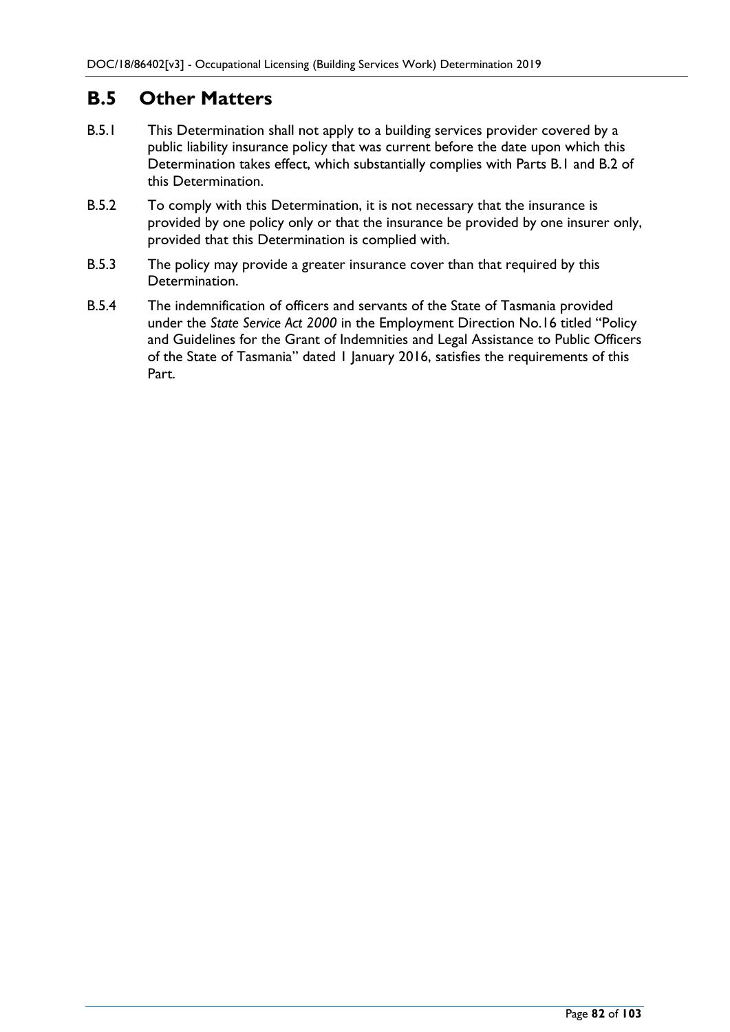## B.5 Other Matters

B.5.1 This Determination shall not apply to a building services provider covered by a public liability insurance policy that was current before the date upon which this Determination takes effect, which substantially complies with Parts B.1 and B.2 of this Determination.

B.5.2 To comply with this Determination, it is not necessary that the insurance is provided by one policy only or that the insurance be provided by one insurer only, provided that this Determination is complied with.

B.5.3 The policy may provide a greater insurance cover than that required by this Determination.

B.5.4 The indemnification of officers and servants of the State of Tasmania provided under the *State Service Act 2000* in the Employment Direction No.16 titled "Policy and Guidelines for the Grant of Indemnities and Legal Assistance to Public Officers of the State of Tasmania" dated 1 January 2016, satisfies the requirements of this Part.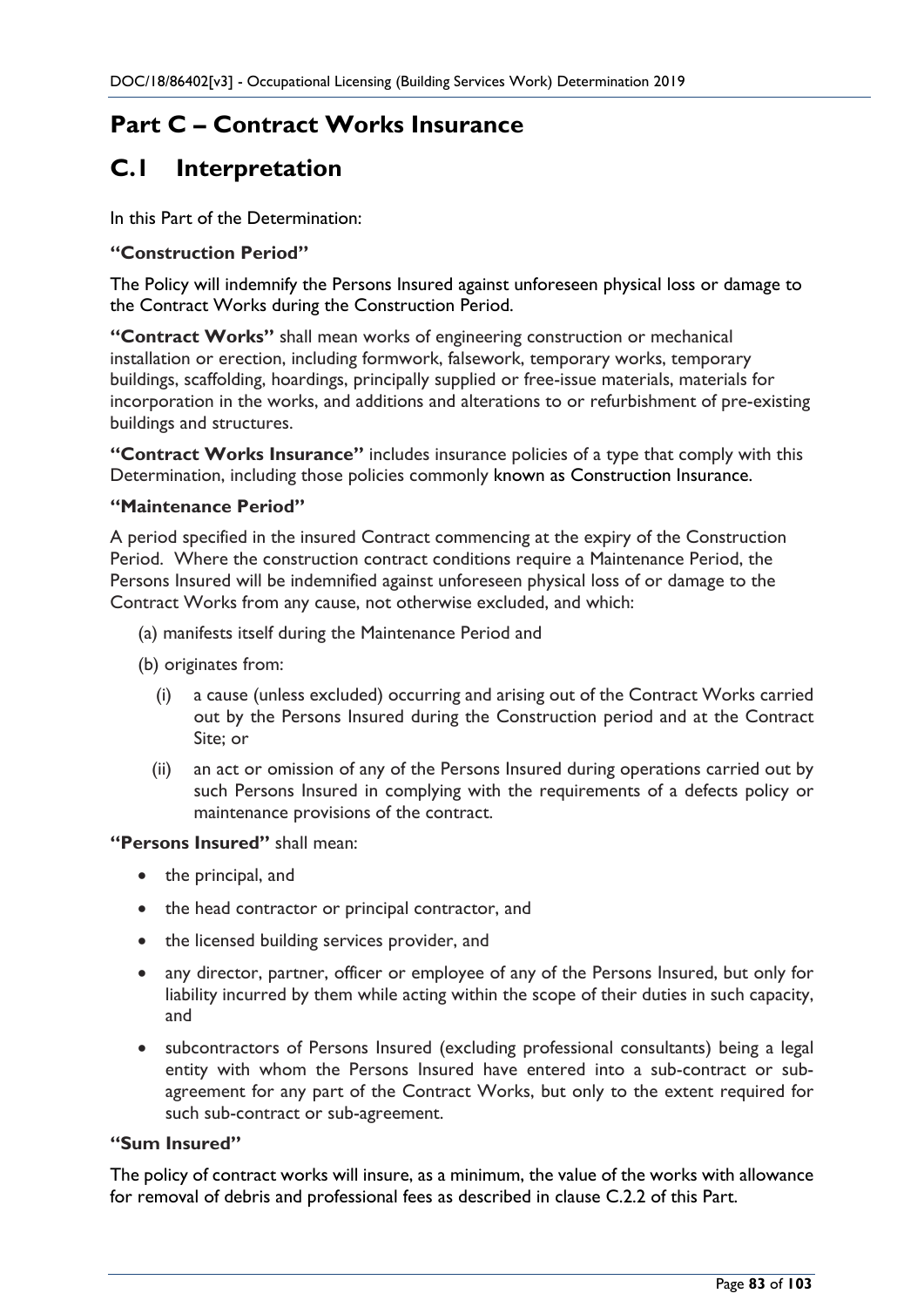# Part C – Contract Works Insurance

# C.1 Interpretation

In this Part of the Determination:

**"Construction Period"**

The Policy will indemnify the Persons Insured against unforeseen physical loss or damage to the Contract Works during the Construction Period.

**"Contract Works"** shall mean works of engineering construction or mechanical installation or erection, including formwork, falsework, temporary works, temporary buildings, scaffolding, hoardings, principally supplied or free-issue materials, materials for incorporation in the works, and additions and alterations to or refurbishment of pre-existing buildings and structures.

**"Contract Works Insurance"** includes insurance policies of a type that comply with this Determination, including those policies commonly known as Construction Insurance.

**"Maintenance Period"**

A period specified in the insured Contract commencing at the expiry of the Construction Period. Where the construction contract conditions require a Maintenance Period, the Persons Insured will be indemnified against unforeseen physical loss of or damage to the Contract Works from any cause, not otherwise excluded, and which:

(a) manifests itself during the Maintenance Period and

(b) originates from:

- (i) a cause (unless excluded) occurring and arising out of the Contract Works carried out by the Persons Insured during the Construction period and at the Contract Site; or
- (ii) an act or omission of any of the Persons Insured during operations carried out by such Persons Insured in complying with the requirements of a defects policy or maintenance provisions of the contract.

**"Persons Insured"** shall mean:

- the principal, and
- the head contractor or principal contractor, and
- the licensed building services provider, and
- any director, partner, officer or employee of any of the Persons Insured, but only for liability incurred by them while acting within the scope of their duties in such capacity, and
- subcontractors of Persons Insured (excluding professional consultants) being a legal entity with whom the Persons Insured have entered into a sub-contract or sub-agreement for any part of the Contract Works, but only to the extent required for such sub-contract or sub-agreement.

**"Sum Insured"**

The policy of contract works will insure, as a minimum, the value of the works with allowance for removal of debris and professional fees as described in clause C.2.2 of this Part.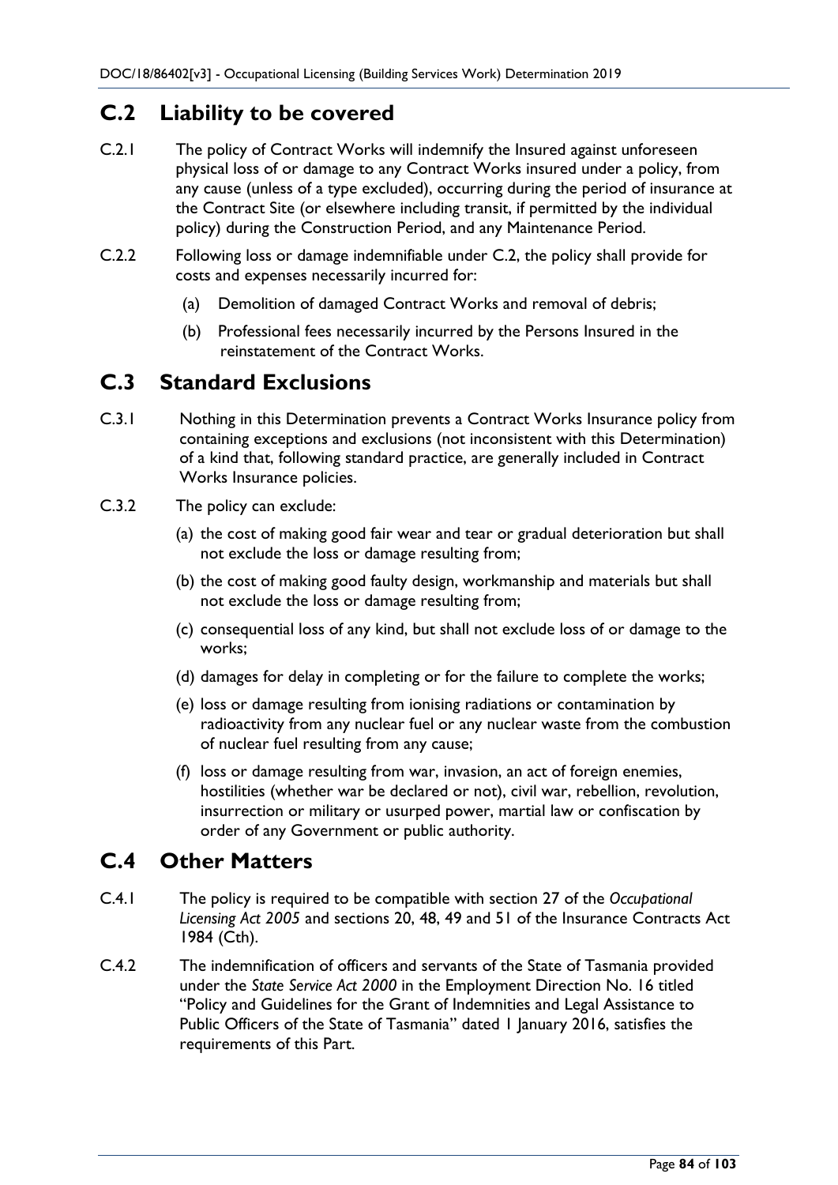## C.2 Liability to be covered

C.2.1 The policy of Contract Works will indemnify the Insured against unforeseen physical loss of or damage to any Contract Works insured under a policy, from any cause (unless of a type excluded), occurring during the period of insurance at the Contract Site (or elsewhere including transit, if permitted by the individual policy) during the Construction Period, and any Maintenance Period.

C.2.2 Following loss or damage indemnifiable under C.2, the policy shall provide for costs and expenses necessarily incurred for:

(a) Demolition of damaged Contract Works and removal of debris;

(b) Professional fees necessarily incurred by the Persons Insured in the reinstatement of the Contract Works.

## C.3 Standard Exclusions

C.3.1 Nothing in this Determination prevents a Contract Works Insurance policy from containing exceptions and exclusions (not inconsistent with this Determination) of a kind that, following standard practice, are generally included in Contract Works Insurance policies.

C.3.2 The policy can exclude:

(a) the cost of making good fair wear and tear or gradual deterioration but shall not exclude the loss or damage resulting from;

(b) the cost of making good faulty design, workmanship and materials but shall not exclude the loss or damage resulting from;

(c) consequential loss of any kind, but shall not exclude loss of or damage to the works;

(d) damages for delay in completing or for the failure to complete the works;

(e) loss or damage resulting from ionising radiations or contamination by radioactivity from any nuclear fuel or any nuclear waste from the combustion of nuclear fuel resulting from any cause;

(f) loss or damage resulting from war, invasion, an act of foreign enemies, hostilities (whether war be declared or not), civil war, rebellion, revolution, insurrection or military or usurped power, martial law or confiscation by order of any Government or public authority.

## C.4 Other Matters

C.4.1 The policy is required to be compatible with section 27 of the *Occupational Licensing Act 2005* and sections 20, 48, 49 and 51 of the Insurance Contracts Act 1984 (Cth).

C.4.2 The indemnification of officers and servants of the State of Tasmania provided under the *State Service Act 2000* in the Employment Direction No. 16 titled "Policy and Guidelines for the Grant of Indemnities and Legal Assistance to Public Officers of the State of Tasmania" dated 1 January 2016, satisfies the requirements of this Part.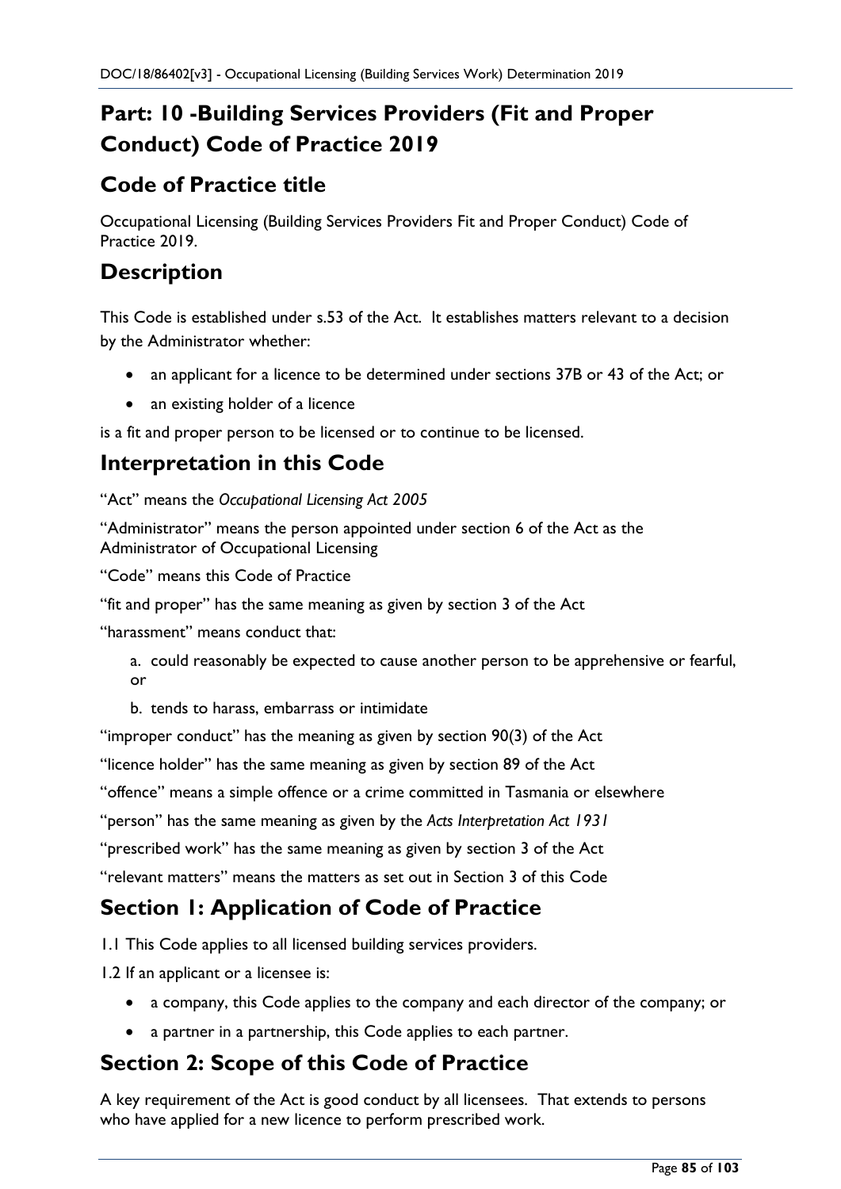# Part: 10 -Building Services Providers (Fit and Proper Conduct) Code of Practice 2019

## Code of Practice title

Occupational Licensing (Building Services Providers Fit and Proper Conduct) Code of Practice 2019.

## Description

This Code is established under s.53 of the Act. It establishes matters relevant to a decision by the Administrator whether:

- an applicant for a licence to be determined under sections 37B or 43 of the Act; or
- an existing holder of a licence

is a fit and proper person to be licensed or to continue to be licensed.

## Interpretation in this Code

"Act" means the *Occupational Licensing Act 2005*

"Administrator" means the person appointed under section 6 of the Act as the Administrator of Occupational Licensing

"Code" means this Code of Practice

"fit and proper" has the same meaning as given by section 3 of the Act

"harassment" means conduct that:

a. could reasonably be expected to cause another person to be apprehensive or fearful, or

b. tends to harass, embarrass or intimidate

"improper conduct" has the meaning as given by section 90(3) of the Act

"licence holder" has the same meaning as given by section 89 of the Act

"offence" means a simple offence or a crime committed in Tasmania or elsewhere

"person" has the same meaning as given by the *Acts Interpretation Act 1931*

"prescribed work" has the same meaning as given by section 3 of the Act

"relevant matters" means the matters as set out in Section 3 of this Code

## Section 1: Application of Code of Practice

1.1 This Code applies to all licensed building services providers.

1.2 If an applicant or a licensee is:

- a company, this Code applies to the company and each director of the company; or
- a partner in a partnership, this Code applies to each partner.

## Section 2: Scope of this Code of Practice

A key requirement of the Act is good conduct by all licensees. That extends to persons who have applied for a new licence to perform prescribed work.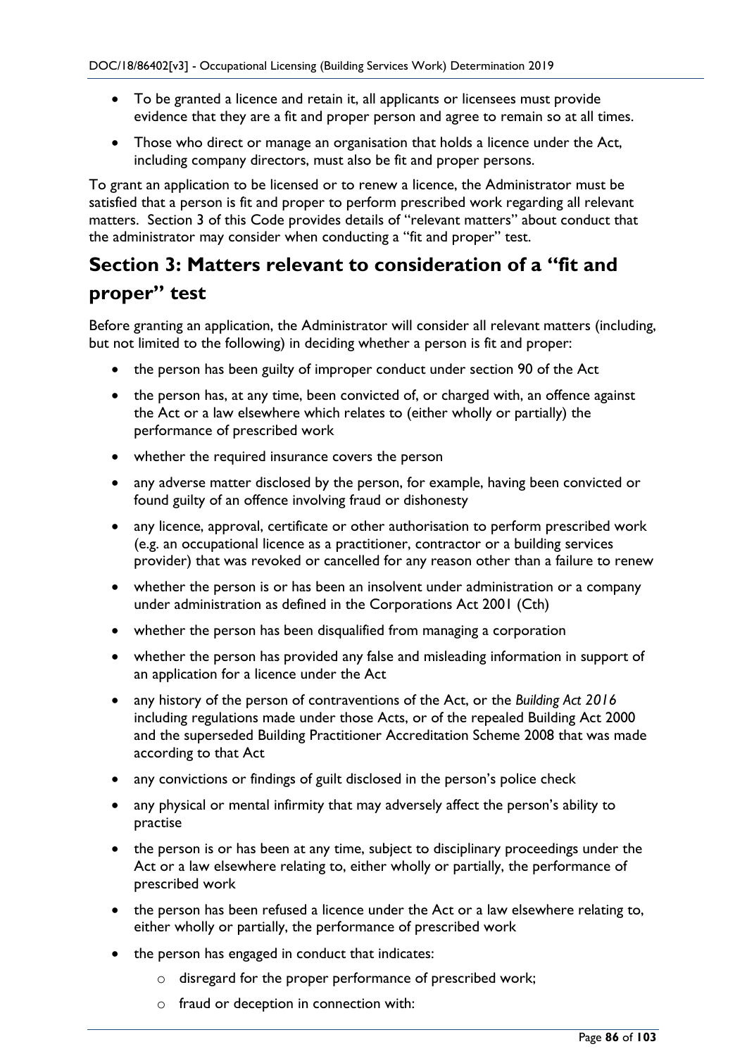- To be granted a licence and retain it, all applicants or licensees must provide evidence that they are a fit and proper person and agree to remain so at all times.
- Those who direct or manage an organisation that holds a licence under the Act, including company directors, must also be fit and proper persons.

To grant an application to be licensed or to renew a licence, the Administrator must be satisfied that a person is fit and proper to perform prescribed work regarding all relevant matters. Section 3 of this Code provides details of "relevant matters" about conduct that the administrator may consider when conducting a "fit and proper" test.

## Section 3: Matters relevant to consideration of a "fit and proper" test

Before granting an application, the Administrator will consider all relevant matters (including, but not limited to the following) in deciding whether a person is fit and proper:

- the person has been guilty of improper conduct under section 90 of the Act
- the person has, at any time, been convicted of, or charged with, an offence against the Act or a law elsewhere which relates to (either wholly or partially) the performance of prescribed work
- whether the required insurance covers the person
- any adverse matter disclosed by the person, for example, having been convicted or found guilty of an offence involving fraud or dishonesty
- any licence, approval, certificate or other authorisation to perform prescribed work (e.g. an occupational licence as a practitioner, contractor or a building services provider) that was revoked or cancelled for any reason other than a failure to renew
- whether the person is or has been an insolvent under administration or a company under administration as defined in the Corporations Act 2001 (Cth)
- whether the person has been disqualified from managing a corporation
- whether the person has provided any false and misleading information in support of an application for a licence under the Act
- any history of the person of contraventions of the Act, or the *Building Act 2016* including regulations made under those Acts, or of the repealed Building Act 2000 and the superseded Building Practitioner Accreditation Scheme 2008 that was made according to that Act
- any convictions or findings of guilt disclosed in the person's police check
- any physical or mental infirmity that may adversely affect the person's ability to practise
- the person is or has been at any time, subject to disciplinary proceedings under the Act or a law elsewhere relating to, either wholly or partially, the performance of prescribed work
- the person has been refused a licence under the Act or a law elsewhere relating to, either wholly or partially, the performance of prescribed work
- the person has engaged in conduct that indicates:
  - disregard for the proper performance of prescribed work;
  - fraud or deception in connection with: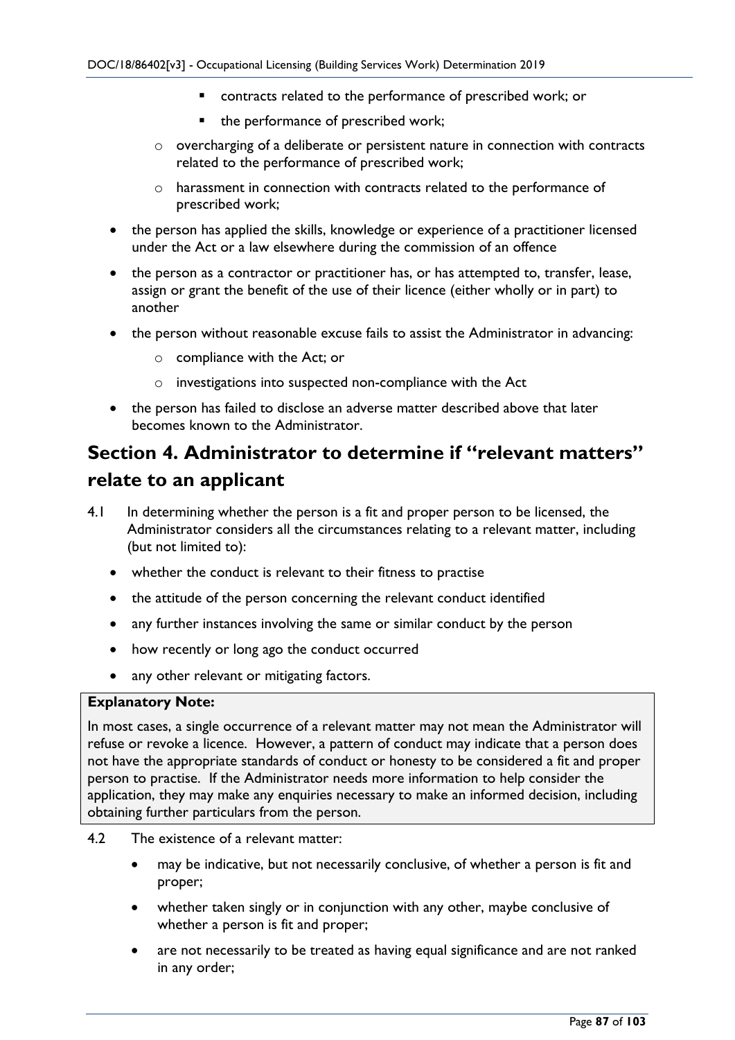- contracts related to the performance of prescribed work; or
        - the performance of prescribed work;
    - overcharging of a deliberate or persistent nature in connection with contracts related to the performance of prescribed work;
    - harassment in connection with contracts related to the performance of prescribed work;
- the person has applied the skills, knowledge or experience of a practitioner licensed under the Act or a law elsewhere during the commission of an offence
- the person as a contractor or practitioner has, or has attempted to, transfer, lease, assign or grant the benefit of the use of their licence (either wholly or in part) to another
- the person without reasonable excuse fails to assist the Administrator in advancing:
    - compliance with the Act; or
    - investigations into suspected non-compliance with the Act
- the person has failed to disclose an adverse matter described above that later becomes known to the Administrator.

## Section 4. Administrator to determine if "relevant matters" relate to an applicant

4.1 In determining whether the person is a fit and proper person to be licensed, the Administrator considers all the circumstances relating to a relevant matter, including (but not limited to):

- whether the conduct is relevant to their fitness to practise
- the attitude of the person concerning the relevant conduct identified
- any further instances involving the same or similar conduct by the person
- how recently or long ago the conduct occurred
- any other relevant or mitigating factors.

> **Explanatory Note:**
>
> In most cases, a single occurrence of a relevant matter may not mean the Administrator will refuse or revoke a licence. However, a pattern of conduct may indicate that a person does not have the appropriate standards of conduct or honesty to be considered a fit and proper person to practise. If the Administrator needs more information to help consider the application, they may make any enquiries necessary to make an informed decision, including obtaining further particulars from the person.

4.2 The existence of a relevant matter:

- may be indicative, but not necessarily conclusive, of whether a person is fit and proper;
- whether taken singly or in conjunction with any other, maybe conclusive of whether a person is fit and proper;
- are not necessarily to be treated as having equal significance and are not ranked in any order;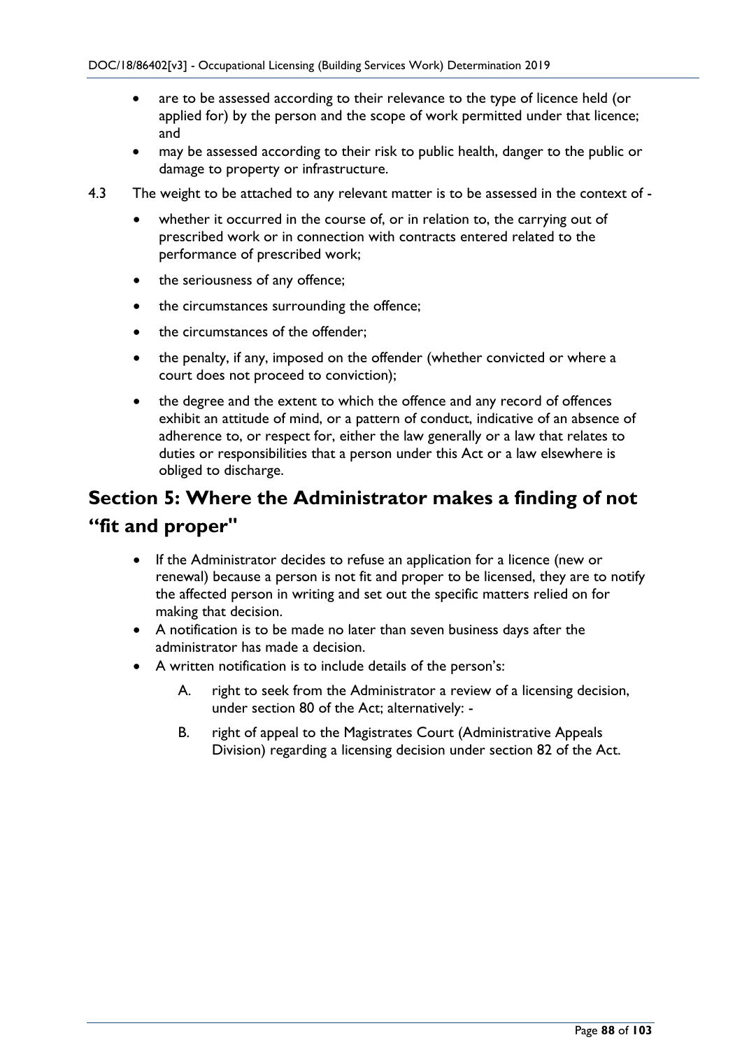- are to be assessed according to their relevance to the type of licence held (or applied for) by the person and the scope of work permitted under that licence; and
- may be assessed according to their risk to public health, danger to the public or damage to property or infrastructure.

4.3 The weight to be attached to any relevant matter is to be assessed in the context of -

- whether it occurred in the course of, or in relation to, the carrying out of prescribed work or in connection with contracts entered related to the performance of prescribed work;
- the seriousness of any offence;
- the circumstances surrounding the offence;
- the circumstances of the offender;
- the penalty, if any, imposed on the offender (whether convicted or where a court does not proceed to conviction);
- the degree and the extent to which the offence and any record of offences exhibit an attitude of mind, or a pattern of conduct, indicative of an absence of adherence to, or respect for, either the law generally or a law that relates to duties or responsibilities that a person under this Act or a law elsewhere is obliged to discharge.

## Section 5: Where the Administrator makes a finding of not "fit and proper"

- If the Administrator decides to refuse an application for a licence (new or renewal) because a person is not fit and proper to be licensed, they are to notify the affected person in writing and set out the specific matters relied on for making that decision.
- A notification is to be made no later than seven business days after the administrator has made a decision.
- A written notification is to include details of the person's:
  - A. right to seek from the Administrator a review of a licensing decision, under section 80 of the Act; alternatively: -
  - B. right of appeal to the Magistrates Court (Administrative Appeals Division) regarding a licensing decision under section 82 of the Act.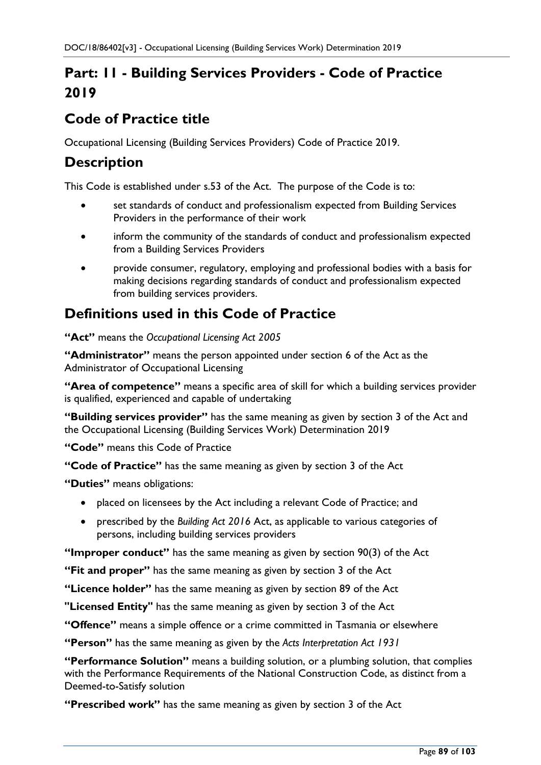# Part: 11 - Building Services Providers - Code of Practice 2019

## Code of Practice title

Occupational Licensing (Building Services Providers) Code of Practice 2019.

## Description

This Code is established under s.53 of the Act. The purpose of the Code is to:

- set standards of conduct and professionalism expected from Building Services Providers in the performance of their work
- inform the community of the standards of conduct and professionalism expected from a Building Services Providers
- provide consumer, regulatory, employing and professional bodies with a basis for making decisions regarding standards of conduct and professionalism expected from building services providers.

## Definitions used in this Code of Practice

**"Act"** means the *Occupational Licensing Act 2005*

**"Administrator"** means the person appointed under section 6 of the Act as the Administrator of Occupational Licensing

**"Area of competence"** means a specific area of skill for which a building services provider is qualified, experienced and capable of undertaking

**"Building services provider"** has the same meaning as given by section 3 of the Act and the Occupational Licensing (Building Services Work) Determination 2019

**"Code"** means this Code of Practice

**"Code of Practice"** has the same meaning as given by section 3 of the Act

**"Duties"** means obligations:

- placed on licensees by the Act including a relevant Code of Practice; and
- prescribed by the *Building Act 2016* Act, as applicable to various categories of persons, including building services providers

**"Improper conduct"** has the same meaning as given by section 90(3) of the Act

**"Fit and proper"** has the same meaning as given by section 3 of the Act

**"Licence holder"** has the same meaning as given by section 89 of the Act

**"Licensed Entity"** has the same meaning as given by section 3 of the Act

**"Offence"** means a simple offence or a crime committed in Tasmania or elsewhere

**"Person"** has the same meaning as given by the *Acts Interpretation Act 1931*

**"Performance Solution"** means a building solution, or a plumbing solution, that complies with the Performance Requirements of the National Construction Code, as distinct from a Deemed-to-Satisfy solution

**"Prescribed work"** has the same meaning as given by section 3 of the Act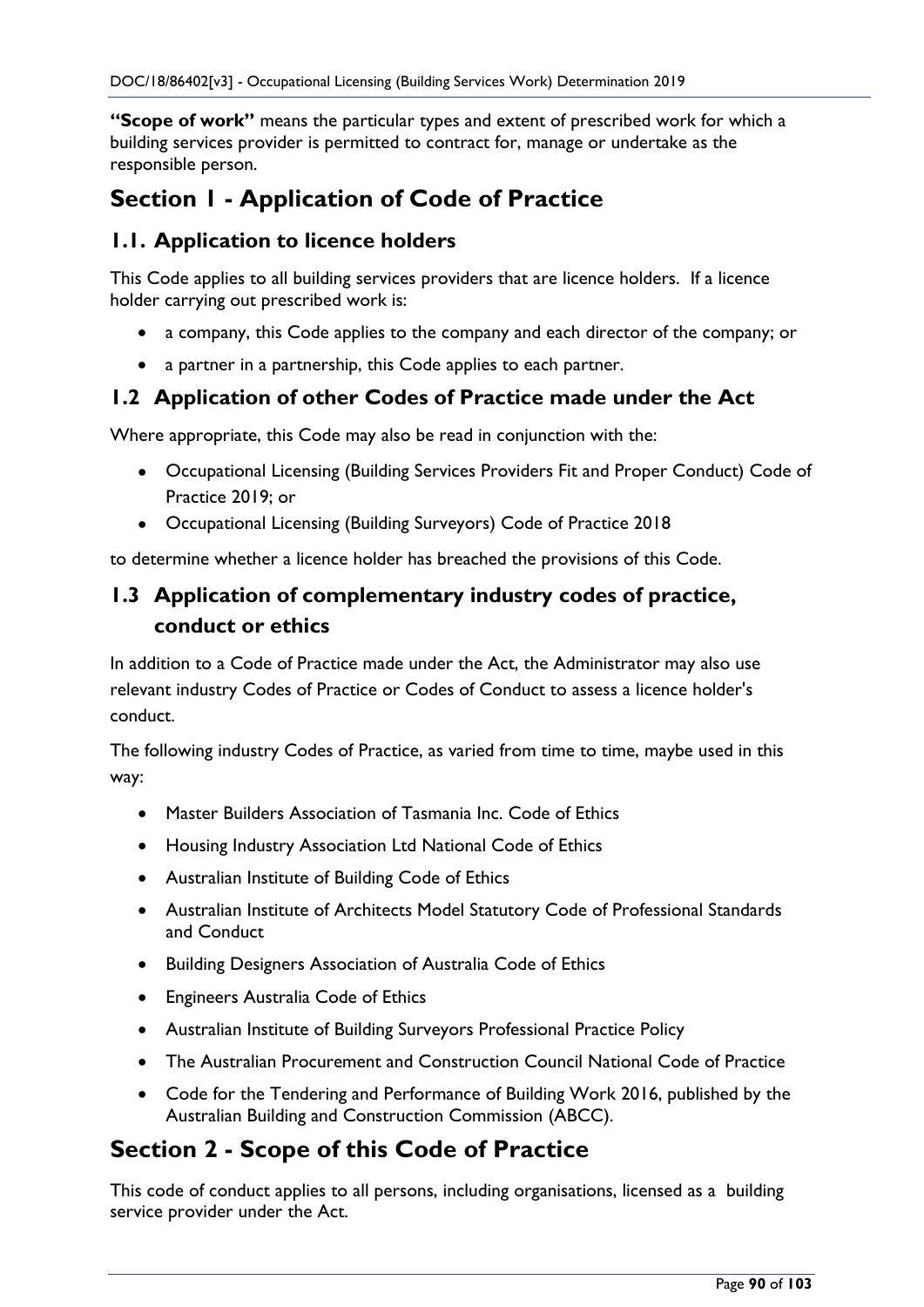**"Scope of work"** means the particular types and extent of prescribed work for which a building services provider is permitted to contract for, manage or undertake as the responsible person.

# Section 1 - Application of Code of Practice

## 1.1. Application to licence holders

This Code applies to all building services providers that are licence holders. If a licence holder carrying out prescribed work is:

- a company, this Code applies to the company and each director of the company; or
- a partner in a partnership, this Code applies to each partner.

## 1.2 Application of other Codes of Practice made under the Act

Where appropriate, this Code may also be read in conjunction with the:

- Occupational Licensing (Building Services Providers Fit and Proper Conduct) Code of Practice 2019; or
- Occupational Licensing (Building Surveyors) Code of Practice 2018

to determine whether a licence holder has breached the provisions of this Code.

## 1.3 Application of complementary industry codes of practice, conduct or ethics

In addition to a Code of Practice made under the Act, the Administrator may also use relevant industry Codes of Practice or Codes of Conduct to assess a licence holder's conduct.

The following industry Codes of Practice, as varied from time to time, maybe used in this way:

- Master Builders Association of Tasmania Inc. Code of Ethics
- Housing Industry Association Ltd National Code of Ethics
- Australian Institute of Building Code of Ethics
- Australian Institute of Architects Model Statutory Code of Professional Standards and Conduct
- Building Designers Association of Australia Code of Ethics
- Engineers Australia Code of Ethics
- Australian Institute of Building Surveyors Professional Practice Policy
- The Australian Procurement and Construction Council National Code of Practice
- Code for the Tendering and Performance of Building Work 2016, published by the Australian Building and Construction Commission (ABCC).

# Section 2 - Scope of this Code of Practice

This code of conduct applies to all persons, including organisations, licensed as a building service provider under the Act.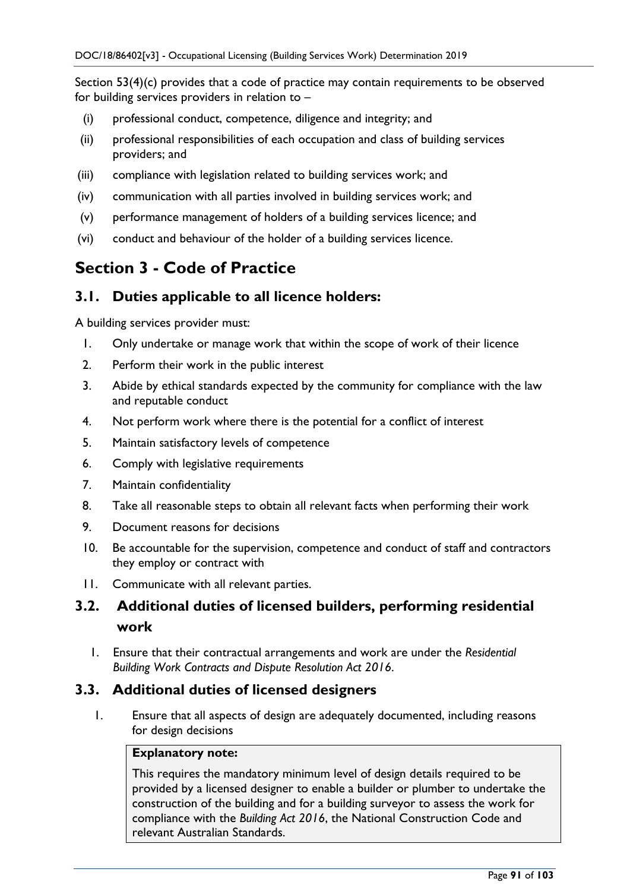Section 53(4)(c) provides that a code of practice may contain requirements to be observed for building services providers in relation to –

(i) professional conduct, competence, diligence and integrity; and

(ii) professional responsibilities of each occupation and class of building services providers; and

(iii) compliance with legislation related to building services work; and

(iv) communication with all parties involved in building services work; and

(v) performance management of holders of a building services licence; and

(vi) conduct and behaviour of the holder of a building services licence.

# Section 3 - Code of Practice

## 3.1. Duties applicable to all licence holders:

A building services provider must:

1. Only undertake or manage work that within the scope of work of their licence
2. Perform their work in the public interest
3. Abide by ethical standards expected by the community for compliance with the law and reputable conduct
4. Not perform work where there is the potential for a conflict of interest
5. Maintain satisfactory levels of competence
6. Comply with legislative requirements
7. Maintain confidentiality
8. Take all reasonable steps to obtain all relevant facts when performing their work
9. Document reasons for decisions
10. Be accountable for the supervision, competence and conduct of staff and contractors they employ or contract with
11. Communicate with all relevant parties.

## 3.2. Additional duties of licensed builders, performing residential work

1. Ensure that their contractual arrangements and work are under the *Residential Building Work Contracts and Dispute Resolution Act 2016*.

## 3.3. Additional duties of licensed designers

1. Ensure that all aspects of design are adequately documented, including reasons for design decisions

> **Explanatory note:**
>
> This requires the mandatory minimum level of design details required to be provided by a licensed designer to enable a builder or plumber to undertake the construction of the building and for a building surveyor to assess the work for compliance with the *Building Act 2016*, the National Construction Code and relevant Australian Standards.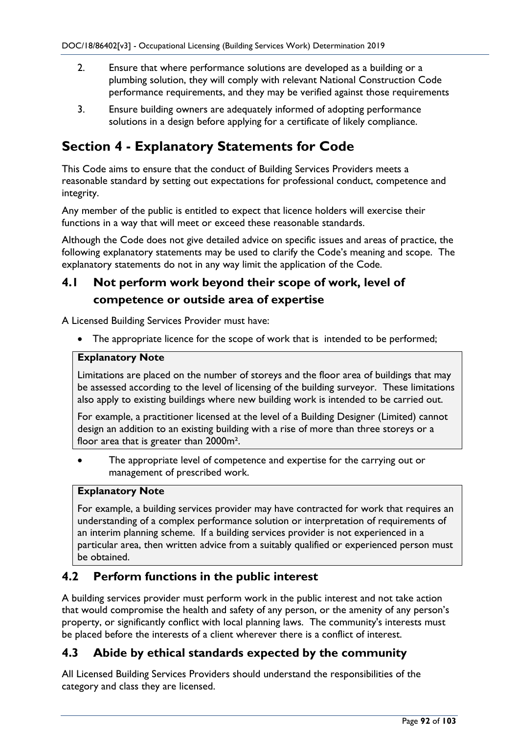2. Ensure that where performance solutions are developed as a building or a plumbing solution, they will comply with relevant National Construction Code performance requirements, and they may be verified against those requirements

3. Ensure building owners are adequately informed of adopting performance solutions in a design before applying for a certificate of likely compliance.

# Section 4 - Explanatory Statements for Code

This Code aims to ensure that the conduct of Building Services Providers meets a reasonable standard by setting out expectations for professional conduct, competence and integrity.

Any member of the public is entitled to expect that licence holders will exercise their functions in a way that will meet or exceed these reasonable standards.

Although the Code does not give detailed advice on specific issues and areas of practice, the following explanatory statements may be used to clarify the Code's meaning and scope. The explanatory statements do not in any way limit the application of the Code.

## 4.1 Not perform work beyond their scope of work, level of competence or outside area of expertise

A Licensed Building Services Provider must have:

- The appropriate licence for the scope of work that is intended to be performed;

> **Explanatory Note**
>
> Limitations are placed on the number of storeys and the floor area of buildings that may be assessed according to the level of licensing of the building surveyor. These limitations also apply to existing buildings where new building work is intended to be carried out.
>
> For example, a practitioner licensed at the level of a Building Designer (Limited) cannot design an addition to an existing building with a rise of more than three storeys or a floor area that is greater than 2000m².

- The appropriate level of competence and expertise for the carrying out or management of prescribed work.

> **Explanatory Note**
>
> For example, a building services provider may have contracted for work that requires an understanding of a complex performance solution or interpretation of requirements of an interim planning scheme. If a building services provider is not experienced in a particular area, then written advice from a suitably qualified or experienced person must be obtained.

## 4.2 Perform functions in the public interest

A building services provider must perform work in the public interest and not take action that would compromise the health and safety of any person, or the amenity of any person's property, or significantly conflict with local planning laws. The community's interests must be placed before the interests of a client wherever there is a conflict of interest.

## 4.3 Abide by ethical standards expected by the community

All Licensed Building Services Providers should understand the responsibilities of the category and class they are licensed.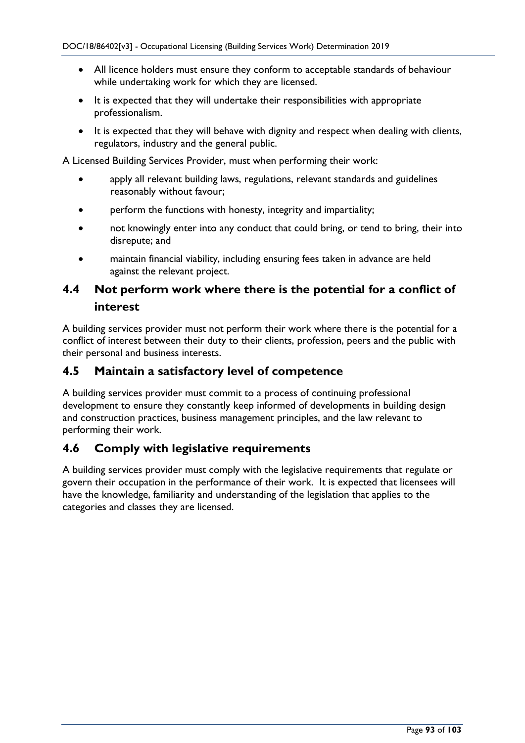- All licence holders must ensure they conform to acceptable standards of behaviour while undertaking work for which they are licensed.
- It is expected that they will undertake their responsibilities with appropriate professionalism.
- It is expected that they will behave with dignity and respect when dealing with clients, regulators, industry and the general public.

A Licensed Building Services Provider, must when performing their work:

- apply all relevant building laws, regulations, relevant standards and guidelines reasonably without favour;
- perform the functions with honesty, integrity and impartiality;
- not knowingly enter into any conduct that could bring, or tend to bring, their into disrepute; and
- maintain financial viability, including ensuring fees taken in advance are held against the relevant project.

## 4.4 Not perform work where there is the potential for a conflict of interest

A building services provider must not perform their work where there is the potential for a conflict of interest between their duty to their clients, profession, peers and the public with their personal and business interests.

## 4.5 Maintain a satisfactory level of competence

A building services provider must commit to a process of continuing professional development to ensure they constantly keep informed of developments in building design and construction practices, business management principles, and the law relevant to performing their work.

## 4.6 Comply with legislative requirements

A building services provider must comply with the legislative requirements that regulate or govern their occupation in the performance of their work. It is expected that licensees will have the knowledge, familiarity and understanding of the legislation that applies to the categories and classes they are licensed.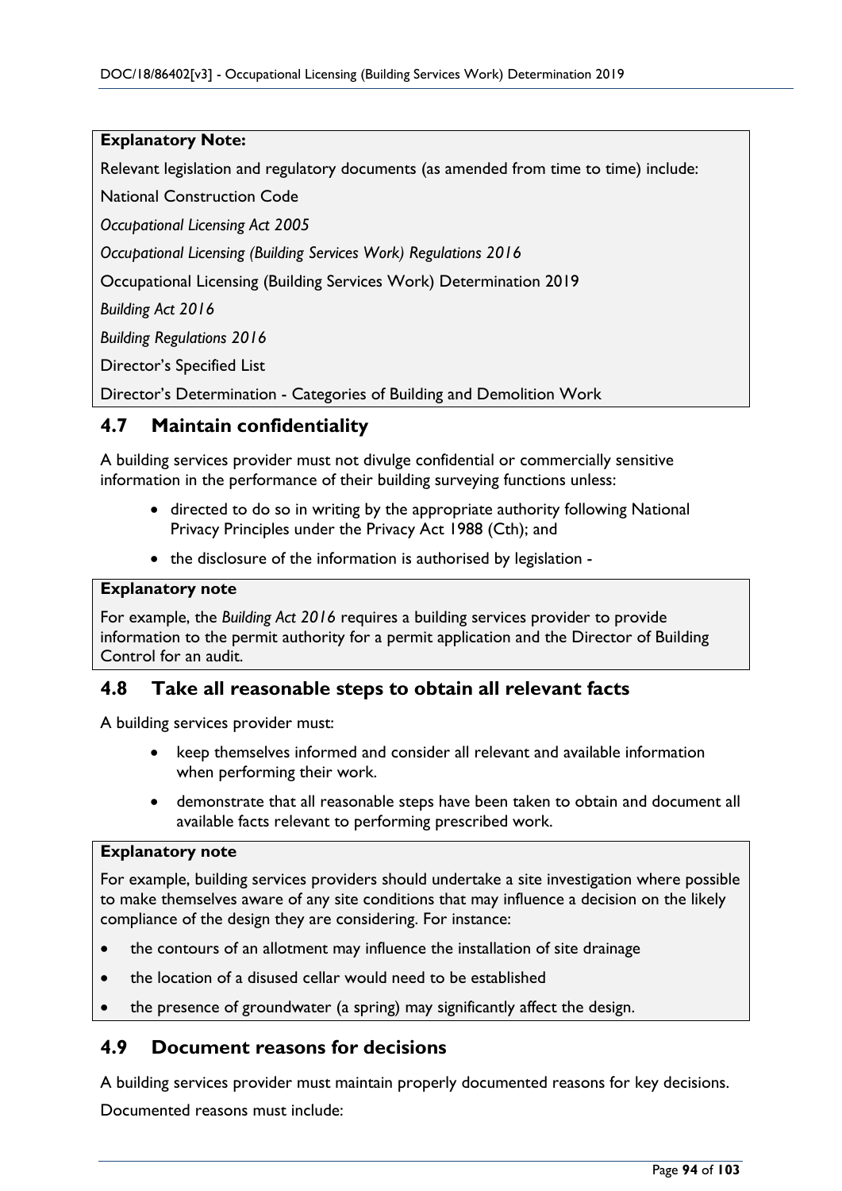**Explanatory Note:**

Relevant legislation and regulatory documents (as amended from time to time) include:

National Construction Code

*Occupational Licensing Act 2005*

*Occupational Licensing (Building Services Work) Regulations 2016*

Occupational Licensing (Building Services Work) Determination 2019

*Building Act 2016*

*Building Regulations 2016*

Director's Specified List

Director's Determination - Categories of Building and Demolition Work

## 4.7 Maintain confidentiality

A building services provider must not divulge confidential or commercially sensitive information in the performance of their building surveying functions unless:

- directed to do so in writing by the appropriate authority following National Privacy Principles under the Privacy Act 1988 (Cth); and
- the disclosure of the information is authorised by legislation -

**Explanatory note**

For example, the *Building Act 2016* requires a building services provider to provide information to the permit authority for a permit application and the Director of Building Control for an audit.

## 4.8 Take all reasonable steps to obtain all relevant facts

A building services provider must:

- keep themselves informed and consider all relevant and available information when performing their work.
- demonstrate that all reasonable steps have been taken to obtain and document all available facts relevant to performing prescribed work.

**Explanatory note**

For example, building services providers should undertake a site investigation where possible to make themselves aware of any site conditions that may influence a decision on the likely compliance of the design they are considering. For instance:

- the contours of an allotment may influence the installation of site drainage
- the location of a disused cellar would need to be established
- the presence of groundwater (a spring) may significantly affect the design.

## 4.9 Document reasons for decisions

A building services provider must maintain properly documented reasons for key decisions.

Documented reasons must include: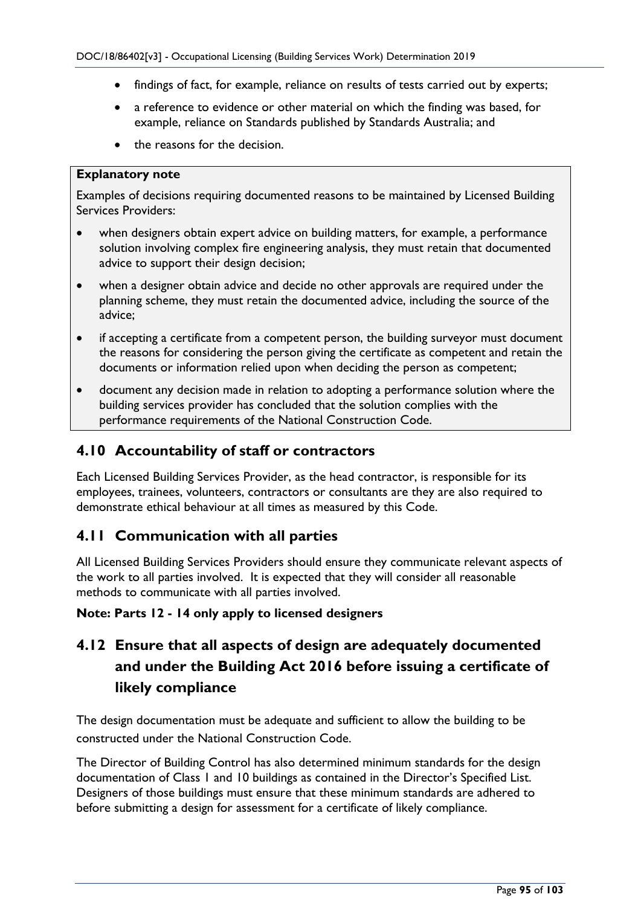- findings of fact, for example, reliance on results of tests carried out by experts;
- a reference to evidence or other material on which the finding was based, for example, reliance on Standards published by Standards Australia; and
- the reasons for the decision.

> **Explanatory note**
>
> Examples of decisions requiring documented reasons to be maintained by Licensed Building Services Providers:
>
> - when designers obtain expert advice on building matters, for example, a performance solution involving complex fire engineering analysis, they must retain that documented advice to support their design decision;
> - when a designer obtain advice and decide no other approvals are required under the planning scheme, they must retain the documented advice, including the source of the advice;
> - if accepting a certificate from a competent person, the building surveyor must document the reasons for considering the person giving the certificate as competent and retain the documents or information relied upon when deciding the person as competent;
> - document any decision made in relation to adopting a performance solution where the building services provider has concluded that the solution complies with the performance requirements of the National Construction Code.

## 4.10 Accountability of staff or contractors

Each Licensed Building Services Provider, as the head contractor, is responsible for its employees, trainees, volunteers, contractors or consultants are they are also required to demonstrate ethical behaviour at all times as measured by this Code.

## 4.11 Communication with all parties

All Licensed Building Services Providers should ensure they communicate relevant aspects of the work to all parties involved. It is expected that they will consider all reasonable methods to communicate with all parties involved.

**Note: Parts 12 - 14 only apply to licensed designers**

## 4.12 Ensure that all aspects of design are adequately documented and under the Building Act 2016 before issuing a certificate of likely compliance

The design documentation must be adequate and sufficient to allow the building to be constructed under the National Construction Code.

The Director of Building Control has also determined minimum standards for the design documentation of Class 1 and 10 buildings as contained in the Director's Specified List. Designers of those buildings must ensure that these minimum standards are adhered to before submitting a design for assessment for a certificate of likely compliance.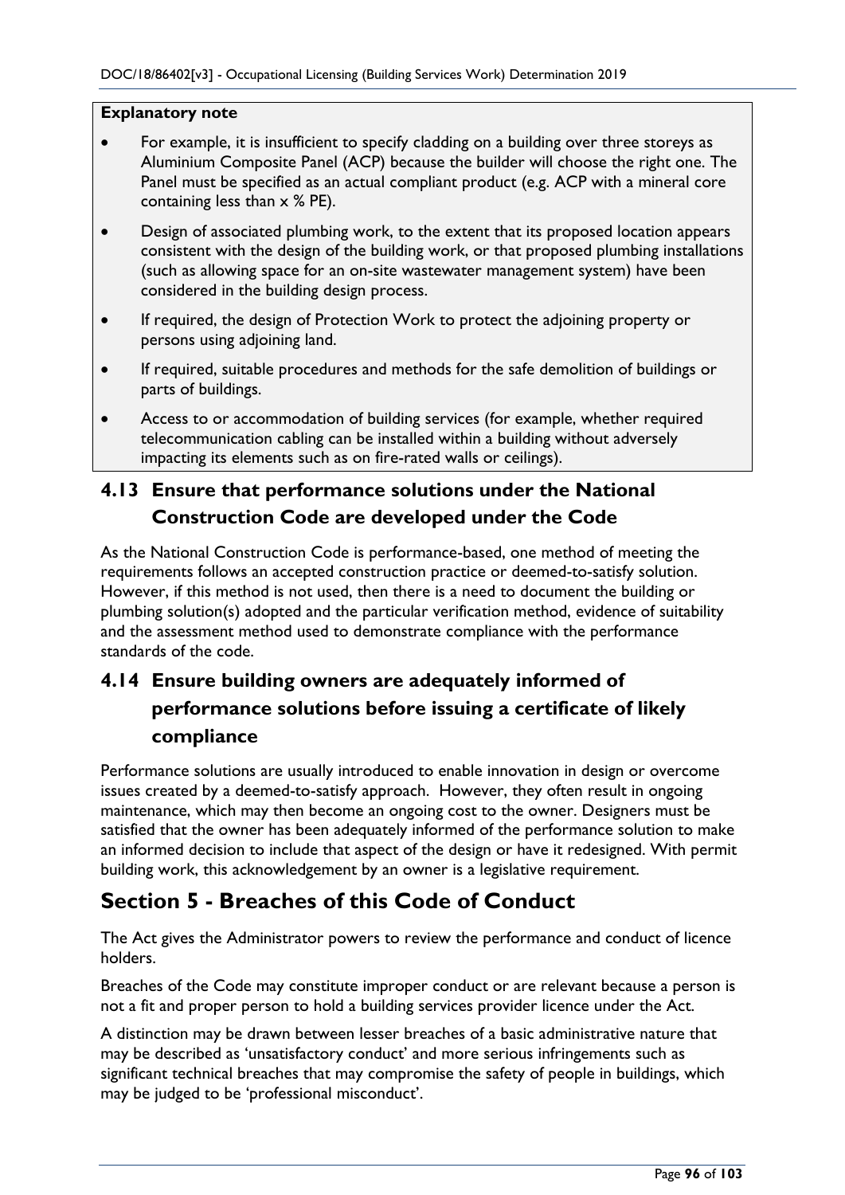**Explanatory note**

- For example, it is insufficient to specify cladding on a building over three storeys as Aluminium Composite Panel (ACP) because the builder will choose the right one. The Panel must be specified as an actual compliant product (e.g. ACP with a mineral core containing less than x % PE).
- Design of associated plumbing work, to the extent that its proposed location appears consistent with the design of the building work, or that proposed plumbing installations (such as allowing space for an on-site wastewater management system) have been considered in the building design process.
- If required, the design of Protection Work to protect the adjoining property or persons using adjoining land.
- If required, suitable procedures and methods for the safe demolition of buildings or parts of buildings.
- Access to or accommodation of building services (for example, whether required telecommunication cabling can be installed within a building without adversely impacting its elements such as on fire-rated walls or ceilings).

## 4.13 Ensure that performance solutions under the National Construction Code are developed under the Code

As the National Construction Code is performance-based, one method of meeting the requirements follows an accepted construction practice or deemed-to-satisfy solution. However, if this method is not used, then there is a need to document the building or plumbing solution(s) adopted and the particular verification method, evidence of suitability and the assessment method used to demonstrate compliance with the performance standards of the code.

## 4.14 Ensure building owners are adequately informed of performance solutions before issuing a certificate of likely compliance

Performance solutions are usually introduced to enable innovation in design or overcome issues created by a deemed-to-satisfy approach. However, they often result in ongoing maintenance, which may then become an ongoing cost to the owner. Designers must be satisfied that the owner has been adequately informed of the performance solution to make an informed decision to include that aspect of the design or have it redesigned. With permit building work, this acknowledgement by an owner is a legislative requirement.

# Section 5 - Breaches of this Code of Conduct

The Act gives the Administrator powers to review the performance and conduct of licence holders.

Breaches of the Code may constitute improper conduct or are relevant because a person is not a fit and proper person to hold a building services provider licence under the Act.

A distinction may be drawn between lesser breaches of a basic administrative nature that may be described as 'unsatisfactory conduct' and more serious infringements such as significant technical breaches that may compromise the safety of people in buildings, which may be judged to be 'professional misconduct'.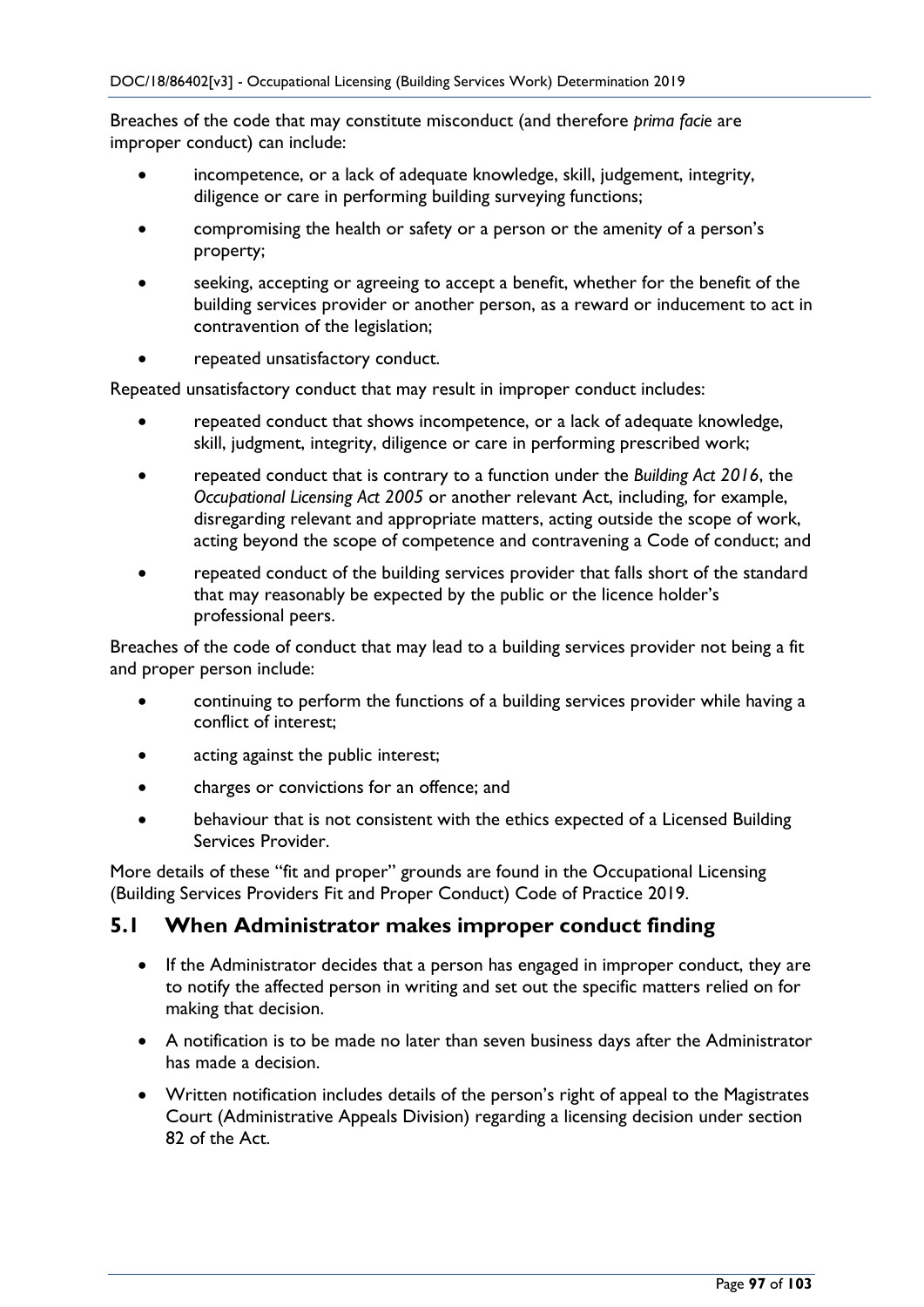Breaches of the code that may constitute misconduct (and therefore *prima facie* are improper conduct) can include:

- incompetence, or a lack of adequate knowledge, skill, judgement, integrity, diligence or care in performing building surveying functions;
- compromising the health or safety or a person or the amenity of a person's property;
- seeking, accepting or agreeing to accept a benefit, whether for the benefit of the building services provider or another person, as a reward or inducement to act in contravention of the legislation;
- repeated unsatisfactory conduct.

Repeated unsatisfactory conduct that may result in improper conduct includes:

- repeated conduct that shows incompetence, or a lack of adequate knowledge, skill, judgment, integrity, diligence or care in performing prescribed work;
- repeated conduct that is contrary to a function under the *Building Act 2016*, the *Occupational Licensing Act 2005* or another relevant Act, including, for example, disregarding relevant and appropriate matters, acting outside the scope of work, acting beyond the scope of competence and contravening a Code of conduct; and
- repeated conduct of the building services provider that falls short of the standard that may reasonably be expected by the public or the licence holder's professional peers.

Breaches of the code of conduct that may lead to a building services provider not being a fit and proper person include:

- continuing to perform the functions of a building services provider while having a conflict of interest;
- acting against the public interest;
- charges or convictions for an offence; and
- behaviour that is not consistent with the ethics expected of a Licensed Building Services Provider.

More details of these "fit and proper" grounds are found in the Occupational Licensing (Building Services Providers Fit and Proper Conduct) Code of Practice 2019.

## 5.1 When Administrator makes improper conduct finding

- If the Administrator decides that a person has engaged in improper conduct, they are to notify the affected person in writing and set out the specific matters relied on for making that decision.
- A notification is to be made no later than seven business days after the Administrator has made a decision.
- Written notification includes details of the person's right of appeal to the Magistrates Court (Administrative Appeals Division) regarding a licensing decision under section 82 of the Act.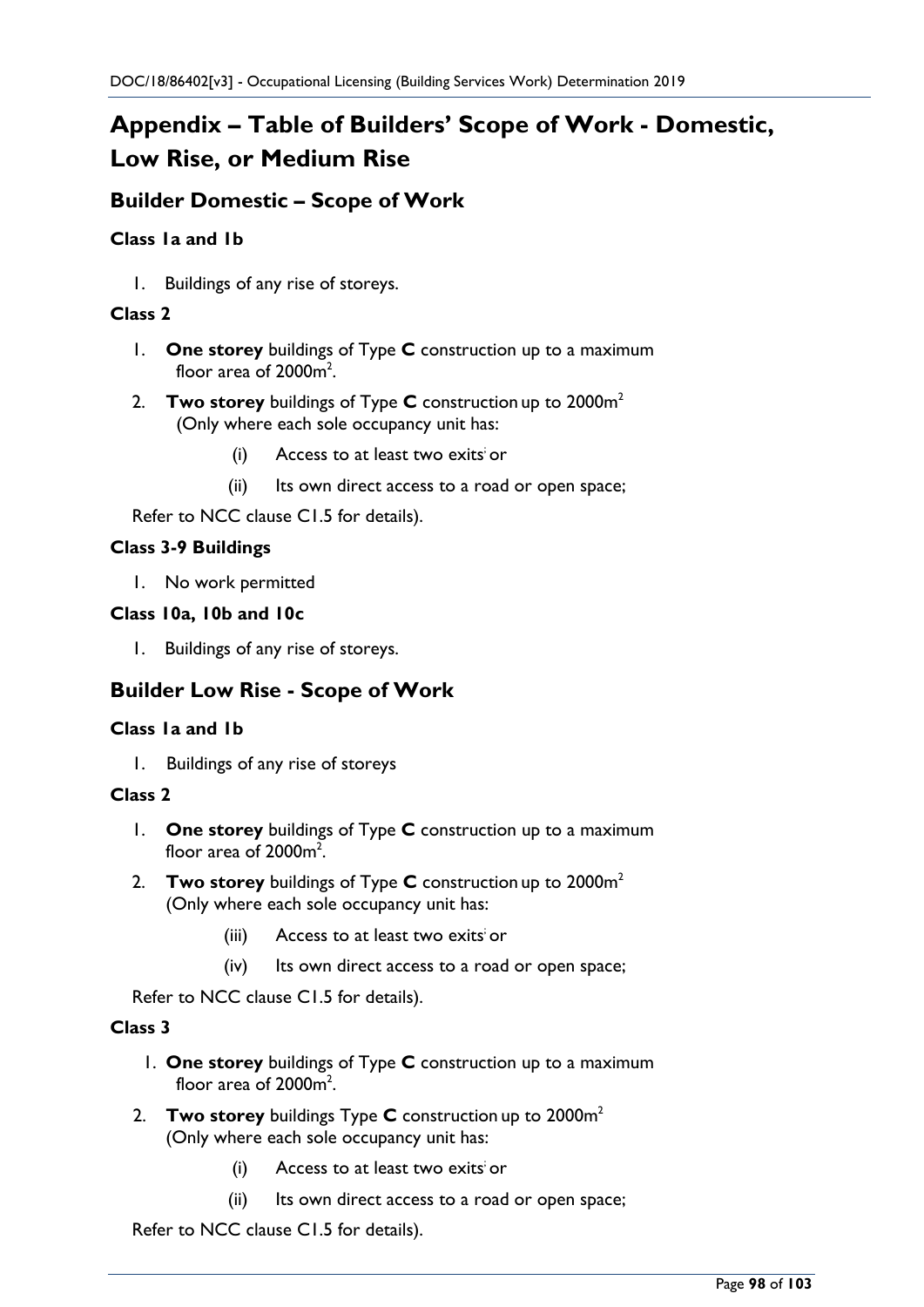# Appendix – Table of Builders' Scope of Work - Domestic, Low Rise, or Medium Rise

## Builder Domestic – Scope of Work

### Class 1a and 1b

1. Buildings of any rise of storeys.

### Class 2

1. **One storey** buildings of Type **C** construction up to a maximum floor area of $2000m^2$.
2. **Two storey** buildings of Type **C** construction up to $2000m^2$ (Only where each sole occupancy unit has:
   - (i) Access to at least two exits[i] or
   - (ii) Its own direct access to a road or open space;

   Refer to NCC clause C1.5 for details).

### Class 3-9 Buildings

1. No work permitted

### Class 10a, 10b and 10c

1. Buildings of any rise of storeys.

## Builder Low Rise - Scope of Work

### Class 1a and 1b

1. Buildings of any rise of storeys

### Class 2

1. **One storey** buildings of Type **C** construction up to a maximum floor area of $2000m^2$.
2. **Two storey** buildings of Type **C** construction up to $2000m^2$ (Only where each sole occupancy unit has:
   - (iii) Access to at least two exits[i] or
   - (iv) Its own direct access to a road or open space;

   Refer to NCC clause C1.5 for details).

### Class 3

1. **One storey** buildings of Type **C** construction up to a maximum floor area of $2000m^2$.
2. **Two storey** buildings Type **C** construction up to $2000m^2$ (Only where each sole occupancy unit has:
   - (i) Access to at least two exits[i] or
   - (ii) Its own direct access to a road or open space;

   Refer to NCC clause C1.5 for details).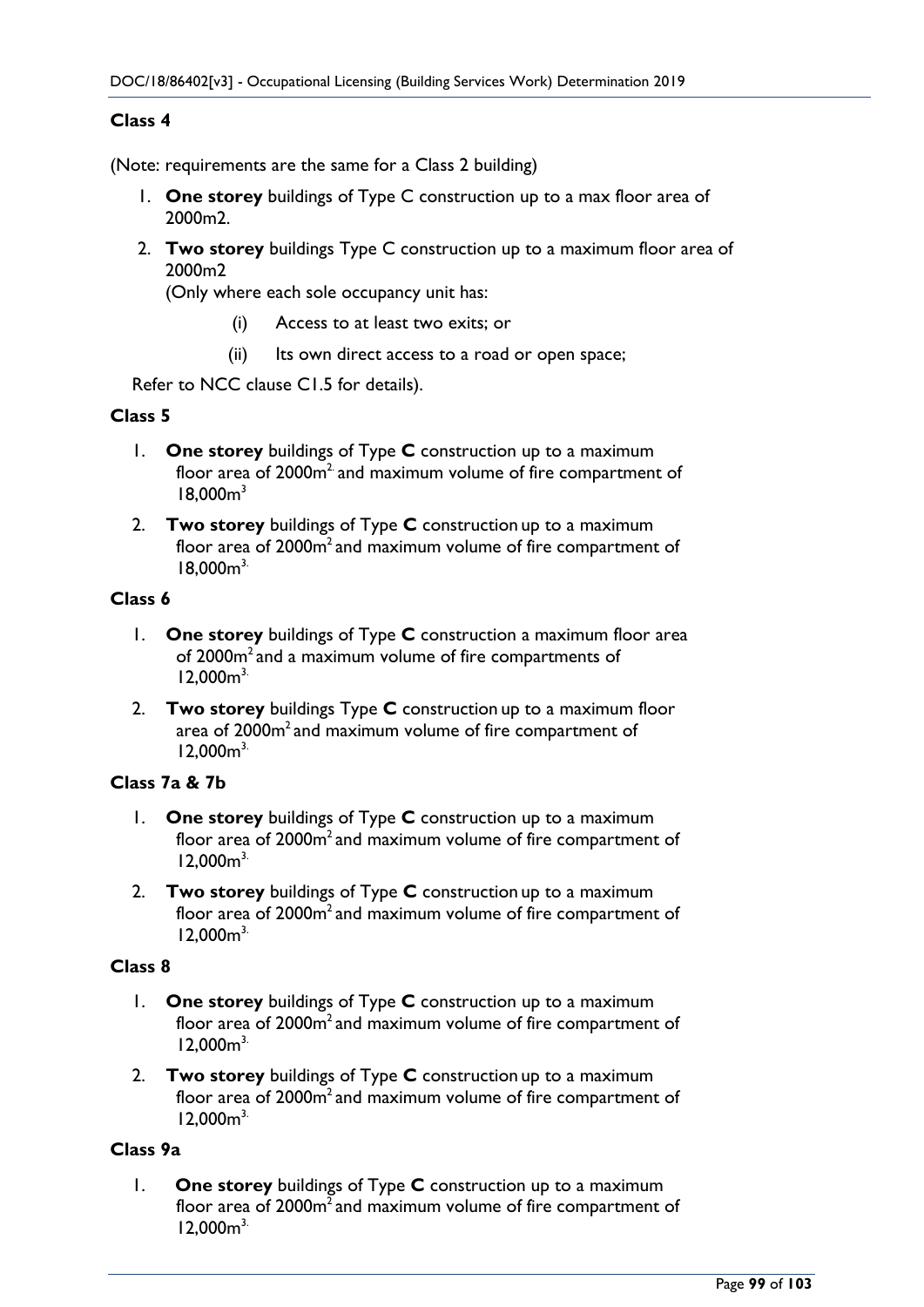### Class 4

(Note: requirements are the same for a Class 2 building)

1. **One storey** buildings of Type C construction up to a max floor area of 2000m2.
2. **Two storey** buildings Type C construction up to a maximum floor area of 2000m2

   (Only where each sole occupancy unit has:

   (i) Access to at least two exits; or

   (ii) Its own direct access to a road or open space;

   Refer to NCC clause C1.5 for details).

### Class 5

1. **One storey** buildings of Type **C** construction up to a maximum floor area of 2000$m^2$ and maximum volume of fire compartment of 18,000$m^3$
2. **Two storey** buildings of Type **C** construction up to a maximum floor area of 2000$m^2$ and maximum volume of fire compartment of 18,000$m^3$.

### Class 6

1. **One storey** buildings of Type **C** construction a maximum floor area of 2000$m^2$ and a maximum volume of fire compartments of 12,000$m^3$.
2. **Two storey** buildings Type **C** construction up to a maximum floor area of 2000$m^2$ and maximum volume of fire compartment of 12,000$m^3$.

### Class 7a & 7b

1. **One storey** buildings of Type **C** construction up to a maximum floor area of 2000$m^2$ and maximum volume of fire compartment of 12,000$m^3$.
2. **Two storey** buildings of Type **C** construction up to a maximum floor area of 2000$m^2$ and maximum volume of fire compartment of 12,000$m^3$.

### Class 8

1. **One storey** buildings of Type **C** construction up to a maximum floor area of 2000$m^2$ and maximum volume of fire compartment of 12,000$m^3$.
2. **Two storey** buildings of Type **C** construction up to a maximum floor area of 2000$m^2$ and maximum volume of fire compartment of 12,000$m^3$.

### Class 9a

1. **One storey** buildings of Type **C** construction up to a maximum floor area of 2000$m^2$ and maximum volume of fire compartment of 12,000$m^3$.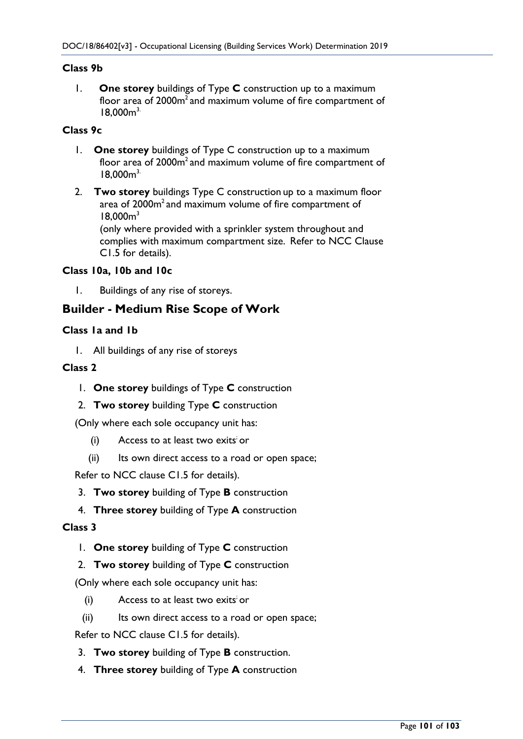### Class 9b

1. **One storey** buildings of Type **C** construction up to a maximum floor area of 2000m$^2$ and maximum volume of fire compartment of 18,000m$^3$.

### Class 9c

1. **One storey** buildings of Type C construction up to a maximum floor area of 2000m$^2$ and maximum volume of fire compartment of 18,000m$^3$.
2. **Two storey** buildings Type C construction up to a maximum floor area of 2000m$^2$ and maximum volume of fire compartment of 18,000m$^3$
   (only where provided with a sprinkler system throughout and complies with maximum compartment size. Refer to NCC Clause C1.5 for details).

### Class 10a, 10b and 10c

1. Buildings of any rise of storeys.

## Builder - Medium Rise Scope of Work

### Class 1a and 1b

1. All buildings of any rise of storeys

### Class 2

1. **One storey** buildings of Type **C** construction
2. **Two storey** building Type **C** construction

(Only where each sole occupancy unit has:

(i) Access to at least two exits; or

(ii) Its own direct access to a road or open space;

Refer to NCC clause C1.5 for details).

3. **Two storey** building of Type **B** construction
4. **Three storey** building of Type **A** construction

### Class 3

1. **One storey** building of Type **C** construction
2. **Two storey** building of Type **C** construction

(Only where each sole occupancy unit has:

(i) Access to at least two exits; or

(ii) Its own direct access to a road or open space;

Refer to NCC clause C1.5 for details).

3. **Two storey** building of Type **B** construction.
4. **Three storey** building of Type **A** construction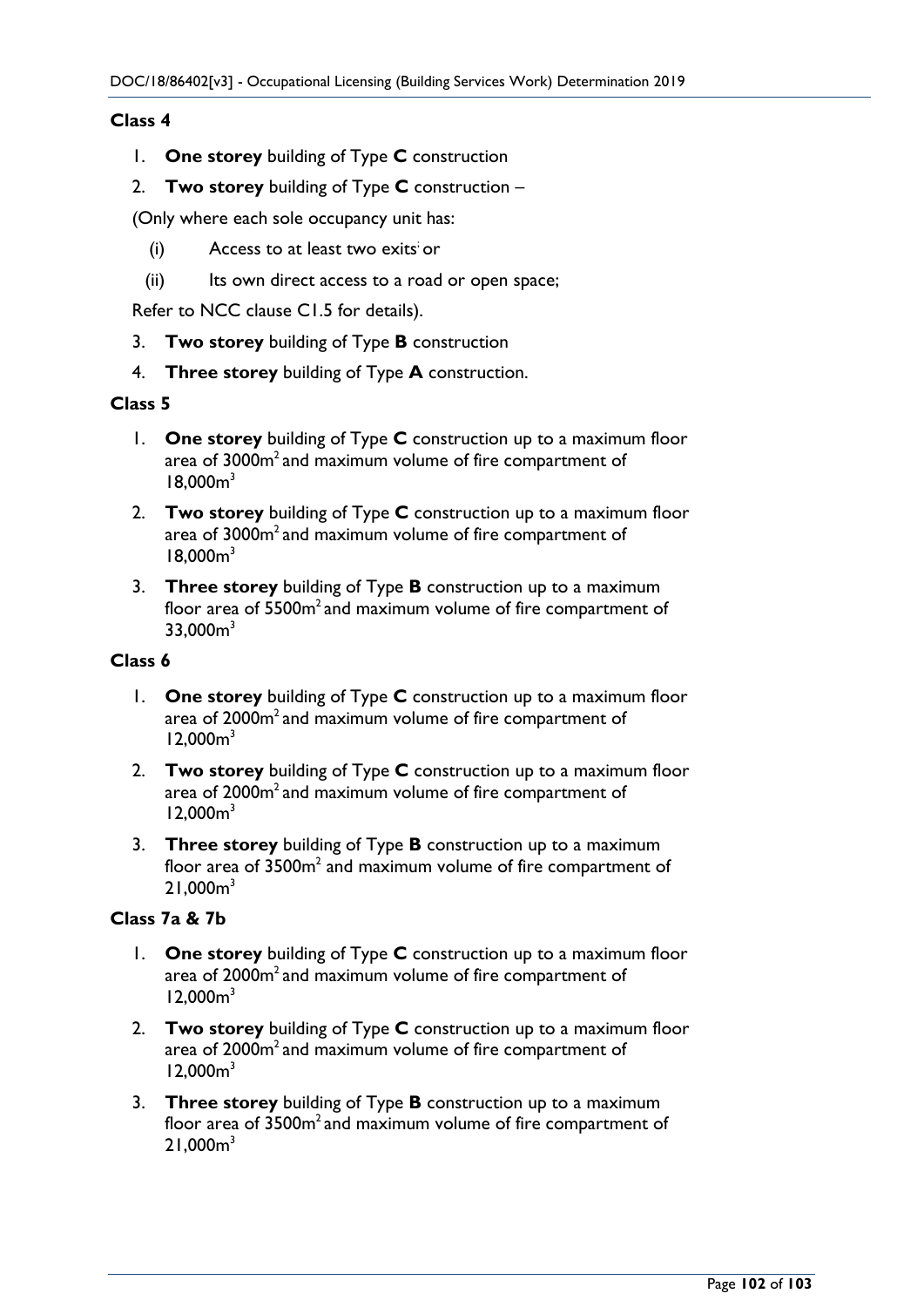**Class 4**

1. **One storey** building of Type **C** construction
2. **Two storey** building of Type **C** construction –

(Only where each sole occupancy unit has:

(i) Access to at least two exits[i] or

(ii) Its own direct access to a road or open space;

Refer to NCC clause C1.5 for details).

3. **Two storey** building of Type **B** construction
4. **Three storey** building of Type **A** construction.

**Class 5**

1. **One storey** building of Type **C** construction up to a maximum floor area of $3000m^2$ and maximum volume of fire compartment of $18,000m^3$
2. **Two storey** building of Type **C** construction up to a maximum floor area of $3000m^2$ and maximum volume of fire compartment of $18,000m^3$
3. **Three storey** building of Type **B** construction up to a maximum floor area of $5500m^2$ and maximum volume of fire compartment of $33,000m^3$

**Class 6**

1. **One storey** building of Type **C** construction up to a maximum floor area of $2000m^2$ and maximum volume of fire compartment of $12,000m^3$
2. **Two storey** building of Type **C** construction up to a maximum floor area of $2000m^2$ and maximum volume of fire compartment of $12,000m^3$
3. **Three storey** building of Type **B** construction up to a maximum floor area of $3500m^2$ and maximum volume of fire compartment of $21,000m^3$

**Class 7a & 7b**

1. **One storey** building of Type **C** construction up to a maximum floor area of $2000m^2$ and maximum volume of fire compartment of $12,000m^3$
2. **Two storey** building of Type **C** construction up to a maximum floor area of $2000m^2$ and maximum volume of fire compartment of $12,000m^3$
3. **Three storey** building of Type **B** construction up to a maximum floor area of $3500m^2$ and maximum volume of fire compartment of $21,000m^3$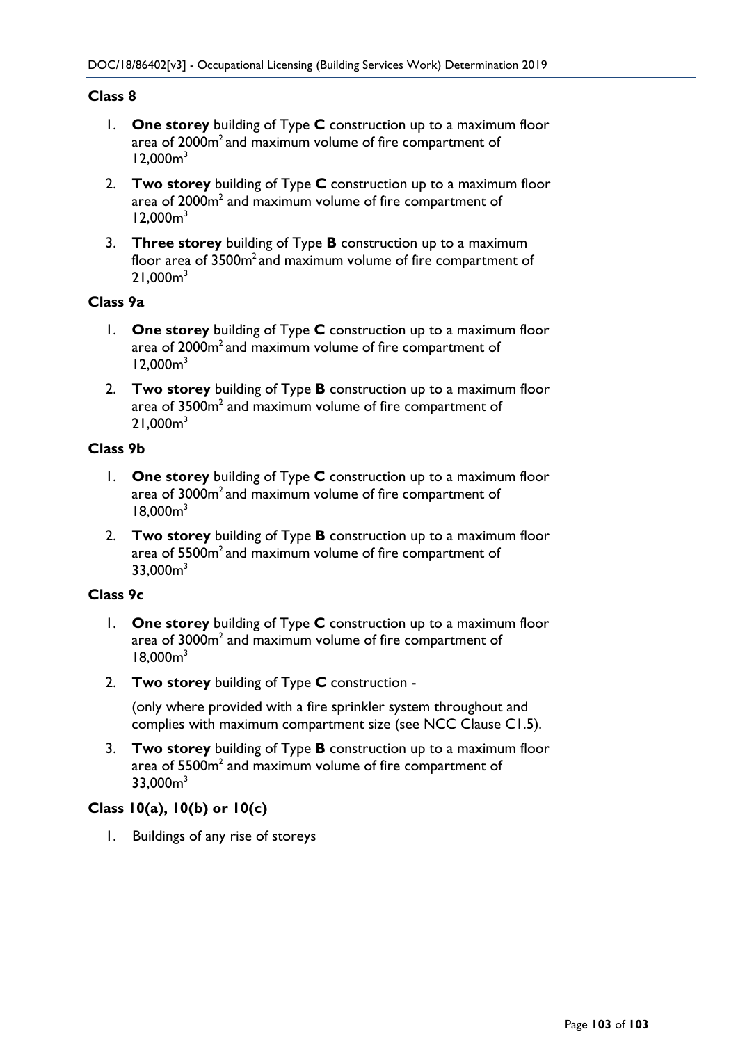**Class 8**

1. **One storey** building of Type **C** construction up to a maximum floor area of 2000m$^2$ and maximum volume of fire compartment of 12,000m$^3$
2. **Two storey** building of Type **C** construction up to a maximum floor area of 2000m$^2$ and maximum volume of fire compartment of 12,000m$^3$
3. **Three storey** building of Type **B** construction up to a maximum floor area of 3500m$^2$ and maximum volume of fire compartment of 21,000m$^3$

**Class 9a**

1. **One storey** building of Type **C** construction up to a maximum floor area of 2000m$^2$ and maximum volume of fire compartment of 12,000m$^3$
2. **Two storey** building of Type **B** construction up to a maximum floor area of 3500m$^2$ and maximum volume of fire compartment of 21,000m$^3$

**Class 9b**

1. **One storey** building of Type **C** construction up to a maximum floor area of 3000m$^2$ and maximum volume of fire compartment of 18,000m$^3$
2. **Two storey** building of Type **B** construction up to a maximum floor area of 5500m$^2$ and maximum volume of fire compartment of 33,000m$^3$

**Class 9c**

1. **One storey** building of Type **C** construction up to a maximum floor area of 3000m$^2$ and maximum volume of fire compartment of 18,000m$^3$
2. **Two storey** building of Type **C** construction -

   (only where provided with a fire sprinkler system throughout and complies with maximum compartment size (see NCC Clause C1.5).
3. **Two storey** building of Type **B** construction up to a maximum floor area of 5500m$^2$ and maximum volume of fire compartment of 33,000m$^3$

**Class 10(a), 10(b) or 10(c)**

1. Buildings of any rise of storeys